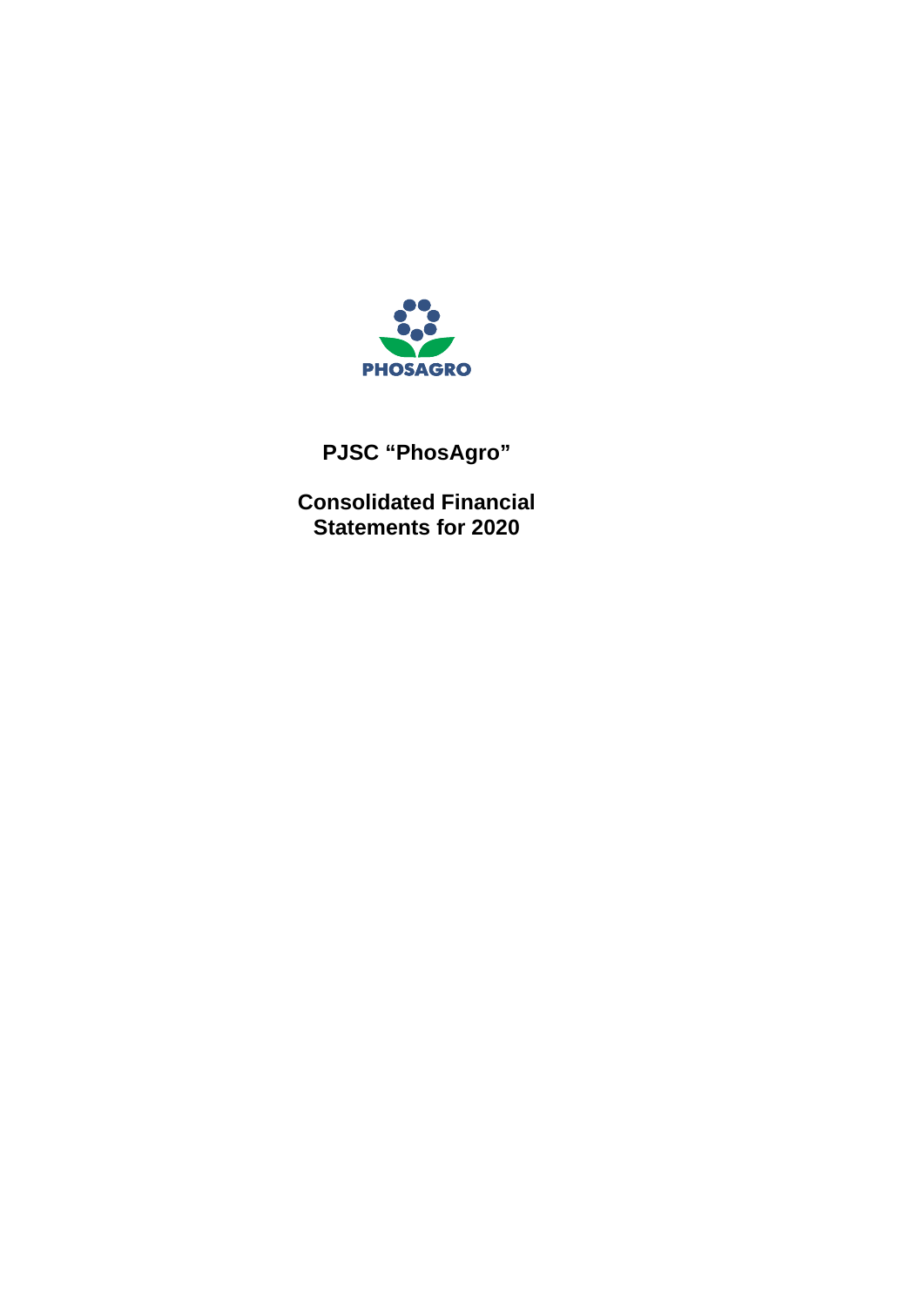PHOSAGRO

# PJSC "PhosAgro"

## Consolidated Financial Statements for 2020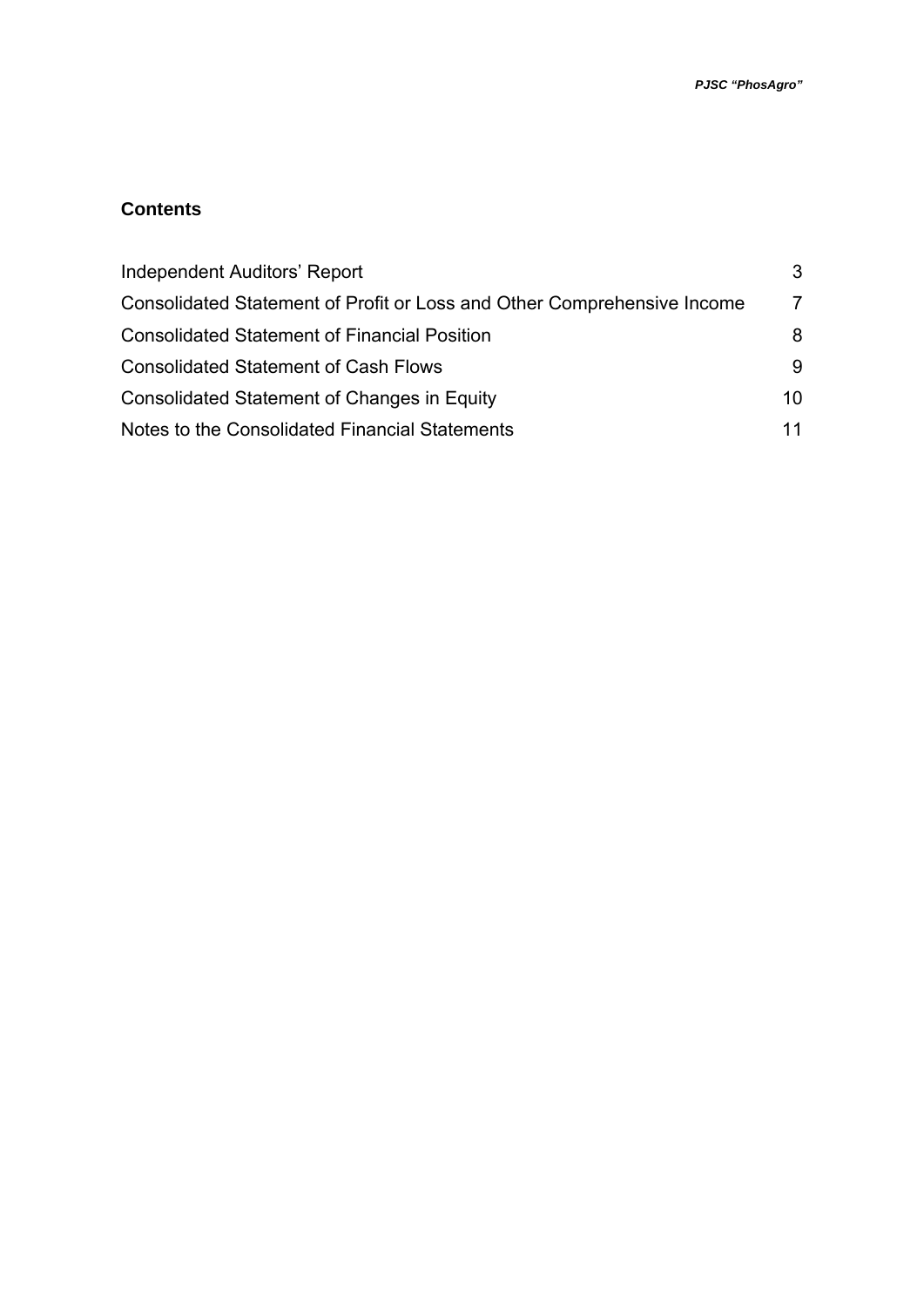## Contents

| | |
|---|---|
| Independent Auditors' Report | 3 |
| Consolidated Statement of Profit or Loss and Other Comprehensive Income | 7 |
| Consolidated Statement of Financial Position | 8 |
| Consolidated Statement of Cash Flows | 9 |
| Consolidated Statement of Changes in Equity | 10 |
| Notes to the Consolidated Financial Statements | 11 |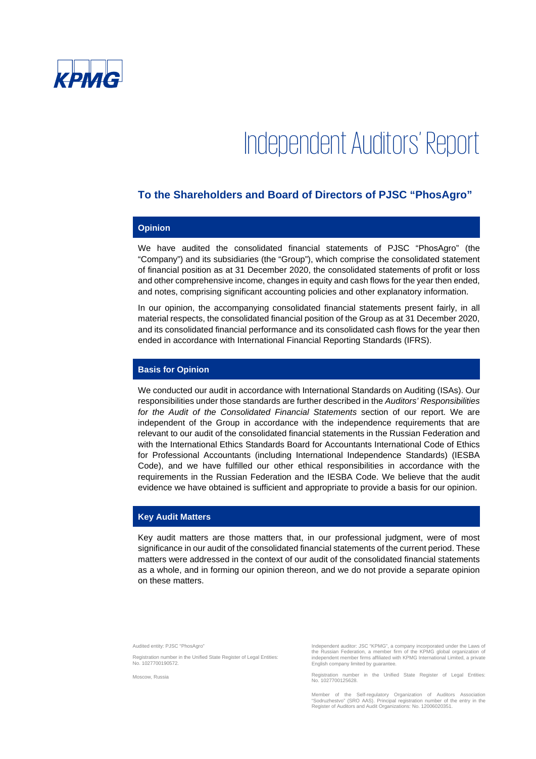# Independent Auditors' Report

## To the Shareholders and Board of Directors of PJSC "PhosAgro"

### Opinion

We have audited the consolidated financial statements of PJSC "PhosAgro" (the "Company") and its subsidiaries (the "Group"), which comprise the consolidated statement of financial position as at 31 December 2020, the consolidated statements of profit or loss and other comprehensive income, changes in equity and cash flows for the year then ended, and notes, comprising significant accounting policies and other explanatory information.

In our opinion, the accompanying consolidated financial statements present fairly, in all material respects, the consolidated financial position of the Group as at 31 December 2020, and its consolidated financial performance and its consolidated cash flows for the year then ended in accordance with International Financial Reporting Standards (IFRS).

### Basis for Opinion

We conducted our audit in accordance with International Standards on Auditing (ISAs). Our responsibilities under those standards are further described in the *Auditors' Responsibilities for the Audit of the Consolidated Financial Statements* section of our report. We are independent of the Group in accordance with the independence requirements that are relevant to our audit of the consolidated financial statements in the Russian Federation and with the International Ethics Standards Board for Accountants International Code of Ethics for Professional Accountants (including International Independence Standards) (IESBA Code), and we have fulfilled our other ethical responsibilities in accordance with the requirements in the Russian Federation and the IESBA Code. We believe that the audit evidence we have obtained is sufficient and appropriate to provide a basis for our opinion.

### Key Audit Matters

Key audit matters are those matters that, in our professional judgment, were of most significance in our audit of the consolidated financial statements of the current period. These matters were addressed in the context of our audit of the consolidated financial statements as a whole, and in forming our opinion thereon, and we do not provide a separate opinion on these matters.

Audited entity: PJSC "PhosAgro"

Registration number in the Unified State Register of Legal Entities: No. 1027700190572.

Moscow, Russia

Independent auditor: JSC "KPMG", a company incorporated under the Laws of the Russian Federation, a member firm of the KPMG global organization of independent member firms affiliated with KPMG International Limited, a private English company limited by guarantee.

Registration number in the Unified State Register of Legal Entities: No. 1027700125628.

Member of the Self-regulatory Organization of Auditors Association "Sodruzhestvo" (SRO AAS). Principal registration number of the entry in the Register of Auditors and Audit Organizations: No. 12006020351.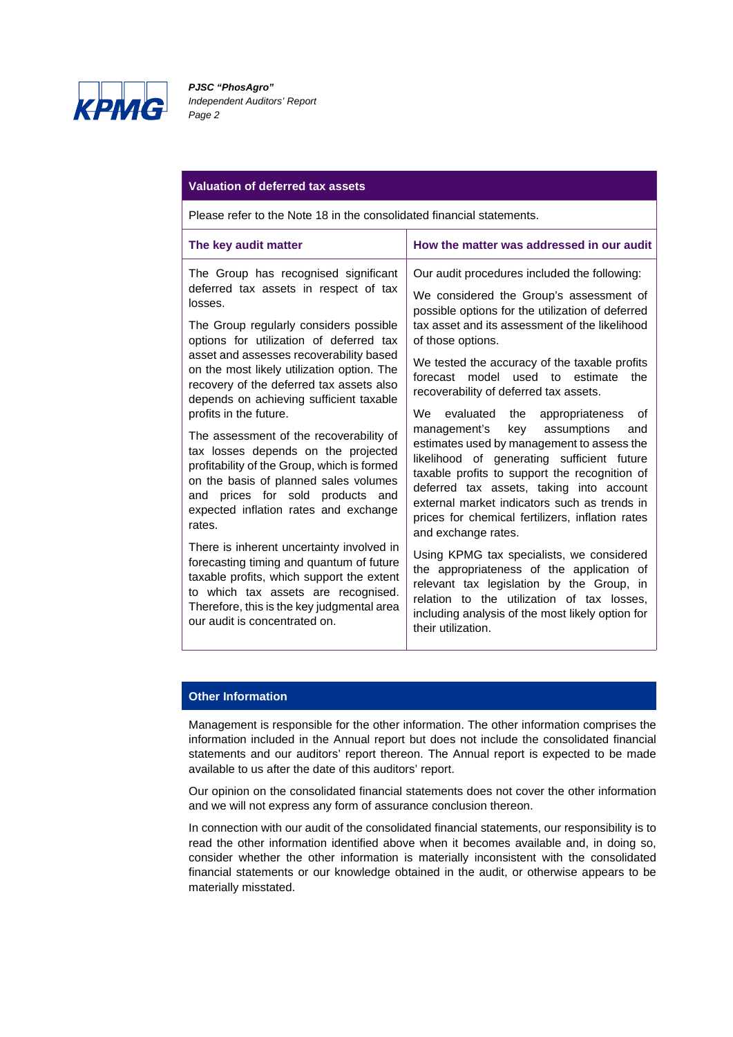## Valuation of deferred tax assets

Please refer to the Note 18 in the consolidated financial statements.

| The key audit matter | How the matter was addressed in our audit |
|---|---|
| The Group has recognised significant deferred tax assets in respect of tax losses.<br><br>The Group regularly considers possible options for utilization of deferred tax asset and assesses recoverability based on the most likely utilization option. The recovery of the deferred tax assets also depends on achieving sufficient taxable profits in the future.<br><br>The assessment of the recoverability of tax losses depends on the projected profitability of the Group, which is formed on the basis of planned sales volumes and prices for sold products and expected inflation rates and exchange rates.<br><br>There is inherent uncertainty involved in forecasting timing and quantum of future taxable profits, which support the extent to which tax assets are recognised. Therefore, this is the key judgmental area our audit is concentrated on. | Our audit procedures included the following:<br><br>We considered the Group's assessment of possible options for the utilization of deferred tax asset and its assessment of the likelihood of those options.<br><br>We tested the accuracy of the taxable profits forecast model used to estimate the recoverability of deferred tax assets.<br><br>We evaluated the appropriateness of management's key assumptions and estimates used by management to assess the likelihood of generating sufficient future taxable profits to support the recognition of deferred tax assets, taking into account external market indicators such as trends in prices for chemical fertilizers, inflation rates and exchange rates.<br><br>Using KPMG tax specialists, we considered the appropriateness of the application of relevant tax legislation by the Group, in relation to the utilization of tax losses, including analysis of the most likely option for their utilization. |

## Other Information

Management is responsible for the other information. The other information comprises the information included in the Annual report but does not include the consolidated financial statements and our auditors' report thereon. The Annual report is expected to be made available to us after the date of this auditors' report.

Our opinion on the consolidated financial statements does not cover the other information and we will not express any form of assurance conclusion thereon.

In connection with our audit of the consolidated financial statements, our responsibility is to read the other information identified above when it becomes available and, in doing so, consider whether the other information is materially inconsistent with the consolidated financial statements or our knowledge obtained in the audit, or otherwise appears to be materially misstated.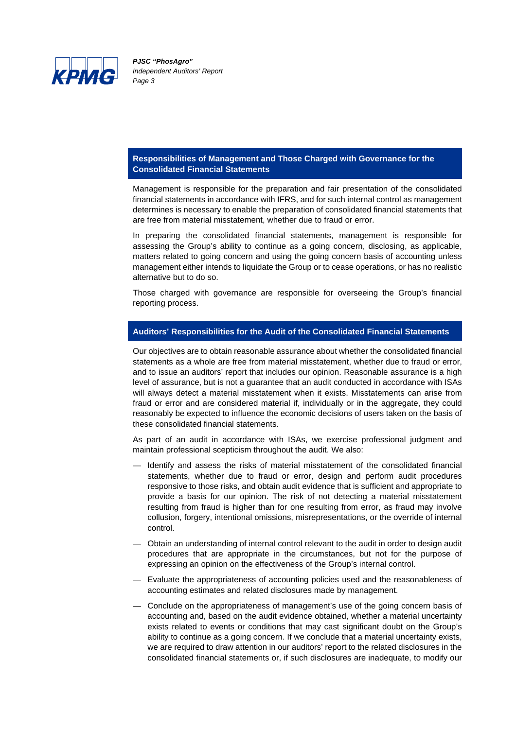## Responsibilities of Management and Those Charged with Governance for the Consolidated Financial Statements

Management is responsible for the preparation and fair presentation of the consolidated financial statements in accordance with IFRS, and for such internal control as management determines is necessary to enable the preparation of consolidated financial statements that are free from material misstatement, whether due to fraud or error.

In preparing the consolidated financial statements, management is responsible for assessing the Group's ability to continue as a going concern, disclosing, as applicable, matters related to going concern and using the going concern basis of accounting unless management either intends to liquidate the Group or to cease operations, or has no realistic alternative but to do so.

Those charged with governance are responsible for overseeing the Group's financial reporting process.

## Auditors' Responsibilities for the Audit of the Consolidated Financial Statements

Our objectives are to obtain reasonable assurance about whether the consolidated financial statements as a whole are free from material misstatement, whether due to fraud or error, and to issue an auditors' report that includes our opinion. Reasonable assurance is a high level of assurance, but is not a guarantee that an audit conducted in accordance with ISAs will always detect a material misstatement when it exists. Misstatements can arise from fraud or error and are considered material if, individually or in the aggregate, they could reasonably be expected to influence the economic decisions of users taken on the basis of these consolidated financial statements.

As part of an audit in accordance with ISAs, we exercise professional judgment and maintain professional scepticism throughout the audit. We also:

— Identify and assess the risks of material misstatement of the consolidated financial statements, whether due to fraud or error, design and perform audit procedures responsive to those risks, and obtain audit evidence that is sufficient and appropriate to provide a basis for our opinion. The risk of not detecting a material misstatement resulting from fraud is higher than for one resulting from error, as fraud may involve collusion, forgery, intentional omissions, misrepresentations, or the override of internal control.

— Obtain an understanding of internal control relevant to the audit in order to design audit procedures that are appropriate in the circumstances, but not for the purpose of expressing an opinion on the effectiveness of the Group's internal control.

— Evaluate the appropriateness of accounting policies used and the reasonableness of accounting estimates and related disclosures made by management.

— Conclude on the appropriateness of management's use of the going concern basis of accounting and, based on the audit evidence obtained, whether a material uncertainty exists related to events or conditions that may cast significant doubt on the Group's ability to continue as a going concern. If we conclude that a material uncertainty exists, we are required to draw attention in our auditors' report to the related disclosures in the consolidated financial statements or, if such disclosures are inadequate, to modify our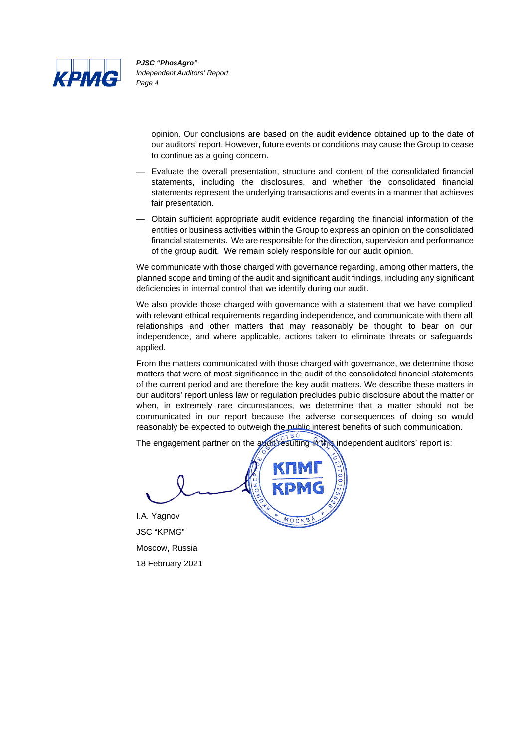opinion. Our conclusions are based on the audit evidence obtained up to the date of our auditors' report. However, future events or conditions may cause the Group to cease to continue as a going concern.

- Evaluate the overall presentation, structure and content of the consolidated financial statements, including the disclosures, and whether the consolidated financial statements represent the underlying transactions and events in a manner that achieves fair presentation.
- Obtain sufficient appropriate audit evidence regarding the financial information of the entities or business activities within the Group to express an opinion on the consolidated financial statements. We are responsible for the direction, supervision and performance of the group audit. We remain solely responsible for our audit opinion.

We communicate with those charged with governance regarding, among other matters, the planned scope and timing of the audit and significant audit findings, including any significant deficiencies in internal control that we identify during our audit.

We also provide those charged with governance with a statement that we have complied with relevant ethical requirements regarding independence, and communicate with them all relationships and other matters that may reasonably be thought to bear on our independence, and where applicable, actions taken to eliminate threats or safeguards applied.

From the matters communicated with those charged with governance, we determine those matters that were of most significance in the audit of the consolidated financial statements of the current period and are therefore the key audit matters. We describe these matters in our auditors' report unless law or regulation precludes public disclosure about the matter or when, in extremely rare circumstances, we determine that a matter should not be communicated in our report because the adverse consequences of doing so would reasonably be expected to outweigh the public interest benefits of such communication.

The engagement partner on the audit resulting in this independent auditors' report is:

I.A. Yagnov

JSC "KPMG"

Moscow, Russia

18 February 2021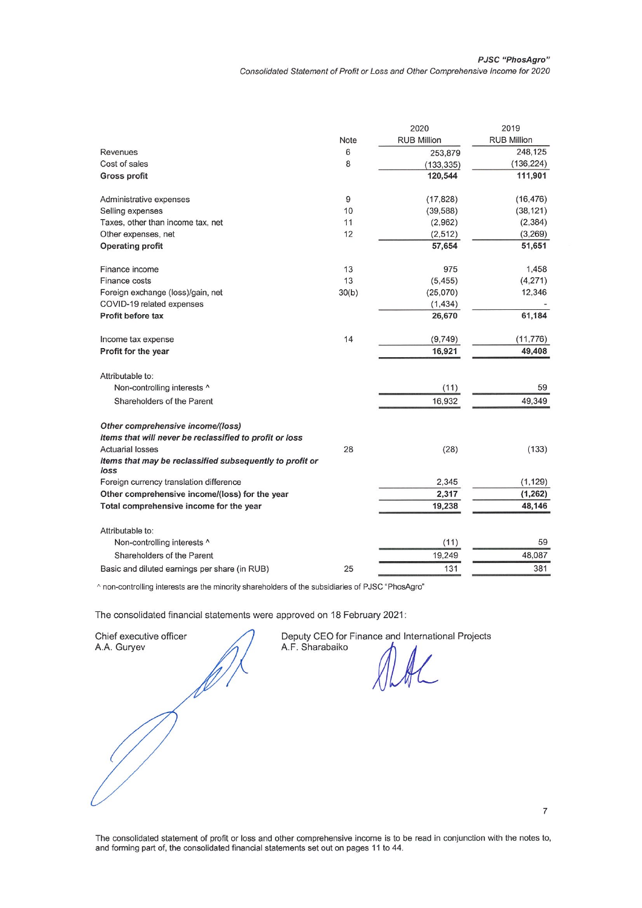**PJSC "PhosAgro"**

*Consolidated Statement of Profit or Loss and Other Comprehensive Income for 2020*

| | Note | 2020 RUB Million | 2019 RUB Million |
|---|---|---|---|
| Revenues | 6 | 253,879 | 248,125 |
| Cost of sales | 8 | (133,335) | (136,224) |
| **Gross profit** | | **120,544** | **111,901** |
| | | | |
| Administrative expenses | 9 | (17,828) | (16,476) |
| Selling expenses | 10 | (39,588) | (38,121) |
| Taxes, other than income tax, net | 11 | (2,962) | (2,384) |
| Other expenses, net | 12 | (2,512) | (3,269) |
| **Operating profit** | | **57,654** | **51,651** |
| | | | |
| Finance income | 13 | 975 | 1,458 |
| Finance costs | 13 | (5,455) | (4,271) |
| Foreign exchange (loss)/gain, net | 30(b) | (25,070) | 12,346 |
| COVID-19 related expenses | | (1,434) | - |
| **Profit before tax** | | **26,670** | **61,184** |
| | | | |
| Income tax expense | 14 | (9,749) | (11,776) |
| **Profit for the year** | | **16,921** | **49,408** |
| | | | |
| Attributable to: | | | |
| Non-controlling interests ^ | | (11) | 59 |
| Shareholders of the Parent | | 16,932 | 49,349 |
| | | | |
| ***Other comprehensive income/(loss)*** | | | |
| ***Items that will never be reclassified to profit or loss*** | | | |
| Actuarial losses | 28 | (28) | (133) |
| ***Items that may be reclassified subsequently to profit or loss*** | | | |
| Foreign currency translation difference | | 2,345 | (1,129) |
| **Other comprehensive income/(loss) for the year** | | **2,317** | **(1,262)** |
| **Total comprehensive income for the year** | | **19,238** | **48,146** |
| | | | |
| Attributable to: | | | |
| Non-controlling interests ^ | | (11) | 59 |
| Shareholders of the Parent | | 19,249 | 48,087 |
| Basic and diluted earnings per share (in RUB) | 25 | 131 | 381 |

^ non-controlling interests are the minority shareholders of the subsidiaries of PJSC "PhosAgro"

The consolidated financial statements were approved on 18 February 2021:

Chief executive officer
A.A. Guryev

Deputy CEO for Finance and International Projects
A.F. Sharabaiko

The consolidated statement of profit or loss and other comprehensive income is to be read in conjunction with the notes to, and forming part of, the consolidated financial statements set out on pages 11 to 44.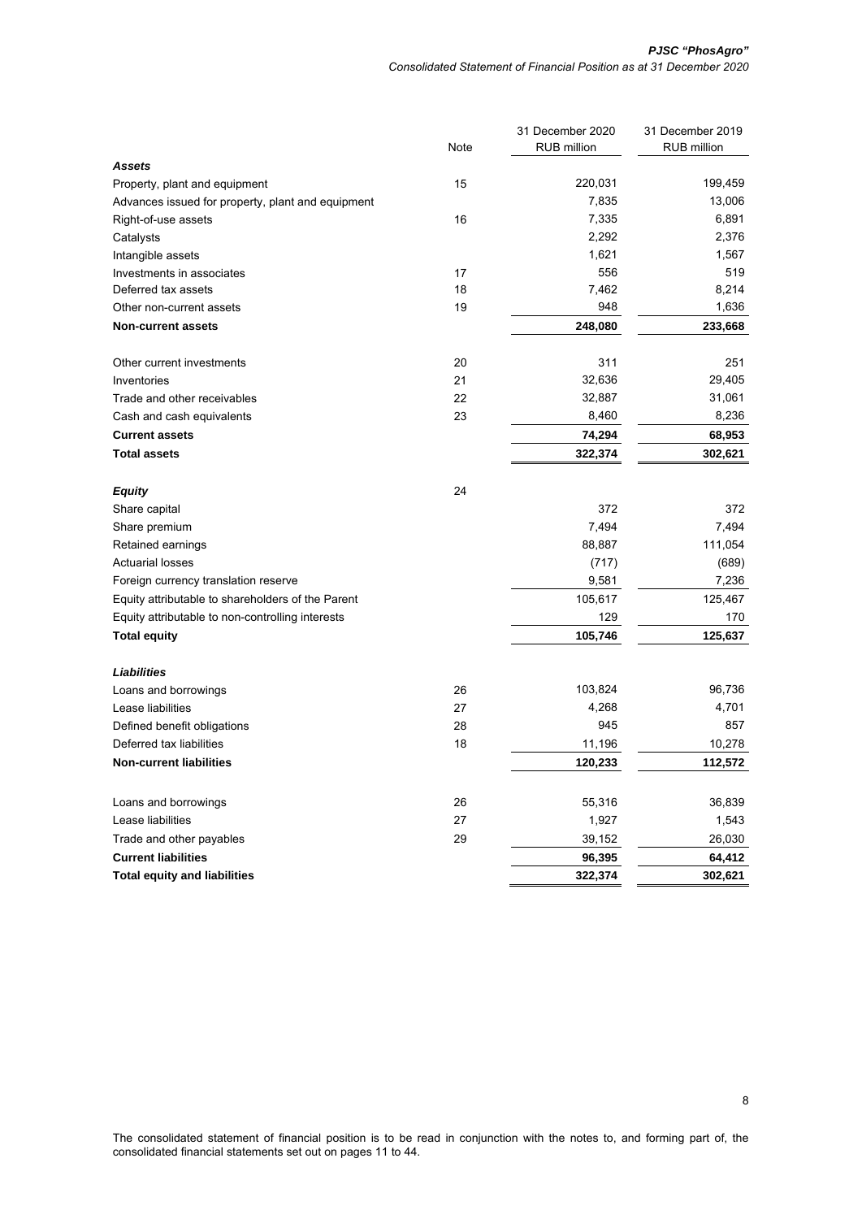| | Note | 31 December 2020 RUB million | 31 December 2019 RUB million |
|---|---|---|---|
| ***Assets*** | | | |
| Property, plant and equipment | 15 | 220,031 | 199,459 |
| Advances issued for property, plant and equipment | | 7,835 | 13,006 |
| Right-of-use assets | 16 | 7,335 | 6,891 |
| Catalysts | | 2,292 | 2,376 |
| Intangible assets | | 1,621 | 1,567 |
| Investments in associates | 17 | 556 | 519 |
| Deferred tax assets | 18 | 7,462 | 8,214 |
| Other non-current assets | 19 | 948 | 1,636 |
| **Non-current assets** | | **248,080** | **233,668** |
| | | | |
| Other current investments | 20 | 311 | 251 |
| Inventories | 21 | 32,636 | 29,405 |
| Trade and other receivables | 22 | 32,887 | 31,061 |
| Cash and cash equivalents | 23 | 8,460 | 8,236 |
| **Current assets** | | **74,294** | **68,953** |
| **Total assets** | | **322,374** | **302,621** |
| | | | |
| ***Equity*** | 24 | | |
| Share capital | | 372 | 372 |
| Share premium | | 7,494 | 7,494 |
| Retained earnings | | 88,887 | 111,054 |
| Actuarial losses | | (717) | (689) |
| Foreign currency translation reserve | | 9,581 | 7,236 |
| Equity attributable to shareholders of the Parent | | 105,617 | 125,467 |
| Equity attributable to non-controlling interests | | 129 | 170 |
| **Total equity** | | **105,746** | **125,637** |
| | | | |
| ***Liabilities*** | | | |
| Loans and borrowings | 26 | 103,824 | 96,736 |
| Lease liabilities | 27 | 4,268 | 4,701 |
| Defined benefit obligations | 28 | 945 | 857 |
| Deferred tax liabilities | 18 | 11,196 | 10,278 |
| **Non-current liabilities** | | **120,233** | **112,572** |
| | | | |
| Loans and borrowings | 26 | 55,316 | 36,839 |
| Lease liabilities | 27 | 1,927 | 1,543 |
| Trade and other payables | 29 | 39,152 | 26,030 |
| **Current liabilities** | | **96,395** | **64,412** |
| **Total equity and liabilities** | | **322,374** | **302,621** |

The consolidated statement of financial position is to be read in conjunction with the notes to, and forming part of, the consolidated financial statements set out on pages 11 to 44.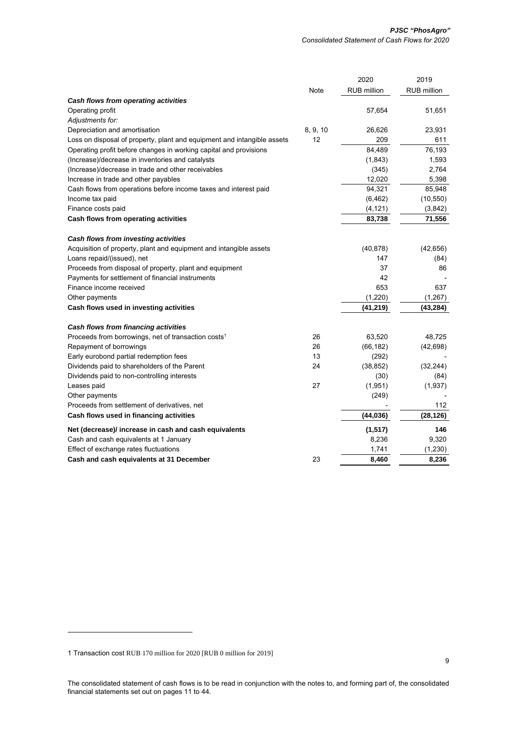|  | Note | 2020<br>RUB million | 2019<br>RUB million |
|---|---|---|---|
| ***Cash flows from operating activities*** |  |  |  |
| Operating profit |  | 57,654 | 51,651 |
| *Adjustments for:* |  |  |  |
| Depreciation and amortisation | 8, 9, 10 | 26,626 | 23,931 |
| Loss on disposal of property, plant and equipment and intangible assets | 12 | 209 | 611 |
| Operating profit before changes in working capital and provisions |  | 84,489 | 76,193 |
| (Increase)/decrease in inventories and catalysts |  | (1,843) | 1,593 |
| (Increase)/decrease in trade and other receivables |  | (345) | 2,764 |
| Increase in trade and other payables |  | 12,020 | 5,398 |
| Cash flows from operations before income taxes and interest paid |  | 94,321 | 85,948 |
| Income tax paid |  | (6,462) | (10,550) |
| Finance costs paid |  | (4,121) | (3,842) |
| **Cash flows from operating activities** |  | **83,738** | **71,556** |
| ***Cash flows from investing activities*** |  |  |  |
| Acquisition of property, plant and equipment and intangible assets |  | (40,878) | (42,656) |
| Loans repaid/(issued), net |  | 147 | (84) |
| Proceeds from disposal of property, plant and equipment |  | 37 | 86 |
| Payments for settlement of financial instruments |  | 42 | - |
| Finance income received |  | 653 | 637 |
| Other payments |  | (1,220) | (1,267) |
| **Cash flows used in investing activities** |  | **(41,219)** | **(43,284)** |
| ***Cash flows from financing activities*** |  |  |  |
| Proceeds from borrowings, net of transaction costs[1] | 26 | 63,520 | 48,725 |
| Repayment of borrowings | 26 | (66,182) | (42,698) |
| Early eurobond partial redemption fees | 13 | (292) | - |
| Dividends paid to shareholders of the Parent | 24 | (38,852) | (32,244) |
| Dividends paid to non-controlling interests |  | (30) | (84) |
| Leases paid | 27 | (1,951) | (1,937) |
| Other payments |  | (249) | - |
| Proceeds from settlement of derivatives, net |  | - | 112 |
| **Cash flows used in financing activities** |  | **(44,036)** | **(28,126)** |
| **Net (decrease)/ increase in cash and cash equivalents** |  | **(1,517)** | **146** |
| Cash and cash equivalents at 1 January |  | 8,236 | 9,320 |
| Effect of exchange rates fluctuations |  | 1,741 | (1,230) |
| **Cash and cash equivalents at 31 December** | 23 | **8,460** | **8,236** |

1 Transaction cost RUB 170 million for 2020 [RUB 0 million for 2019]

The consolidated statement of cash flows is to be read in conjunction with the notes to, and forming part of, the consolidated financial statements set out on pages 11 to 44.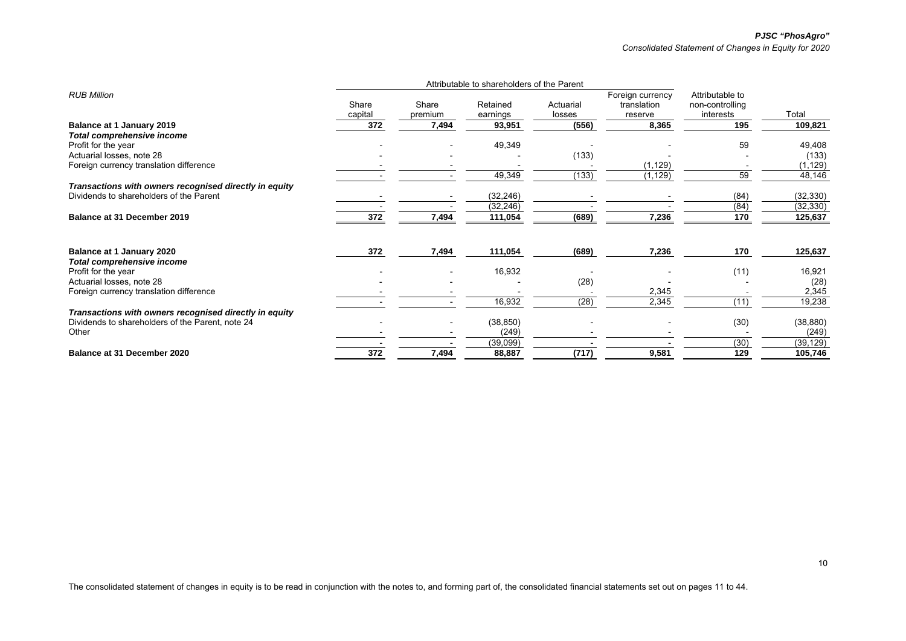*Consolidated Statement of Changes in Equity for 2020*

| *RUB Million* | Attributable to shareholders of the Parent | | | | | | |
|---|---|---|---|---|---|---|---|
| | Share capital | Share premium | Retained earnings | Actuarial losses | Foreign currency translation reserve | Attributable to non-controlling interests | Total |
| **Balance at 1 January 2019** | **372** | **7,494** | **93,951** | **(556)** | **8,365** | **195** | **109,821** |
| ***Total comprehensive income*** | | | | | | | |
| Profit for the year | - | - | 49,349 | - | - | 59 | 49,408 |
| Actuarial losses, note 28 | - | - | - | (133) | - | - | (133) |
| Foreign currency translation difference | - | - | - | - | (1,129) | - | (1,129) |
| | - | - | 49,349 | (133) | (1,129) | 59 | 48,146 |
| ***Transactions with owners recognised directly in equity*** | | | | | | | |
| Dividends to shareholders of the Parent | - | - | (32,246) | - | - | (84) | (32,330) |
| | - | - | (32,246) | - | - | (84) | (32,330) |
| **Balance at 31 December 2019** | **372** | **7,494** | **111,054** | **(689)** | **7,236** | **170** | **125,637** |
| | | | | | | | |
| **Balance at 1 January 2020** | **372** | **7,494** | **111,054** | **(689)** | **7,236** | **170** | **125,637** |
| ***Total comprehensive income*** | | | | | | | |
| Profit for the year | - | - | 16,932 | - | - | (11) | 16,921 |
| Actuarial losses, note 28 | - | - | - | (28) | - | - | (28) |
| Foreign currency translation difference | - | - | - | - | 2,345 | - | 2,345 |
| | - | - | 16,932 | (28) | 2,345 | (11) | 19,238 |
| ***Transactions with owners recognised directly in equity*** | | | | | | | |
| Dividends to shareholders of the Parent, note 24 | - | - | (38,850) | - | - | (30) | (38,880) |
| Other | - | - | (249) | - | - | - | (249) |
| | - | - | (39,099) | - | - | (30) | (39,129) |
| **Balance at 31 December 2020** | **372** | **7,494** | **88,887** | **(717)** | **9,581** | **129** | **105,746** |

The consolidated statement of changes in equity is to be read in conjunction with the notes to, and forming part of, the consolidated financial statements set out on pages 11 to 44.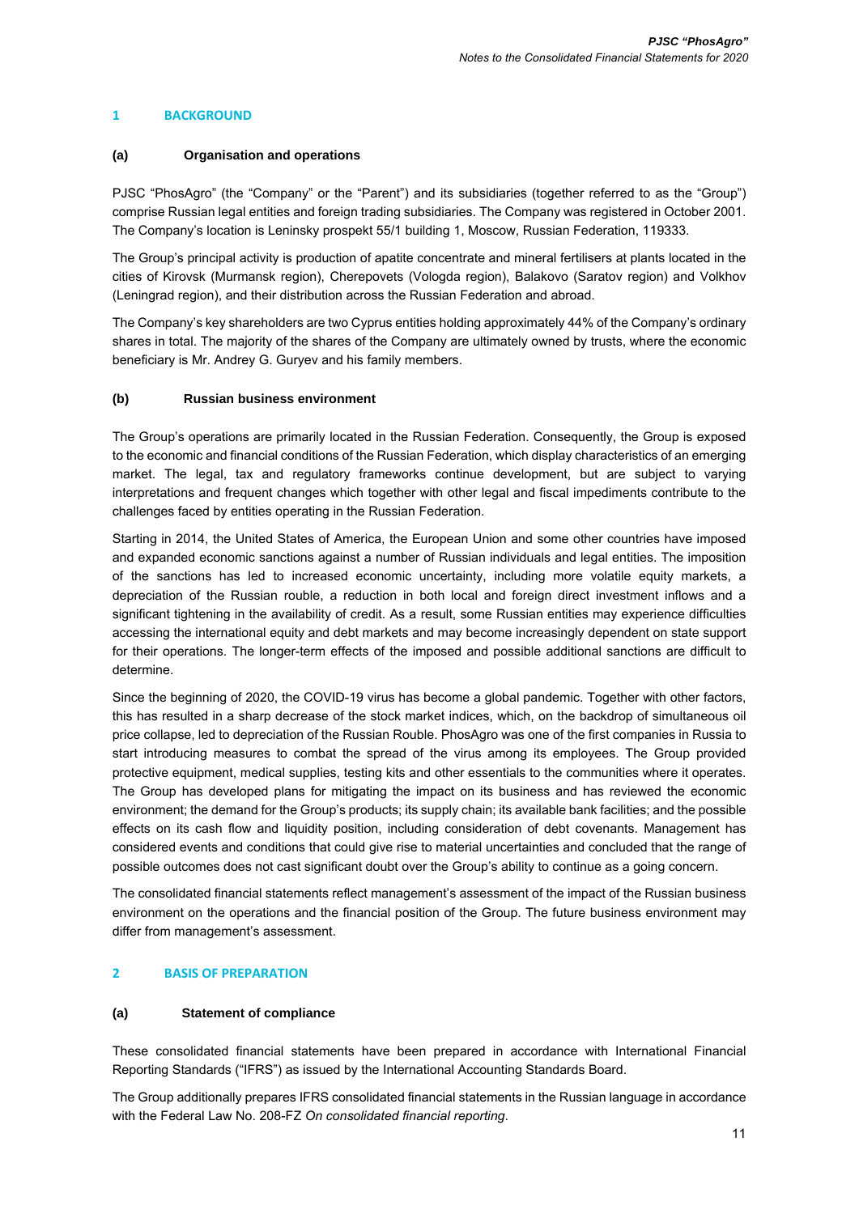## 1 BACKGROUND

### (a) Organisation and operations

PJSC "PhosAgro" (the "Company" or the "Parent") and its subsidiaries (together referred to as the "Group") comprise Russian legal entities and foreign trading subsidiaries. The Company was registered in October 2001. The Company's location is Leninsky prospekt 55/1 building 1, Moscow, Russian Federation, 119333.

The Group's principal activity is production of apatite concentrate and mineral fertilisers at plants located in the cities of Kirovsk (Murmansk region), Cherepovets (Vologda region), Balakovo (Saratov region) and Volkhov (Leningrad region), and their distribution across the Russian Federation and abroad.

The Company's key shareholders are two Cyprus entities holding approximately 44% of the Company's ordinary shares in total. The majority of the shares of the Company are ultimately owned by trusts, where the economic beneficiary is Mr. Andrey G. Guryev and his family members.

### (b) Russian business environment

The Group's operations are primarily located in the Russian Federation. Consequently, the Group is exposed to the economic and financial conditions of the Russian Federation, which display characteristics of an emerging market. The legal, tax and regulatory frameworks continue development, but are subject to varying interpretations and frequent changes which together with other legal and fiscal impediments contribute to the challenges faced by entities operating in the Russian Federation.

Starting in 2014, the United States of America, the European Union and some other countries have imposed and expanded economic sanctions against a number of Russian individuals and legal entities. The imposition of the sanctions has led to increased economic uncertainty, including more volatile equity markets, a depreciation of the Russian rouble, a reduction in both local and foreign direct investment inflows and a significant tightening in the availability of credit. As a result, some Russian entities may experience difficulties accessing the international equity and debt markets and may become increasingly dependent on state support for their operations. The longer-term effects of the imposed and possible additional sanctions are difficult to determine.

Since the beginning of 2020, the COVID-19 virus has become a global pandemic. Together with other factors, this has resulted in a sharp decrease of the stock market indices, which, on the backdrop of simultaneous oil price collapse, led to depreciation of the Russian Rouble. PhosAgro was one of the first companies in Russia to start introducing measures to combat the spread of the virus among its employees. The Group provided protective equipment, medical supplies, testing kits and other essentials to the communities where it operates. The Group has developed plans for mitigating the impact on its business and has reviewed the economic environment; the demand for the Group's products; its supply chain; its available bank facilities; and the possible effects on its cash flow and liquidity position, including consideration of debt covenants. Management has considered events and conditions that could give rise to material uncertainties and concluded that the range of possible outcomes does not cast significant doubt over the Group's ability to continue as a going concern.

The consolidated financial statements reflect management's assessment of the impact of the Russian business environment on the operations and the financial position of the Group. The future business environment may differ from management's assessment.

## 2 BASIS OF PREPARATION

### (a) Statement of compliance

These consolidated financial statements have been prepared in accordance with International Financial Reporting Standards ("IFRS") as issued by the International Accounting Standards Board.

The Group additionally prepares IFRS consolidated financial statements in the Russian language in accordance with the Federal Law No. 208-FZ *On consolidated financial reporting*.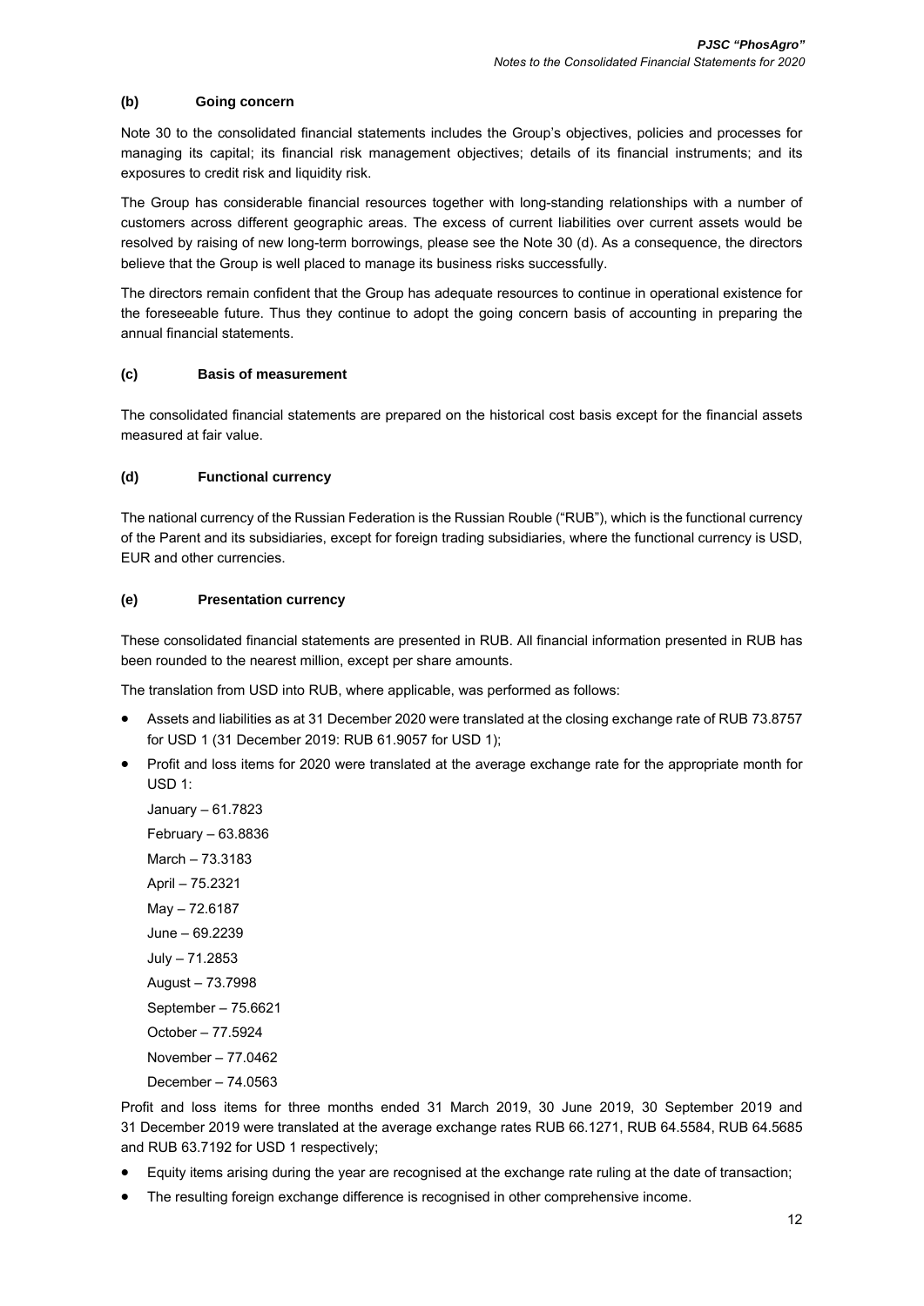### (b) Going concern

Note 30 to the consolidated financial statements includes the Group's objectives, policies and processes for managing its capital; its financial risk management objectives; details of its financial instruments; and its exposures to credit risk and liquidity risk.

The Group has considerable financial resources together with long-standing relationships with a number of customers across different geographic areas. The excess of current liabilities over current assets would be resolved by raising of new long-term borrowings, please see the Note 30 (d). As a consequence, the directors believe that the Group is well placed to manage its business risks successfully.

The directors remain confident that the Group has adequate resources to continue in operational existence for the foreseeable future. Thus they continue to adopt the going concern basis of accounting in preparing the annual financial statements.

### (c) Basis of measurement

The consolidated financial statements are prepared on the historical cost basis except for the financial assets measured at fair value.

### (d) Functional currency

The national currency of the Russian Federation is the Russian Rouble ("RUB"), which is the functional currency of the Parent and its subsidiaries, except for foreign trading subsidiaries, where the functional currency is USD, EUR and other currencies.

### (e) Presentation currency

These consolidated financial statements are presented in RUB. All financial information presented in RUB has been rounded to the nearest million, except per share amounts.

The translation from USD into RUB, where applicable, was performed as follows:

- Assets and liabilities as at 31 December 2020 were translated at the closing exchange rate of RUB 73.8757 for USD 1 (31 December 2019: RUB 61.9057 for USD 1);
- Profit and loss items for 2020 were translated at the average exchange rate for the appropriate month for USD 1:

  January – 61.7823
  February – 63.8836
  March – 73.3183
  April – 75.2321
  May – 72.6187
  June – 69.2239
  July – 71.2853
  August – 73.7998
  September – 75.6621
  October – 77.5924
  November – 77.0462
  December – 74.0563

Profit and loss items for three months ended 31 March 2019, 30 June 2019, 30 September 2019 and 31 December 2019 were translated at the average exchange rates RUB 66.1271, RUB 64.5584, RUB 64.5685 and RUB 63.7192 for USD 1 respectively;

- Equity items arising during the year are recognised at the exchange rate ruling at the date of transaction;
- The resulting foreign exchange difference is recognised in other comprehensive income.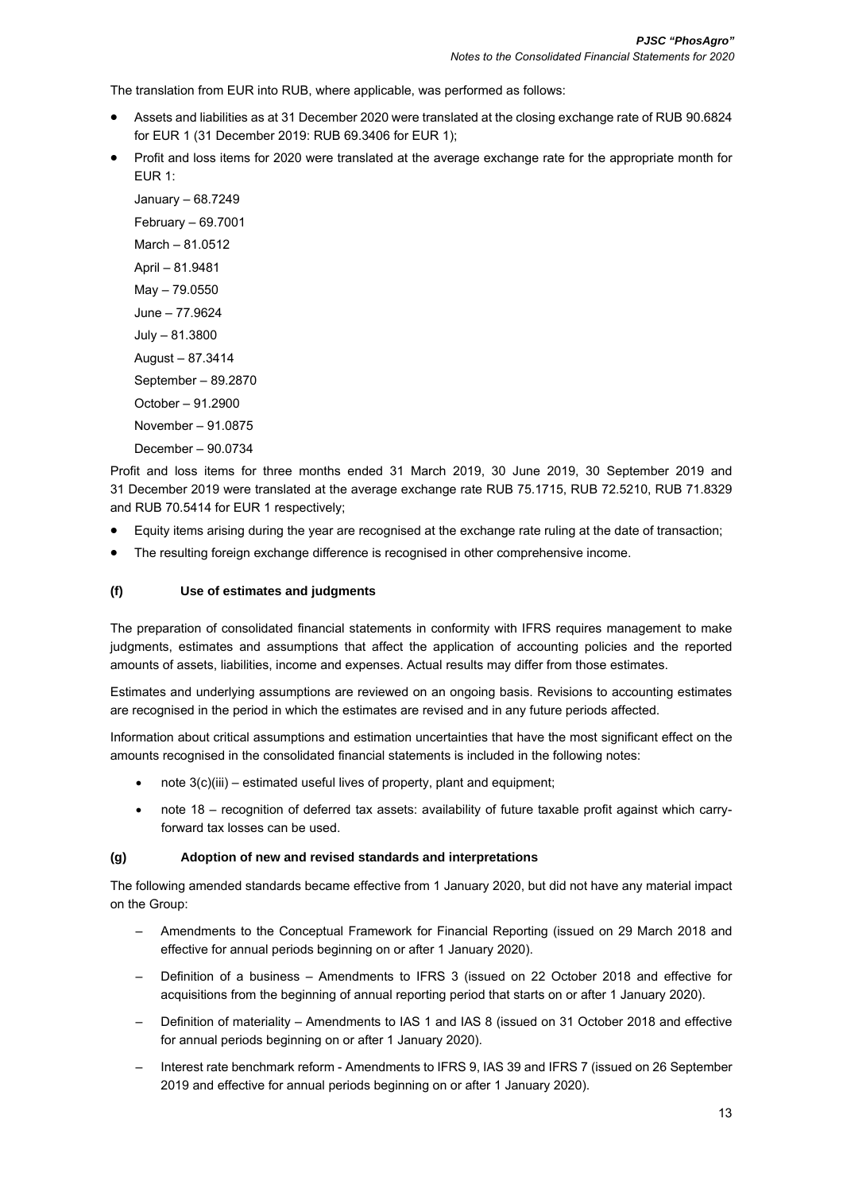The translation from EUR into RUB, where applicable, was performed as follows:

- Assets and liabilities as at 31 December 2020 were translated at the closing exchange rate of RUB 90.6824 for EUR 1 (31 December 2019: RUB 69.3406 for EUR 1);
- Profit and loss items for 2020 were translated at the average exchange rate for the appropriate month for EUR 1:

  January – 68.7249

  February – 69.7001

  March – 81.0512

  April – 81.9481

  May – 79.0550

  June – 77.9624

  July – 81.3800

  August – 87.3414

  September – 89.2870

  October – 91.2900

  November – 91.0875

  December – 90.0734

Profit and loss items for three months ended 31 March 2019, 30 June 2019, 30 September 2019 and 31 December 2019 were translated at the average exchange rate RUB 75.1715, RUB 72.5210, RUB 71.8329 and RUB 70.5414 for EUR 1 respectively;

- Equity items arising during the year are recognised at the exchange rate ruling at the date of transaction;
- The resulting foreign exchange difference is recognised in other comprehensive income.

### (f) Use of estimates and judgments

The preparation of consolidated financial statements in conformity with IFRS requires management to make judgments, estimates and assumptions that affect the application of accounting policies and the reported amounts of assets, liabilities, income and expenses. Actual results may differ from those estimates.

Estimates and underlying assumptions are reviewed on an ongoing basis. Revisions to accounting estimates are recognised in the period in which the estimates are revised and in any future periods affected.

Information about critical assumptions and estimation uncertainties that have the most significant effect on the amounts recognised in the consolidated financial statements is included in the following notes:

- note 3(c)(iii) – estimated useful lives of property, plant and equipment;
- note 18 – recognition of deferred tax assets: availability of future taxable profit against which carry-forward tax losses can be used.

### (g) Adoption of new and revised standards and interpretations

The following amended standards became effective from 1 January 2020, but did not have any material impact on the Group:

- Amendments to the Conceptual Framework for Financial Reporting (issued on 29 March 2018 and effective for annual periods beginning on or after 1 January 2020).
- Definition of a business – Amendments to IFRS 3 (issued on 22 October 2018 and effective for acquisitions from the beginning of annual reporting period that starts on or after 1 January 2020).
- Definition of materiality – Amendments to IAS 1 and IAS 8 (issued on 31 October 2018 and effective for annual periods beginning on or after 1 January 2020).
- Interest rate benchmark reform - Amendments to IFRS 9, IAS 39 and IFRS 7 (issued on 26 September 2019 and effective for annual periods beginning on or after 1 January 2020).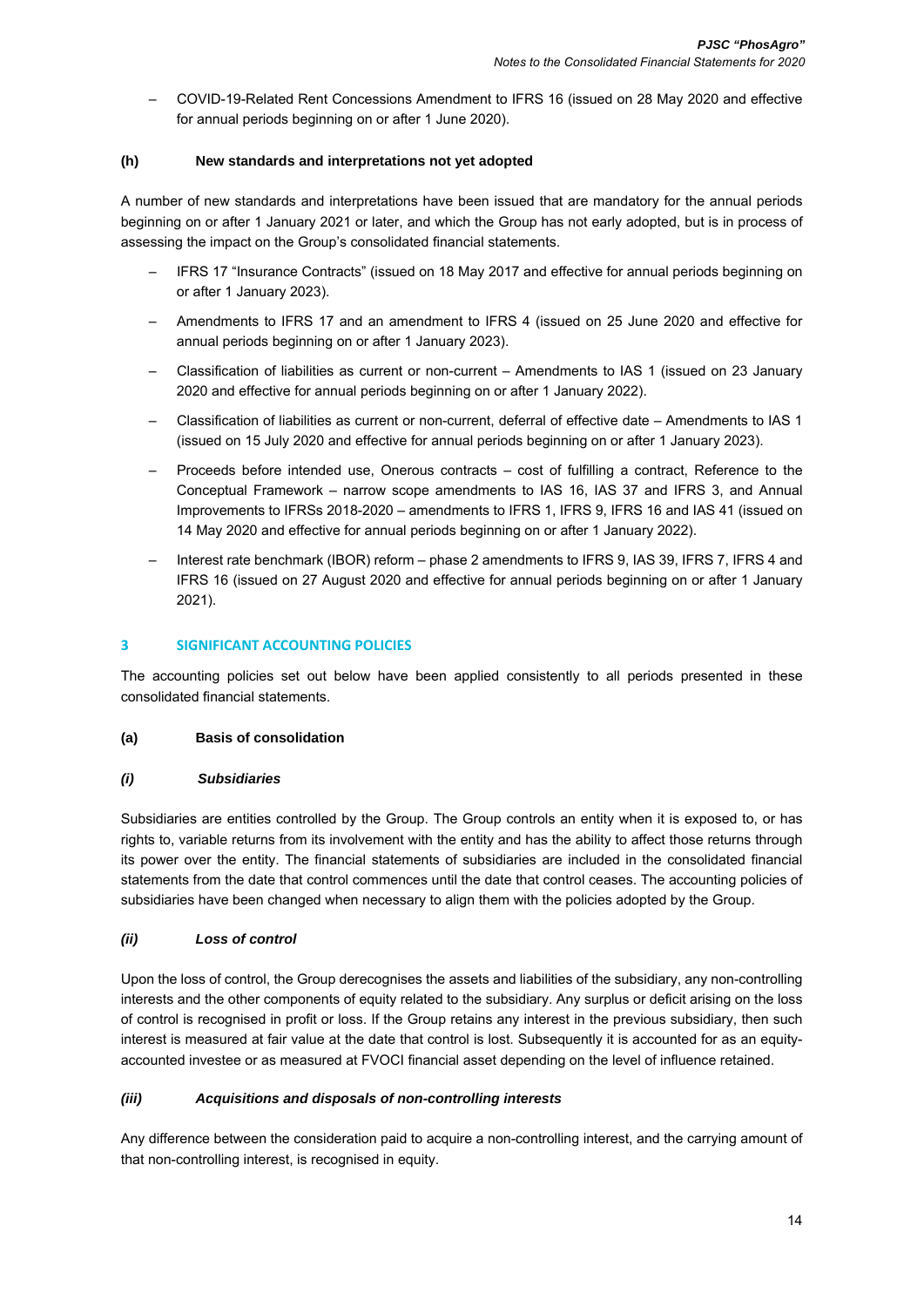– COVID-19-Related Rent Concessions Amendment to IFRS 16 (issued on 28 May 2020 and effective for annual periods beginning on or after 1 June 2020).

### (h) New standards and interpretations not yet adopted

A number of new standards and interpretations have been issued that are mandatory for the annual periods beginning on or after 1 January 2021 or later, and which the Group has not early adopted, but is in process of assessing the impact on the Group's consolidated financial statements.

- IFRS 17 "Insurance Contracts" (issued on 18 May 2017 and effective for annual periods beginning on or after 1 January 2023).
- Amendments to IFRS 17 and an amendment to IFRS 4 (issued on 25 June 2020 and effective for annual periods beginning on or after 1 January 2023).
- Classification of liabilities as current or non-current – Amendments to IAS 1 (issued on 23 January 2020 and effective for annual periods beginning on or after 1 January 2022).
- Classification of liabilities as current or non-current, deferral of effective date – Amendments to IAS 1 (issued on 15 July 2020 and effective for annual periods beginning on or after 1 January 2023).
- Proceeds before intended use, Onerous contracts – cost of fulfilling a contract, Reference to the Conceptual Framework – narrow scope amendments to IAS 16, IAS 37 and IFRS 3, and Annual Improvements to IFRSs 2018-2020 – amendments to IFRS 1, IFRS 9, IFRS 16 and IAS 41 (issued on 14 May 2020 and effective for annual periods beginning on or after 1 January 2022).
- Interest rate benchmark (IBOR) reform – phase 2 amendments to IFRS 9, IAS 39, IFRS 7, IFRS 4 and IFRS 16 (issued on 27 August 2020 and effective for annual periods beginning on or after 1 January 2021).

## 3 SIGNIFICANT ACCOUNTING POLICIES

The accounting policies set out below have been applied consistently to all periods presented in these consolidated financial statements.

### (a) Basis of consolidation

#### *(i) Subsidiaries*

Subsidiaries are entities controlled by the Group. The Group controls an entity when it is exposed to, or has rights to, variable returns from its involvement with the entity and has the ability to affect those returns through its power over the entity. The financial statements of subsidiaries are included in the consolidated financial statements from the date that control commences until the date that control ceases. The accounting policies of subsidiaries have been changed when necessary to align them with the policies adopted by the Group.

#### *(ii) Loss of control*

Upon the loss of control, the Group derecognises the assets and liabilities of the subsidiary, any non-controlling interests and the other components of equity related to the subsidiary. Any surplus or deficit arising on the loss of control is recognised in profit or loss. If the Group retains any interest in the previous subsidiary, then such interest is measured at fair value at the date that control is lost. Subsequently it is accounted for as an equity-accounted investee or as measured at FVOCI financial asset depending on the level of influence retained.

#### *(iii) Acquisitions and disposals of non-controlling interests*

Any difference between the consideration paid to acquire a non-controlling interest, and the carrying amount of that non-controlling interest, is recognised in equity.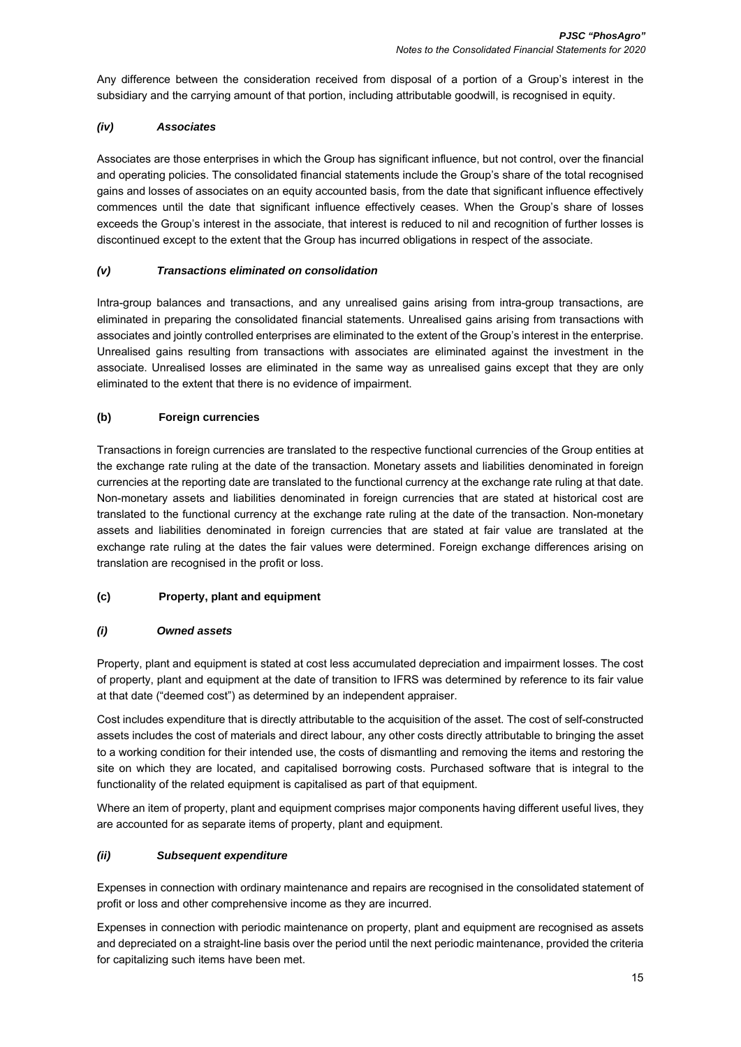Any difference between the consideration received from disposal of a portion of a Group's interest in the subsidiary and the carrying amount of that portion, including attributable goodwill, is recognised in equity.

#### *(iv) Associates*

Associates are those enterprises in which the Group has significant influence, but not control, over the financial and operating policies. The consolidated financial statements include the Group's share of the total recognised gains and losses of associates on an equity accounted basis, from the date that significant influence effectively commences until the date that significant influence effectively ceases. When the Group's share of losses exceeds the Group's interest in the associate, that interest is reduced to nil and recognition of further losses is discontinued except to the extent that the Group has incurred obligations in respect of the associate.

#### *(v) Transactions eliminated on consolidation*

Intra-group balances and transactions, and any unrealised gains arising from intra-group transactions, are eliminated in preparing the consolidated financial statements. Unrealised gains arising from transactions with associates and jointly controlled enterprises are eliminated to the extent of the Group's interest in the enterprise. Unrealised gains resulting from transactions with associates are eliminated against the investment in the associate. Unrealised losses are eliminated in the same way as unrealised gains except that they are only eliminated to the extent that there is no evidence of impairment.

### (b) Foreign currencies

Transactions in foreign currencies are translated to the respective functional currencies of the Group entities at the exchange rate ruling at the date of the transaction. Monetary assets and liabilities denominated in foreign currencies at the reporting date are translated to the functional currency at the exchange rate ruling at that date. Non-monetary assets and liabilities denominated in foreign currencies that are stated at historical cost are translated to the functional currency at the exchange rate ruling at the date of the transaction. Non-monetary assets and liabilities denominated in foreign currencies that are stated at fair value are translated at the exchange rate ruling at the dates the fair values were determined. Foreign exchange differences arising on translation are recognised in the profit or loss.

### (c) Property, plant and equipment

#### *(i) Owned assets*

Property, plant and equipment is stated at cost less accumulated depreciation and impairment losses. The cost of property, plant and equipment at the date of transition to IFRS was determined by reference to its fair value at that date ("deemed cost") as determined by an independent appraiser.

Cost includes expenditure that is directly attributable to the acquisition of the asset. The cost of self-constructed assets includes the cost of materials and direct labour, any other costs directly attributable to bringing the asset to a working condition for their intended use, the costs of dismantling and removing the items and restoring the site on which they are located, and capitalised borrowing costs. Purchased software that is integral to the functionality of the related equipment is capitalised as part of that equipment.

Where an item of property, plant and equipment comprises major components having different useful lives, they are accounted for as separate items of property, plant and equipment.

#### *(ii) Subsequent expenditure*

Expenses in connection with ordinary maintenance and repairs are recognised in the consolidated statement of profit or loss and other comprehensive income as they are incurred.

Expenses in connection with periodic maintenance on property, plant and equipment are recognised as assets and depreciated on a straight-line basis over the period until the next periodic maintenance, provided the criteria for capitalizing such items have been met.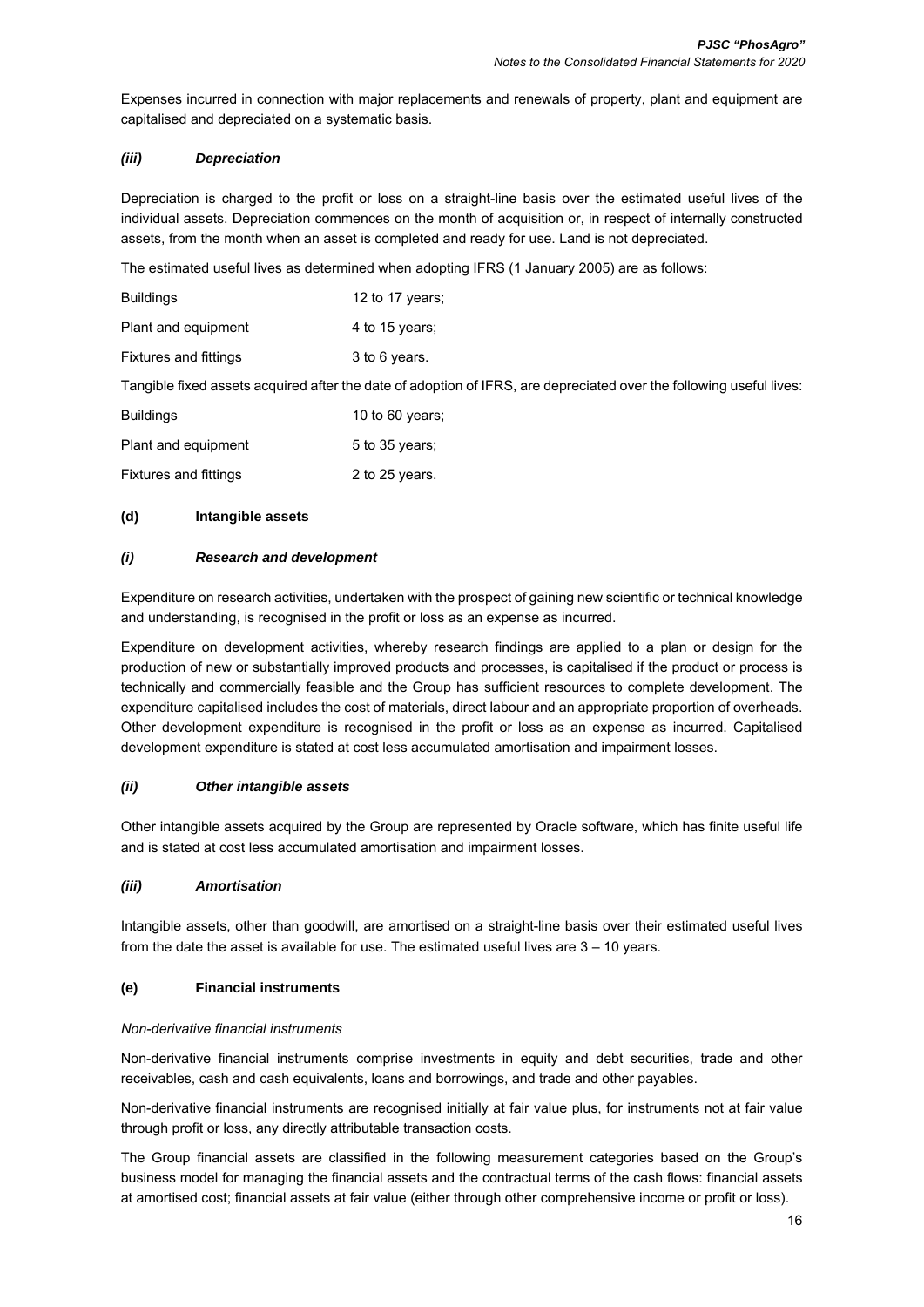Expenses incurred in connection with major replacements and renewals of property, plant and equipment are capitalised and depreciated on a systematic basis.

#### *(iii) Depreciation*

Depreciation is charged to the profit or loss on a straight-line basis over the estimated useful lives of the individual assets. Depreciation commences on the month of acquisition or, in respect of internally constructed assets, from the month when an asset is completed and ready for use. Land is not depreciated.

The estimated useful lives as determined when adopting IFRS (1 January 2005) are as follows:

| | |
|---|---|
| Buildings | 12 to 17 years; |
| Plant and equipment | 4 to 15 years; |
| Fixtures and fittings | 3 to 6 years. |

Tangible fixed assets acquired after the date of adoption of IFRS, are depreciated over the following useful lives:

| | |
|---|---|
| Buildings | 10 to 60 years; |
| Plant and equipment | 5 to 35 years; |
| Fixtures and fittings | 2 to 25 years. |

### (d) Intangible assets

#### *(i) Research and development*

Expenditure on research activities, undertaken with the prospect of gaining new scientific or technical knowledge and understanding, is recognised in the profit or loss as an expense as incurred.

Expenditure on development activities, whereby research findings are applied to a plan or design for the production of new or substantially improved products and processes, is capitalised if the product or process is technically and commercially feasible and the Group has sufficient resources to complete development. The expenditure capitalised includes the cost of materials, direct labour and an appropriate proportion of overheads. Other development expenditure is recognised in the profit or loss as an expense as incurred. Capitalised development expenditure is stated at cost less accumulated amortisation and impairment losses.

#### *(ii) Other intangible assets*

Other intangible assets acquired by the Group are represented by Oracle software, which has finite useful life and is stated at cost less accumulated amortisation and impairment losses.

#### *(iii) Amortisation*

Intangible assets, other than goodwill, are amortised on a straight-line basis over their estimated useful lives from the date the asset is available for use. The estimated useful lives are 3 – 10 years.

### (e) Financial instruments

*Non-derivative financial instruments*

Non-derivative financial instruments comprise investments in equity and debt securities, trade and other receivables, cash and cash equivalents, loans and borrowings, and trade and other payables.

Non-derivative financial instruments are recognised initially at fair value plus, for instruments not at fair value through profit or loss, any directly attributable transaction costs.

The Group financial assets are classified in the following measurement categories based on the Group's business model for managing the financial assets and the contractual terms of the cash flows: financial assets at amortised cost; financial assets at fair value (either through other comprehensive income or profit or loss).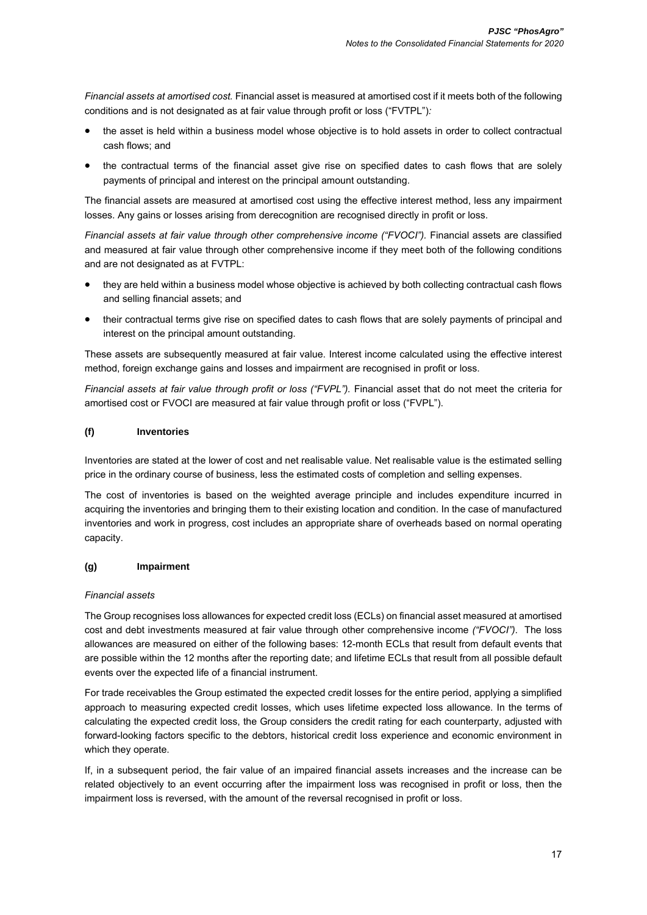*Financial assets at amortised cost.* Financial asset is measured at amortised cost if it meets both of the following conditions and is not designated as at fair value through profit or loss ("FVTPL")*:*

- the asset is held within a business model whose objective is to hold assets in order to collect contractual cash flows; and
- the contractual terms of the financial asset give rise on specified dates to cash flows that are solely payments of principal and interest on the principal amount outstanding.

The financial assets are measured at amortised cost using the effective interest method, less any impairment losses. Any gains or losses arising from derecognition are recognised directly in profit or loss.

*Financial assets at fair value through other comprehensive income ("FVOCI").* Financial assets are classified and measured at fair value through other comprehensive income if they meet both of the following conditions and are not designated as at FVTPL:

- they are held within a business model whose objective is achieved by both collecting contractual cash flows and selling financial assets; and
- their contractual terms give rise on specified dates to cash flows that are solely payments of principal and interest on the principal amount outstanding.

These assets are subsequently measured at fair value. Interest income calculated using the effective interest method, foreign exchange gains and losses and impairment are recognised in profit or loss.

*Financial assets at fair value through profit or loss ("FVPL").* Financial asset that do not meet the criteria for amortised cost or FVOCI are measured at fair value through profit or loss ("FVPL").

### (f) Inventories

Inventories are stated at the lower of cost and net realisable value. Net realisable value is the estimated selling price in the ordinary course of business, less the estimated costs of completion and selling expenses.

The cost of inventories is based on the weighted average principle and includes expenditure incurred in acquiring the inventories and bringing them to their existing location and condition. In the case of manufactured inventories and work in progress, cost includes an appropriate share of overheads based on normal operating capacity.

### (g) Impairment

*Financial assets*

The Group recognises loss allowances for expected credit loss (ECLs) on financial asset measured at amortised cost and debt investments measured at fair value through other comprehensive income *("FVOCI")*. The loss allowances are measured on either of the following bases: 12-month ECLs that result from default events that are possible within the 12 months after the reporting date; and lifetime ECLs that result from all possible default events over the expected life of a financial instrument.

For trade receivables the Group estimated the expected credit losses for the entire period, applying a simplified approach to measuring expected credit losses, which uses lifetime expected loss allowance. In the terms of calculating the expected credit loss, the Group considers the credit rating for each counterparty, adjusted with forward-looking factors specific to the debtors, historical credit loss experience and economic environment in which they operate.

If, in a subsequent period, the fair value of an impaired financial assets increases and the increase can be related objectively to an event occurring after the impairment loss was recognised in profit or loss, then the impairment loss is reversed, with the amount of the reversal recognised in profit or loss.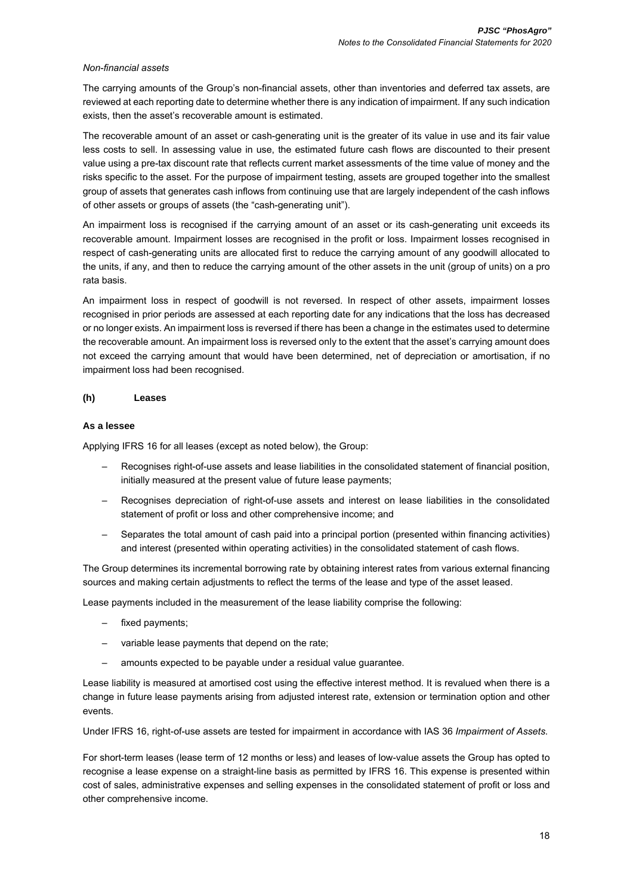*Non-financial assets*

The carrying amounts of the Group's non-financial assets, other than inventories and deferred tax assets, are reviewed at each reporting date to determine whether there is any indication of impairment. If any such indication exists, then the asset's recoverable amount is estimated.

The recoverable amount of an asset or cash-generating unit is the greater of its value in use and its fair value less costs to sell. In assessing value in use, the estimated future cash flows are discounted to their present value using a pre-tax discount rate that reflects current market assessments of the time value of money and the risks specific to the asset. For the purpose of impairment testing, assets are grouped together into the smallest group of assets that generates cash inflows from continuing use that are largely independent of the cash inflows of other assets or groups of assets (the "cash-generating unit").

An impairment loss is recognised if the carrying amount of an asset or its cash-generating unit exceeds its recoverable amount. Impairment losses are recognised in the profit or loss. Impairment losses recognised in respect of cash-generating units are allocated first to reduce the carrying amount of any goodwill allocated to the units, if any, and then to reduce the carrying amount of the other assets in the unit (group of units) on a pro rata basis.

An impairment loss in respect of goodwill is not reversed. In respect of other assets, impairment losses recognised in prior periods are assessed at each reporting date for any indications that the loss has decreased or no longer exists. An impairment loss is reversed if there has been a change in the estimates used to determine the recoverable amount. An impairment loss is reversed only to the extent that the asset's carrying amount does not exceed the carrying amount that would have been determined, net of depreciation or amortisation, if no impairment loss had been recognised.

### (h) Leases

**As a lessee**

Applying IFRS 16 for all leases (except as noted below), the Group:

- Recognises right-of-use assets and lease liabilities in the consolidated statement of financial position, initially measured at the present value of future lease payments;
- Recognises depreciation of right-of-use assets and interest on lease liabilities in the consolidated statement of profit or loss and other comprehensive income; and
- Separates the total amount of cash paid into a principal portion (presented within financing activities) and interest (presented within operating activities) in the consolidated statement of cash flows.

The Group determines its incremental borrowing rate by obtaining interest rates from various external financing sources and making certain adjustments to reflect the terms of the lease and type of the asset leased.

Lease payments included in the measurement of the lease liability comprise the following:

- fixed payments;
- variable lease payments that depend on the rate;
- amounts expected to be payable under a residual value guarantee.

Lease liability is measured at amortised cost using the effective interest method. It is revalued when there is a change in future lease payments arising from adjusted interest rate, extension or termination option and other events.

Under IFRS 16, right-of-use assets are tested for impairment in accordance with IAS 36 *Impairment of Assets*.

For short-term leases (lease term of 12 months or less) and leases of low-value assets the Group has opted to recognise a lease expense on a straight-line basis as permitted by IFRS 16. This expense is presented within cost of sales, administrative expenses and selling expenses in the consolidated statement of profit or loss and other comprehensive income.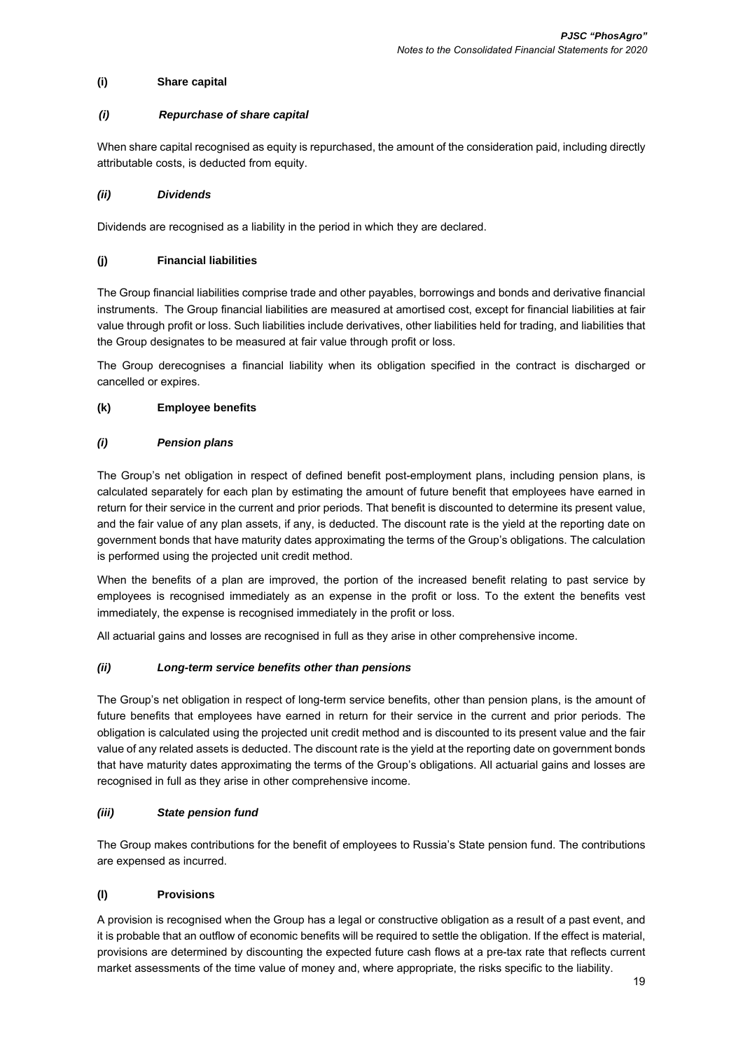### (i) Share capital

#### *(i) Repurchase of share capital*

When share capital recognised as equity is repurchased, the amount of the consideration paid, including directly attributable costs, is deducted from equity.

#### *(ii) Dividends*

Dividends are recognised as a liability in the period in which they are declared.

### (j) Financial liabilities

The Group financial liabilities comprise trade and other payables, borrowings and bonds and derivative financial instruments. The Group financial liabilities are measured at amortised cost, except for financial liabilities at fair value through profit or loss. Such liabilities include derivatives, other liabilities held for trading, and liabilities that the Group designates to be measured at fair value through profit or loss.

The Group derecognises a financial liability when its obligation specified in the contract is discharged or cancelled or expires.

### (k) Employee benefits

#### *(i) Pension plans*

The Group's net obligation in respect of defined benefit post-employment plans, including pension plans, is calculated separately for each plan by estimating the amount of future benefit that employees have earned in return for their service in the current and prior periods. That benefit is discounted to determine its present value, and the fair value of any plan assets, if any, is deducted. The discount rate is the yield at the reporting date on government bonds that have maturity dates approximating the terms of the Group's obligations. The calculation is performed using the projected unit credit method.

When the benefits of a plan are improved, the portion of the increased benefit relating to past service by employees is recognised immediately as an expense in the profit or loss. To the extent the benefits vest immediately, the expense is recognised immediately in the profit or loss.

All actuarial gains and losses are recognised in full as they arise in other comprehensive income.

#### *(ii) Long-term service benefits other than pensions*

The Group's net obligation in respect of long-term service benefits, other than pension plans, is the amount of future benefits that employees have earned in return for their service in the current and prior periods. The obligation is calculated using the projected unit credit method and is discounted to its present value and the fair value of any related assets is deducted. The discount rate is the yield at the reporting date on government bonds that have maturity dates approximating the terms of the Group's obligations. All actuarial gains and losses are recognised in full as they arise in other comprehensive income.

#### *(iii) State pension fund*

The Group makes contributions for the benefit of employees to Russia's State pension fund. The contributions are expensed as incurred.

### (l) Provisions

A provision is recognised when the Group has a legal or constructive obligation as a result of a past event, and it is probable that an outflow of economic benefits will be required to settle the obligation. If the effect is material, provisions are determined by discounting the expected future cash flows at a pre-tax rate that reflects current market assessments of the time value of money and, where appropriate, the risks specific to the liability.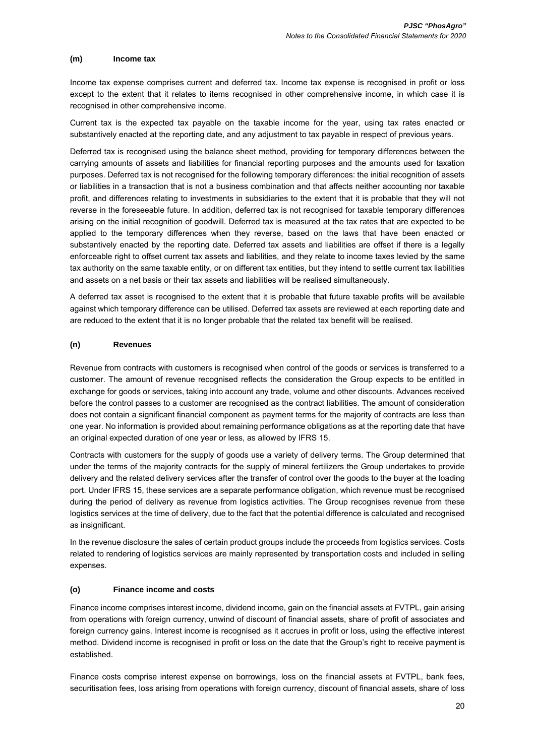### (m) Income tax

Income tax expense comprises current and deferred tax. Income tax expense is recognised in profit or loss except to the extent that it relates to items recognised in other comprehensive income, in which case it is recognised in other comprehensive income.

Current tax is the expected tax payable on the taxable income for the year, using tax rates enacted or substantively enacted at the reporting date, and any adjustment to tax payable in respect of previous years.

Deferred tax is recognised using the balance sheet method, providing for temporary differences between the carrying amounts of assets and liabilities for financial reporting purposes and the amounts used for taxation purposes. Deferred tax is not recognised for the following temporary differences: the initial recognition of assets or liabilities in a transaction that is not a business combination and that affects neither accounting nor taxable profit, and differences relating to investments in subsidiaries to the extent that it is probable that they will not reverse in the foreseeable future. In addition, deferred tax is not recognised for taxable temporary differences arising on the initial recognition of goodwill. Deferred tax is measured at the tax rates that are expected to be applied to the temporary differences when they reverse, based on the laws that have been enacted or substantively enacted by the reporting date. Deferred tax assets and liabilities are offset if there is a legally enforceable right to offset current tax assets and liabilities, and they relate to income taxes levied by the same tax authority on the same taxable entity, or on different tax entities, but they intend to settle current tax liabilities and assets on a net basis or their tax assets and liabilities will be realised simultaneously.

A deferred tax asset is recognised to the extent that it is probable that future taxable profits will be available against which temporary difference can be utilised. Deferred tax assets are reviewed at each reporting date and are reduced to the extent that it is no longer probable that the related tax benefit will be realised.

### (n) Revenues

Revenue from contracts with customers is recognised when control of the goods or services is transferred to a customer. The amount of revenue recognised reflects the consideration the Group expects to be entitled in exchange for goods or services, taking into account any trade, volume and other discounts. Advances received before the control passes to a customer are recognised as the contract liabilities. The amount of consideration does not contain a significant financial component as payment terms for the majority of contracts are less than one year. No information is provided about remaining performance obligations as at the reporting date that have an original expected duration of one year or less, as allowed by IFRS 15.

Contracts with customers for the supply of goods use a variety of delivery terms. The Group determined that under the terms of the majority contracts for the supply of mineral fertilizers the Group undertakes to provide delivery and the related delivery services after the transfer of control over the goods to the buyer at the loading port. Under IFRS 15, these services are a separate performance obligation, which revenue must be recognised during the period of delivery as revenue from logistics activities. The Group recognises revenue from these logistics services at the time of delivery, due to the fact that the potential difference is calculated and recognised as insignificant.

In the revenue disclosure the sales of certain product groups include the proceeds from logistics services. Costs related to rendering of logistics services are mainly represented by transportation costs and included in selling expenses.

### (o) Finance income and costs

Finance income comprises interest income, dividend income, gain on the financial assets at FVTPL, gain arising from operations with foreign currency, unwind of discount of financial assets, share of profit of associates and foreign currency gains. Interest income is recognised as it accrues in profit or loss, using the effective interest method. Dividend income is recognised in profit or loss on the date that the Group's right to receive payment is established.

Finance costs comprise interest expense on borrowings, loss on the financial assets at FVTPL, bank fees, securitisation fees, loss arising from operations with foreign currency, discount of financial assets, share of loss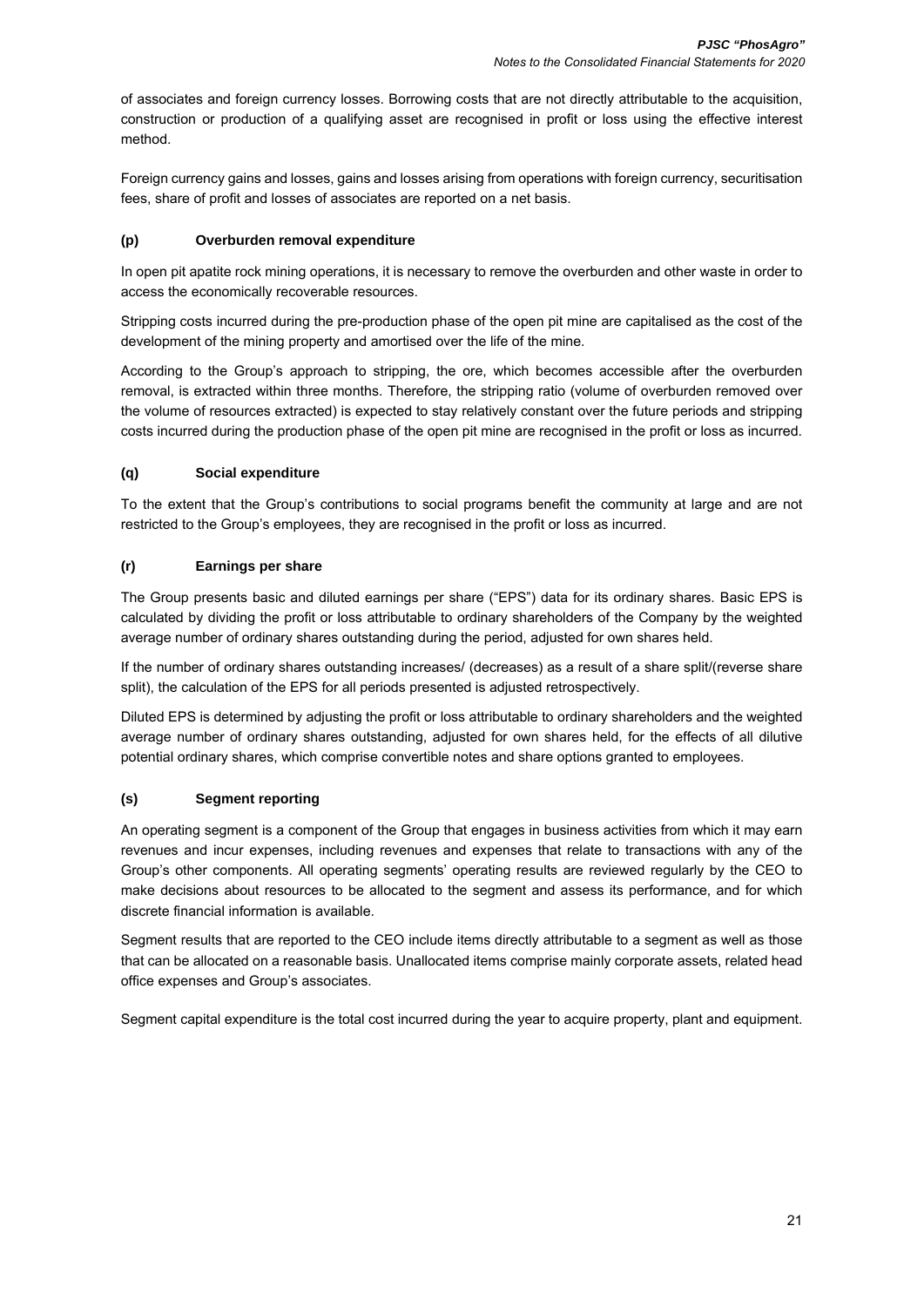of associates and foreign currency losses. Borrowing costs that are not directly attributable to the acquisition, construction or production of a qualifying asset are recognised in profit or loss using the effective interest method.

Foreign currency gains and losses, gains and losses arising from operations with foreign currency, securitisation fees, share of profit and losses of associates are reported on a net basis.

### (p) Overburden removal expenditure

In open pit apatite rock mining operations, it is necessary to remove the overburden and other waste in order to access the economically recoverable resources.

Stripping costs incurred during the pre-production phase of the open pit mine are capitalised as the cost of the development of the mining property and amortised over the life of the mine.

According to the Group's approach to stripping, the ore, which becomes accessible after the overburden removal, is extracted within three months. Therefore, the stripping ratio (volume of overburden removed over the volume of resources extracted) is expected to stay relatively constant over the future periods and stripping costs incurred during the production phase of the open pit mine are recognised in the profit or loss as incurred.

### (q) Social expenditure

To the extent that the Group's contributions to social programs benefit the community at large and are not restricted to the Group's employees, they are recognised in the profit or loss as incurred.

### (r) Earnings per share

The Group presents basic and diluted earnings per share ("EPS") data for its ordinary shares. Basic EPS is calculated by dividing the profit or loss attributable to ordinary shareholders of the Company by the weighted average number of ordinary shares outstanding during the period, adjusted for own shares held.

If the number of ordinary shares outstanding increases/ (decreases) as a result of a share split/(reverse share split), the calculation of the EPS for all periods presented is adjusted retrospectively.

Diluted EPS is determined by adjusting the profit or loss attributable to ordinary shareholders and the weighted average number of ordinary shares outstanding, adjusted for own shares held, for the effects of all dilutive potential ordinary shares, which comprise convertible notes and share options granted to employees.

### (s) Segment reporting

An operating segment is a component of the Group that engages in business activities from which it may earn revenues and incur expenses, including revenues and expenses that relate to transactions with any of the Group's other components. All operating segments' operating results are reviewed regularly by the CEO to make decisions about resources to be allocated to the segment and assess its performance, and for which discrete financial information is available.

Segment results that are reported to the CEO include items directly attributable to a segment as well as those that can be allocated on a reasonable basis. Unallocated items comprise mainly corporate assets, related head office expenses and Group's associates.

Segment capital expenditure is the total cost incurred during the year to acquire property, plant and equipment.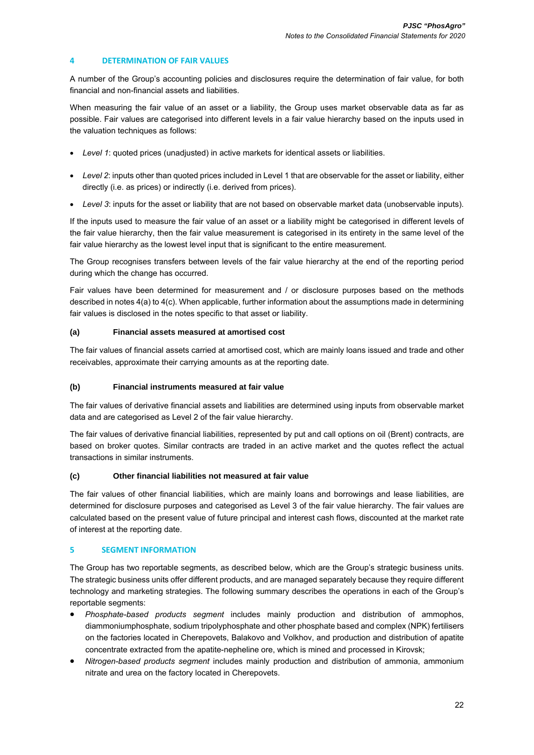## 4 DETERMINATION OF FAIR VALUES

A number of the Group's accounting policies and disclosures require the determination of fair value, for both financial and non-financial assets and liabilities.

When measuring the fair value of an asset or a liability, the Group uses market observable data as far as possible. Fair values are categorised into different levels in a fair value hierarchy based on the inputs used in the valuation techniques as follows:

- *Level 1*: quoted prices (unadjusted) in active markets for identical assets or liabilities.
- *Level 2*: inputs other than quoted prices included in Level 1 that are observable for the asset or liability, either directly (i.e. as prices) or indirectly (i.e. derived from prices).
- *Level 3*: inputs for the asset or liability that are not based on observable market data (unobservable inputs).

If the inputs used to measure the fair value of an asset or a liability might be categorised in different levels of the fair value hierarchy, then the fair value measurement is categorised in its entirety in the same level of the fair value hierarchy as the lowest level input that is significant to the entire measurement.

The Group recognises transfers between levels of the fair value hierarchy at the end of the reporting period during which the change has occurred.

Fair values have been determined for measurement and / or disclosure purposes based on the methods described in notes 4(a) to 4(c). When applicable, further information about the assumptions made in determining fair values is disclosed in the notes specific to that asset or liability.

### (a) Financial assets measured at amortised cost

The fair values of financial assets carried at amortised cost, which are mainly loans issued and trade and other receivables, approximate their carrying amounts as at the reporting date.

### (b) Financial instruments measured at fair value

The fair values of derivative financial assets and liabilities are determined using inputs from observable market data and are categorised as Level 2 of the fair value hierarchy.

The fair values of derivative financial liabilities, represented by put and call options on oil (Brent) contracts, are based on broker quotes. Similar contracts are traded in an active market and the quotes reflect the actual transactions in similar instruments.

### (c) Other financial liabilities not measured at fair value

The fair values of other financial liabilities, which are mainly loans and borrowings and lease liabilities, are determined for disclosure purposes and categorised as Level 3 of the fair value hierarchy. The fair values are calculated based on the present value of future principal and interest cash flows, discounted at the market rate of interest at the reporting date.

## 5 SEGMENT INFORMATION

The Group has two reportable segments, as described below, which are the Group's strategic business units. The strategic business units offer different products, and are managed separately because they require different technology and marketing strategies. The following summary describes the operations in each of the Group's reportable segments:

- *Phosphate-based products segment* includes mainly production and distribution of ammophos, diammoniumphosphate, sodium tripolyphosphate and other phosphate based and complex (NPK) fertilisers on the factories located in Cherepovets, Balakovo and Volkhov, and production and distribution of apatite concentrate extracted from the apatite-nepheline ore, which is mined and processed in Kirovsk;
- *Nitrogen-based products segment* includes mainly production and distribution of ammonia, ammonium nitrate and urea on the factory located in Cherepovets.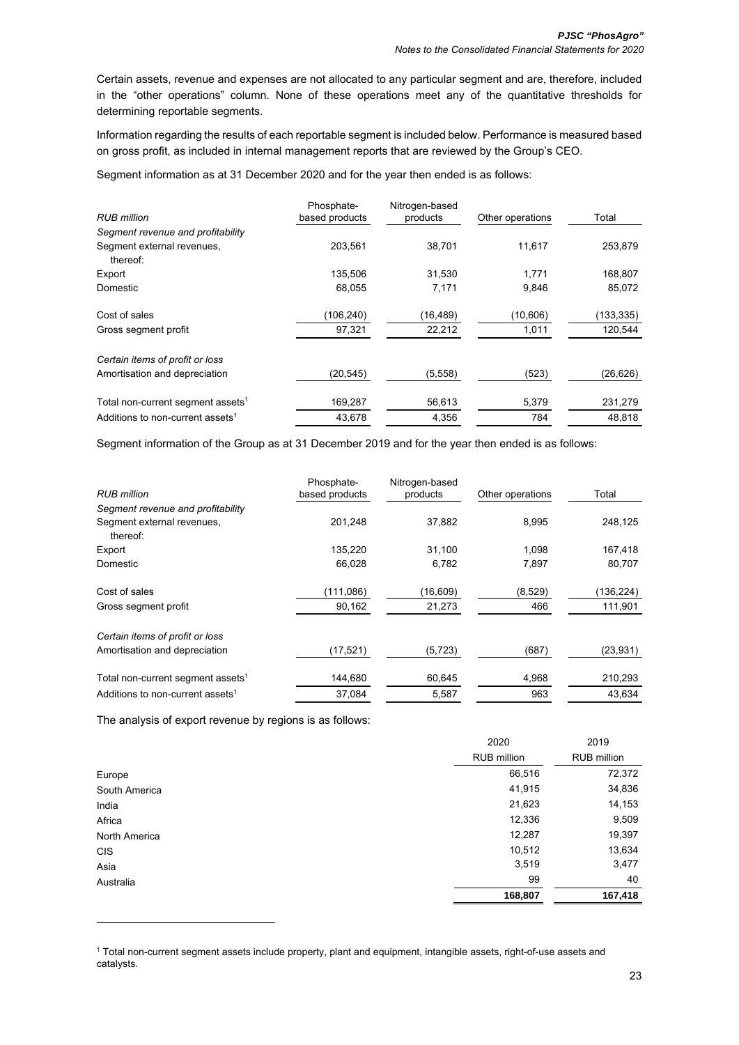Certain assets, revenue and expenses are not allocated to any particular segment and are, therefore, included in the "other operations" column. None of these operations meet any of the quantitative thresholds for determining reportable segments.

Information regarding the results of each reportable segment is included below. Performance is measured based on gross profit, as included in internal management reports that are reviewed by the Group's CEO.

Segment information as at 31 December 2020 and for the year then ended is as follows:

| *RUB million* | Phosphate-based products | Nitrogen-based products | Other operations | Total |
|---|---|---|---|---|
| *Segment revenue and profitability* | | | | |
| Segment external revenues, thereof: | 203,561 | 38,701 | 11,617 | 253,879 |
| Export | 135,506 | 31,530 | 1,771 | 168,807 |
| Domestic | 68,055 | 7,171 | 9,846 | 85,072 |
| Cost of sales | (106,240) | (16,489) | (10,606) | (133,335) |
| Gross segment profit | 97,321 | 22,212 | 1,011 | 120,544 |
| *Certain items of profit or loss* | | | | |
| Amortisation and depreciation | (20,545) | (5,558) | (523) | (26,626) |
| Total non-current segment assets[1] | 169,287 | 56,613 | 5,379 | 231,279 |
| Additions to non-current assets[1] | 43,678 | 4,356 | 784 | 48,818 |

Segment information of the Group as at 31 December 2019 and for the year then ended is as follows:

| *RUB million* | Phosphate-based products | Nitrogen-based products | Other operations | Total |
|---|---|---|---|---|
| *Segment revenue and profitability* | | | | |
| Segment external revenues, thereof: | 201,248 | 37,882 | 8,995 | 248,125 |
| Export | 135,220 | 31,100 | 1,098 | 167,418 |
| Domestic | 66,028 | 6,782 | 7,897 | 80,707 |
| Cost of sales | (111,086) | (16,609) | (8,529) | (136,224) |
| Gross segment profit | 90,162 | 21,273 | 466 | 111,901 |
| *Certain items of profit or loss* | | | | |
| Amortisation and depreciation | (17,521) | (5,723) | (687) | (23,931) |
| Total non-current segment assets[1] | 144,680 | 60,645 | 4,968 | 210,293 |
| Additions to non-current assets[1] | 37,084 | 5,587 | 963 | 43,634 |

The analysis of export revenue by regions is as follows:

| | 2020 RUB million | 2019 RUB million |
|---|---|---|
| Europe | 66,516 | 72,372 |
| South America | 41,915 | 34,836 |
| India | 21,623 | 14,153 |
| Africa | 12,336 | 9,509 |
| North America | 12,287 | 19,397 |
| CIS | 10,512 | 13,634 |
| Asia | 3,519 | 3,477 |
| Australia | 99 | 40 |
| | **168,807** | **167,418** |

[1] Total non-current segment assets include property, plant and equipment, intangible assets, right-of-use assets and catalysts.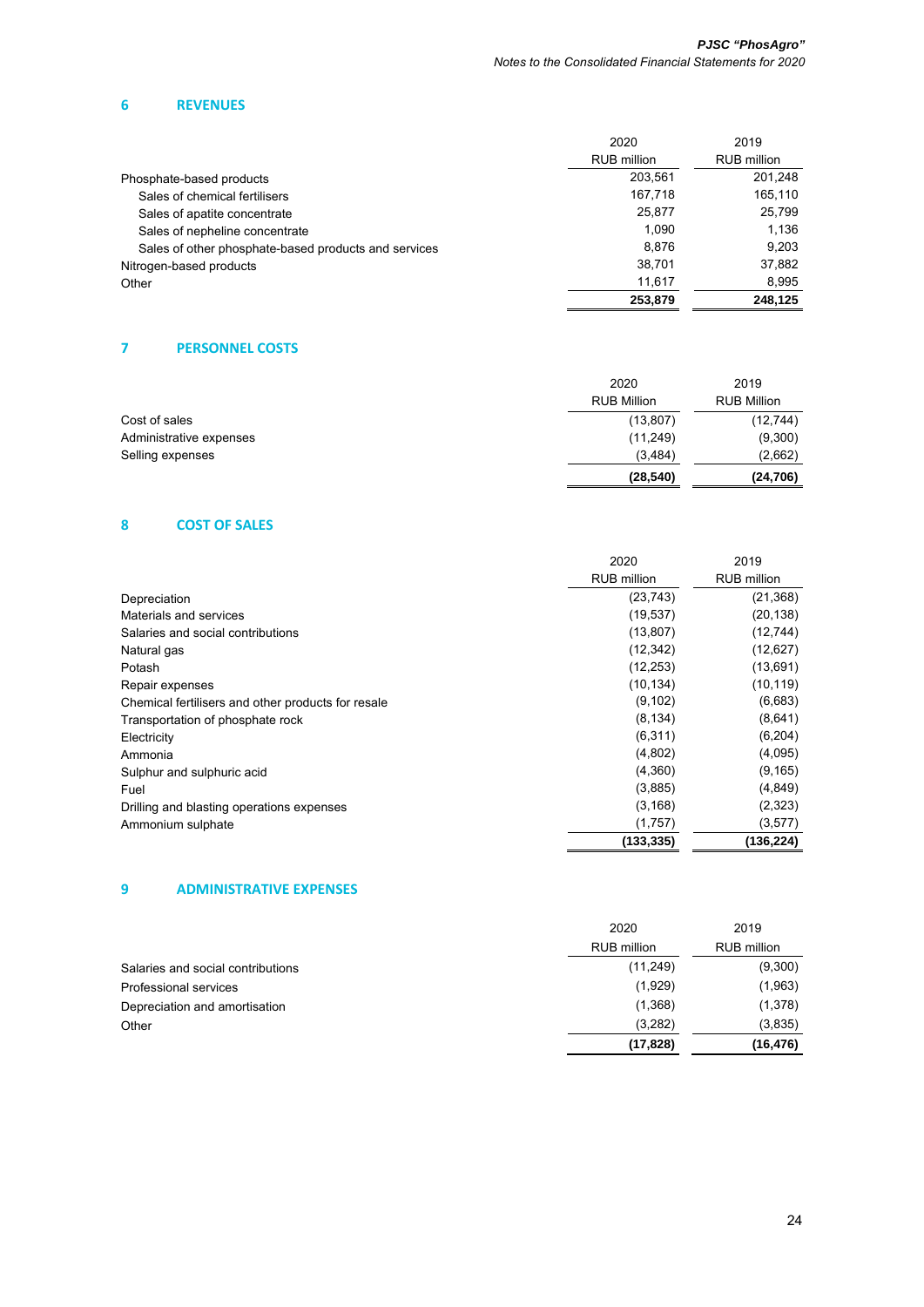## 6 REVENUES

| | 2020<br>RUB million | 2019<br>RUB million |
|---|---|---|
| Phosphate-based products | 203,561 | 201,248 |
| Sales of chemical fertilisers | 167,718 | 165,110 |
| Sales of apatite concentrate | 25,877 | 25,799 |
| Sales of nepheline concentrate | 1,090 | 1,136 |
| Sales of other phosphate-based products and services | 8,876 | 9,203 |
| Nitrogen-based products | 38,701 | 37,882 |
| Other | 11,617 | 8,995 |
| | **253,879** | **248,125** |

## 7 PERSONNEL COSTS

| | 2020<br>RUB Million | 2019<br>RUB Million |
|---|---|---|
| Cost of sales | (13,807) | (12,744) |
| Administrative expenses | (11,249) | (9,300) |
| Selling expenses | (3,484) | (2,662) |
| | **(28,540)** | **(24,706)** |

## 8 COST OF SALES

| | 2020<br>RUB million | 2019<br>RUB million |
|---|---|---|
| Depreciation | (23,743) | (21,368) |
| Materials and services | (19,537) | (20,138) |
| Salaries and social contributions | (13,807) | (12,744) |
| Natural gas | (12,342) | (12,627) |
| Potash | (12,253) | (13,691) |
| Repair expenses | (10,134) | (10,119) |
| Chemical fertilisers and other products for resale | (9,102) | (6,683) |
| Transportation of phosphate rock | (8,134) | (8,641) |
| Electricity | (6,311) | (6,204) |
| Ammonia | (4,802) | (4,095) |
| Sulphur and sulphuric acid | (4,360) | (9,165) |
| Fuel | (3,885) | (4,849) |
| Drilling and blasting operations expenses | (3,168) | (2,323) |
| Ammonium sulphate | (1,757) | (3,577) |
| | **(133,335)** | **(136,224)** |

## 9 ADMINISTRATIVE EXPENSES

| | 2020<br>RUB million | 2019<br>RUB million |
|---|---|---|
| Salaries and social contributions | (11,249) | (9,300) |
| Professional services | (1,929) | (1,963) |
| Depreciation and amortisation | (1,368) | (1,378) |
| Other | (3,282) | (3,835) |
| | **(17,828)** | **(16,476)** |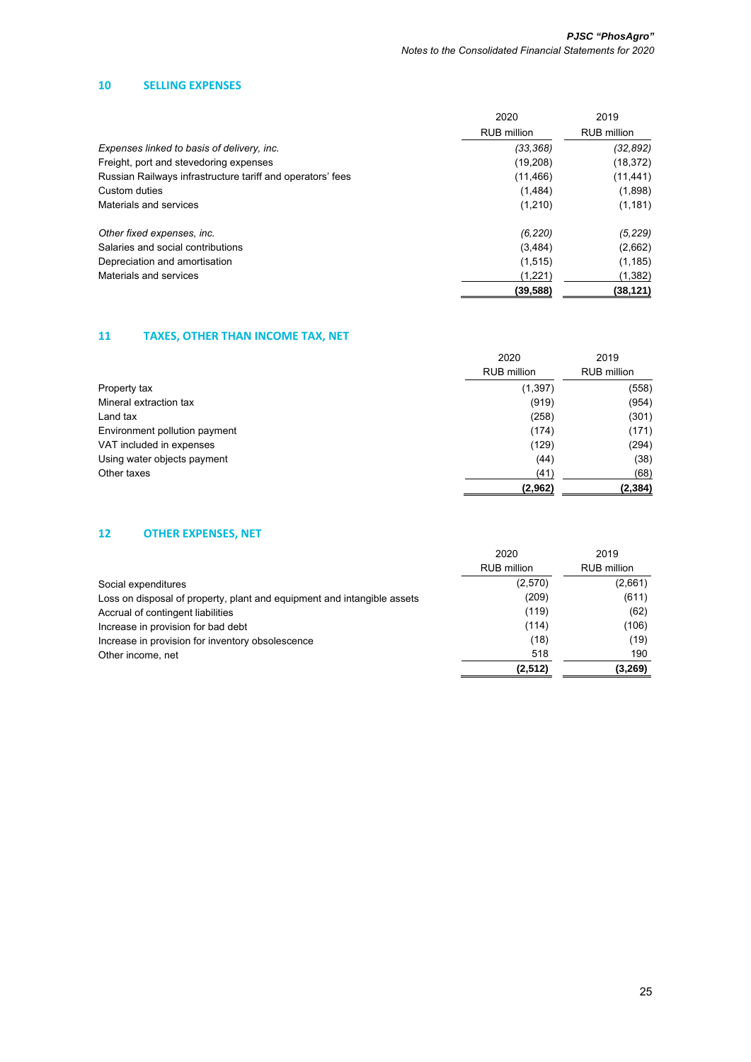## 10 SELLING EXPENSES

| | 2020 | 2019 |
|---|---|---|
| | RUB million | RUB million |
| *Expenses linked to basis of delivery, inc.* | *(33,368)* | *(32,892)* |
| Freight, port and stevedoring expenses | (19,208) | (18,372) |
| Russian Railways infrastructure tariff and operators' fees | (11,466) | (11,441) |
| Custom duties | (1,484) | (1,898) |
| Materials and services | (1,210) | (1,181) |
| | | |
| *Other fixed expenses, inc.* | *(6,220)* | *(5,229)* |
| Salaries and social contributions | (3,484) | (2,662) |
| Depreciation and amortisation | (1,515) | (1,185) |
| Materials and services | (1,221) | (1,382) |
| | **(39,588)** | **(38,121)** |

## 11 TAXES, OTHER THAN INCOME TAX, NET

| | 2020 | 2019 |
|---|---|---|
| | RUB million | RUB million |
| Property tax | (1,397) | (558) |
| Mineral extraction tax | (919) | (954) |
| Land tax | (258) | (301) |
| Environment pollution payment | (174) | (171) |
| VAT included in expenses | (129) | (294) |
| Using water objects payment | (44) | (38) |
| Other taxes | (41) | (68) |
| | **(2,962)** | **(2,384)** |

## 12 OTHER EXPENSES, NET

| | 2020 | 2019 |
|---|---|---|
| | RUB million | RUB million |
| Social expenditures | (2,570) | (2,661) |
| Loss on disposal of property, plant and equipment and intangible assets | (209) | (611) |
| Accrual of contingent liabilities | (119) | (62) |
| Increase in provision for bad debt | (114) | (106) |
| Increase in provision for inventory obsolescence | (18) | (19) |
| Other income, net | 518 | 190 |
| | **(2,512)** | **(3,269)** |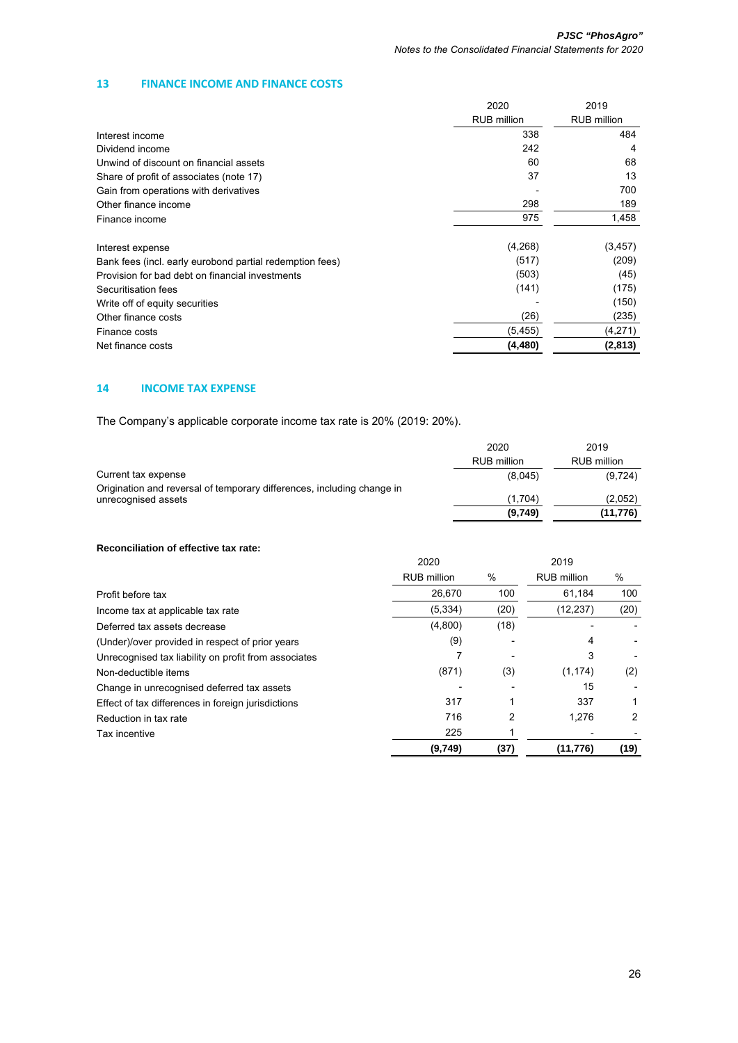## 13 FINANCE INCOME AND FINANCE COSTS

| | 2020<br>RUB million | 2019<br>RUB million |
|---|---|---|
| Interest income | 338 | 484 |
| Dividend income | 242 | 4 |
| Unwind of discount on financial assets | 60 | 68 |
| Share of profit of associates (note 17) | 37 | 13 |
| Gain from operations with derivatives | - | 700 |
| Other finance income | 298 | 189 |
| Finance income | 975 | 1,458 |
| | | |
| Interest expense | (4,268) | (3,457) |
| Bank fees (incl. early eurobond partial redemption fees) | (517) | (209) |
| Provision for bad debt on financial investments | (503) | (45) |
| Securitisation fees | (141) | (175) |
| Write off of equity securities | - | (150) |
| Other finance costs | (26) | (235) |
| Finance costs | (5,455) | (4,271) |
| Net finance costs | **(4,480)** | **(2,813)** |

## 14 INCOME TAX EXPENSE

The Company's applicable corporate income tax rate is 20% (2019: 20%).

| | 2020<br>RUB million | 2019<br>RUB million |
|---|---|---|
| Current tax expense | (8,045) | (9,724) |
| Origination and reversal of temporary differences, including change in unrecognised assets | (1,704) | (2,052) |
| | **(9,749)** | **(11,776)** |

**Reconciliation of effective tax rate:**

| | 2020<br>RUB million | 2020<br>% | 2019<br>RUB million | 2019<br>% |
|---|---|---|---|---|
| Profit before tax | 26,670 | 100 | 61,184 | 100 |
| Income tax at applicable tax rate | (5,334) | (20) | (12,237) | (20) |
| Deferred tax assets decrease | (4,800) | (18) | - | - |
| (Under)/over provided in respect of prior years | (9) | - | 4 | - |
| Unrecognised tax liability on profit from associates | 7 | - | 3 | - |
| Non-deductible items | (871) | (3) | (1,174) | (2) |
| Change in unrecognised deferred tax assets | - | - | 15 | - |
| Effect of tax differences in foreign jurisdictions | 317 | 1 | 337 | 1 |
| Reduction in tax rate | 716 | 2 | 1,276 | 2 |
| Tax incentive | 225 | 1 | - | - |
| | **(9,749)** | **(37)** | **(11,776)** | **(19)** |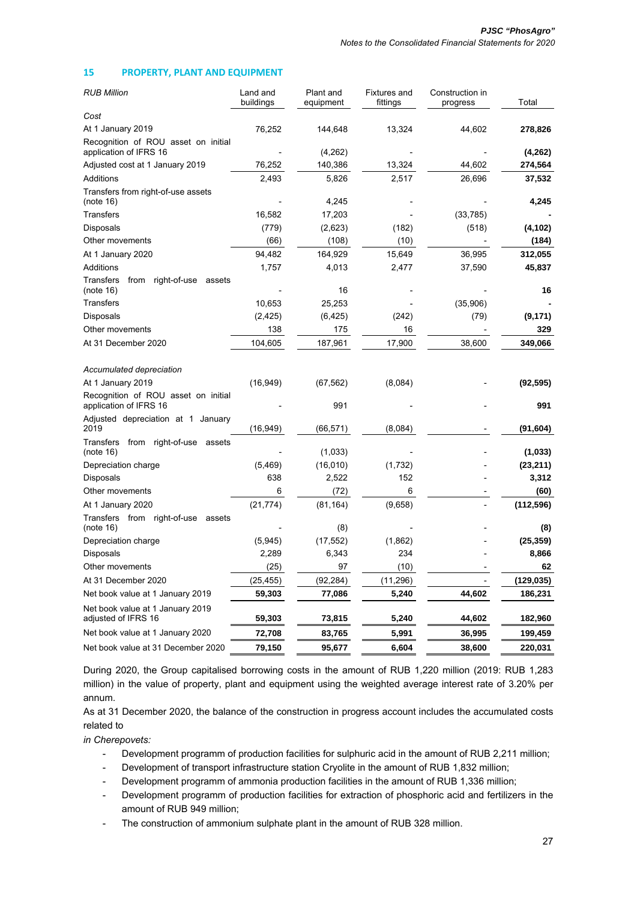## 15 PROPERTY, PLANT AND EQUIPMENT

| *RUB Million* | Land and buildings | Plant and equipment | Fixtures and fittings | Construction in progress | Total |
|---|---|---|---|---|---|
| *Cost* | | | | | |
| At 1 January 2019 | 76,252 | 144,648 | 13,324 | 44,602 | **278,826** |
| Recognition of ROU asset on initial application of IFRS 16 | - | (4,262) | - | - | **(4,262)** |
| Adjusted cost at 1 January 2019 | 76,252 | 140,386 | 13,324 | 44,602 | **274,564** |
| Additions | 2,493 | 5,826 | 2,517 | 26,696 | **37,532** |
| Transfers from right-of-use assets (note 16) | - | 4,245 | - | - | **4,245** |
| Transfers | 16,582 | 17,203 | - | (33,785) | **-** |
| Disposals | (779) | (2,623) | (182) | (518) | **(4,102)** |
| Other movements | (66) | (108) | (10) | - | **(184)** |
| At 1 January 2020 | 94,482 | 164,929 | 15,649 | 36,995 | **312,055** |
| Additions | 1,757 | 4,013 | 2,477 | 37,590 | **45,837** |
| Transfers from right-of-use assets (note 16) | - | 16 | - | - | **16** |
| Transfers | 10,653 | 25,253 | - | (35,906) | **-** |
| Disposals | (2,425) | (6,425) | (242) | (79) | **(9,171)** |
| Other movements | 138 | 175 | 16 | - | **329** |
| At 31 December 2020 | 104,605 | 187,961 | 17,900 | 38,600 | **349,066** |
| | | | | | |
| *Accumulated depreciation* | | | | | |
| At 1 January 2019 | (16,949) | (67,562) | (8,084) | - | **(92,595)** |
| Recognition of ROU asset on initial application of IFRS 16 | - | 991 | - | - | **991** |
| Adjusted depreciation at 1 January 2019 | (16,949) | (66,571) | (8,084) | - | **(91,604)** |
| Transfers from right-of-use assets (note 16) | - | (1,033) | - | - | **(1,033)** |
| Depreciation charge | (5,469) | (16,010) | (1,732) | - | **(23,211)** |
| Disposals | 638 | 2,522 | 152 | - | **3,312** |
| Other movements | 6 | (72) | 6 | - | **(60)** |
| At 1 January 2020 | (21,774) | (81,164) | (9,658) | - | **(112,596)** |
| Transfers from right-of-use assets (note 16) | - | (8) | - | - | **(8)** |
| Depreciation charge | (5,945) | (17,552) | (1,862) | - | **(25,359)** |
| Disposals | 2,289 | 6,343 | 234 | - | **8,866** |
| Other movements | (25) | 97 | (10) | - | **62** |
| At 31 December 2020 | (25,455) | (92,284) | (11,296) | - | **(129,035)** |
| Net book value at 1 January 2019 | **59,303** | **77,086** | **5,240** | **44,602** | **186,231** |
| Net book value at 1 January 2019 adjusted of IFRS 16 | **59,303** | **73,815** | **5,240** | **44,602** | **182,960** |
| Net book value at 1 January 2020 | **72,708** | **83,765** | **5,991** | **36,995** | **199,459** |
| Net book value at 31 December 2020 | **79,150** | **95,677** | **6,604** | **38,600** | **220,031** |

During 2020, the Group capitalised borrowing costs in the amount of RUB 1,220 million (2019: RUB 1,283 million) in the value of property, plant and equipment using the weighted average interest rate of 3.20% per annum.

As at 31 December 2020, the balance of the construction in progress account includes the accumulated costs related to

*in Cherepovets:*

- Development programm of production facilities for sulphuric acid in the amount of RUB 2,211 million;
- Development of transport infrastructure station Cryolite in the amount of RUB 1,832 million;
- Development programm of ammonia production facilities in the amount of RUB 1,336 million;
- Development programm of production facilities for extraction of phosphoric acid and fertilizers in the amount of RUB 949 million;
- The construction of ammonium sulphate plant in the amount of RUB 328 million.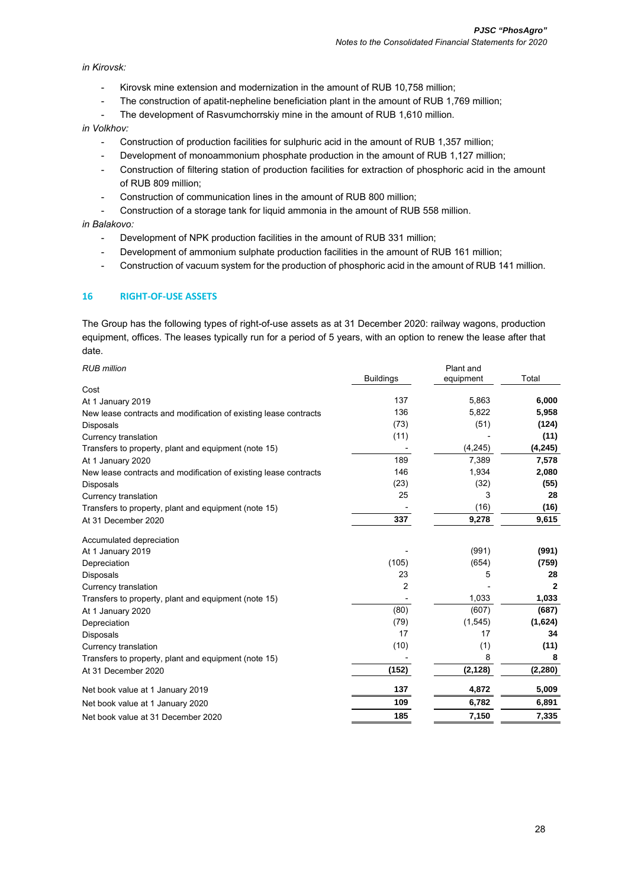*in Kirovsk:*

- Kirovsk mine extension and modernization in the amount of RUB 10,758 million;
- The construction of apatit-nepheline beneficiation plant in the amount of RUB 1,769 million;
- The development of Rasvumchorrskiy mine in the amount of RUB 1,610 million.

*in Volkhov:*

- Construction of production facilities for sulphuric acid in the amount of RUB 1,357 million;
- Development of monoammonium phosphate production in the amount of RUB 1,127 million;
- Construction of filtering station of production facilities for extraction of phosphoric acid in the amount of RUB 809 million;
- Construction of communication lines in the amount of RUB 800 million;
- Construction of a storage tank for liquid ammonia in the amount of RUB 558 million.

*in Balakovo:*

- Development of NPK production facilities in the amount of RUB 331 million;
- Development of ammonium sulphate production facilities in the amount of RUB 161 million;
- Construction of vacuum system for the production of phosphoric acid in the amount of RUB 141 million.

## 16 RIGHT-OF-USE ASSETS

The Group has the following types of right-of-use assets as at 31 December 2020: railway wagons, production equipment, offices. The leases typically run for a period of 5 years, with an option to renew the lease after that date.

| *RUB million* | Buildings | Plant and equipment | Total |
|---|---|---|---|
| Cost | | | |
| At 1 January 2019 | 137 | 5,863 | **6,000** |
| New lease contracts and modification of existing lease contracts | 136 | 5,822 | **5,958** |
| Disposals | (73) | (51) | **(124)** |
| Currency translation | (11) | - | **(11)** |
| Transfers to property, plant and equipment (note 15) | - | (4,245) | **(4,245)** |
| At 1 January 2020 | 189 | 7,389 | **7,578** |
| New lease contracts and modification of existing lease contracts | 146 | 1,934 | **2,080** |
| Disposals | (23) | (32) | **(55)** |
| Currency translation | 25 | 3 | **28** |
| Transfers to property, plant and equipment (note 15) | - | (16) | **(16)** |
| At 31 December 2020 | **337** | **9,278** | **9,615** |
| Accumulated depreciation | | | |
| At 1 January 2019 | - | (991) | **(991)** |
| Depreciation | (105) | (654) | **(759)** |
| Disposals | 23 | 5 | **28** |
| Currency translation | 2 | - | **2** |
| Transfers to property, plant and equipment (note 15) | - | 1,033 | **1,033** |
| At 1 January 2020 | (80) | (607) | **(687)** |
| Depreciation | (79) | (1,545) | **(1,624)** |
| Disposals | 17 | 17 | **34** |
| Currency translation | (10) | (1) | **(11)** |
| Transfers to property, plant and equipment (note 15) | - | 8 | **8** |
| At 31 December 2020 | **(152)** | **(2,128)** | **(2,280)** |
| Net book value at 1 January 2019 | **137** | **4,872** | **5,009** |
| Net book value at 1 January 2020 | **109** | **6,782** | **6,891** |
| Net book value at 31 December 2020 | **185** | **7,150** | **7,335** |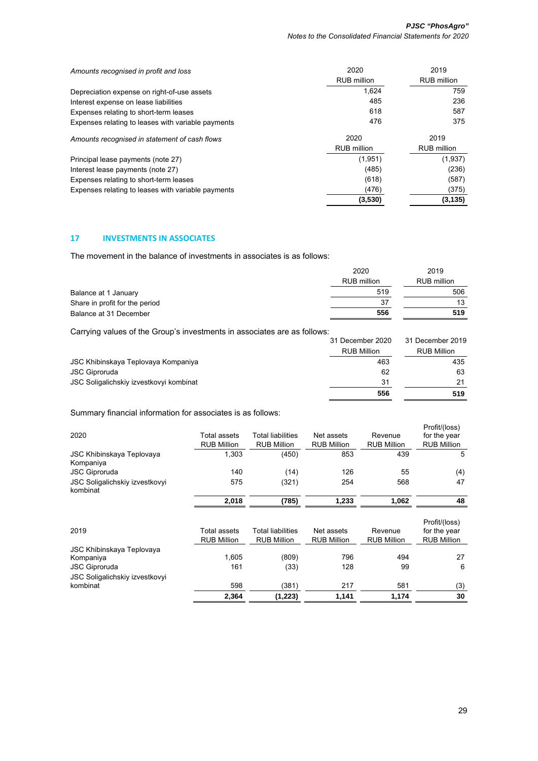| *Amounts recognised in profit and loss* | 2020<br>RUB million | 2019<br>RUB million |
|---|---|---|
| Depreciation expense on right-of-use assets | 1,624 | 759 |
| Interest expense on lease liabilities | 485 | 236 |
| Expenses relating to short-term leases | 618 | 587 |
| Expenses relating to leases with variable payments | 476 | 375 |

| *Amounts recognised in statement of cash flows* | 2020<br>RUB million | 2019<br>RUB million |
|---|---|---|
| Principal lease payments (note 27) | (1,951) | (1,937) |
| Interest lease payments (note 27) | (485) | (236) |
| Expenses relating to short-term leases | (618) | (587) |
| Expenses relating to leases with variable payments | (476) | (375) |
| | **(3,530)** | **(3,135)** |

## 17 INVESTMENTS IN ASSOCIATES

The movement in the balance of investments in associates is as follows:

| | 2020<br>RUB million | 2019<br>RUB million |
|---|---|---|
| Balance at 1 January | 519 | 506 |
| Share in profit for the period | 37 | 13 |
| Balance at 31 December | **556** | **519** |

Carrying values of the Group's investments in associates are as follows:

| | 31 December 2020<br>RUB Million | 31 December 2019<br>RUB Million |
|---|---|---|
| JSC Khibinskaya Teplovaya Kompaniya | 463 | 435 |
| JSC Giproruda | 62 | 63 |
| JSC Soligalichskiy izvestkovyi kombinat | 31 | 21 |
| | **556** | **519** |

Summary financial information for associates is as follows:

| 2020 | Total assets<br>RUB Million | Total liabilities<br>RUB Million | Net assets<br>RUB Million | Revenue<br>RUB Million | Profit/(loss) for the year<br>RUB Million |
|---|---|---|---|---|---|
| JSC Khibinskaya Teplovaya Kompaniya | 1,303 | (450) | 853 | 439 | 5 |
| JSC Giproruda | 140 | (14) | 126 | 55 | (4) |
| JSC Soligalichskiy izvestkovyi kombinat | 575 | (321) | 254 | 568 | 47 |
| | **2,018** | **(785)** | **1,233** | **1,062** | **48** |

| 2019 | Total assets<br>RUB Million | Total liabilities<br>RUB Million | Net assets<br>RUB Million | Revenue<br>RUB Million | Profit/(loss) for the year<br>RUB Million |
|---|---|---|---|---|---|
| JSC Khibinskaya Teplovaya Kompaniya | 1,605 | (809) | 796 | 494 | 27 |
| JSC Giproruda | 161 | (33) | 128 | 99 | 6 |
| JSC Soligalichskiy izvestkovyi kombinat | 598 | (381) | 217 | 581 | (3) |
| | **2,364** | **(1,223)** | **1,141** | **1,174** | **30** |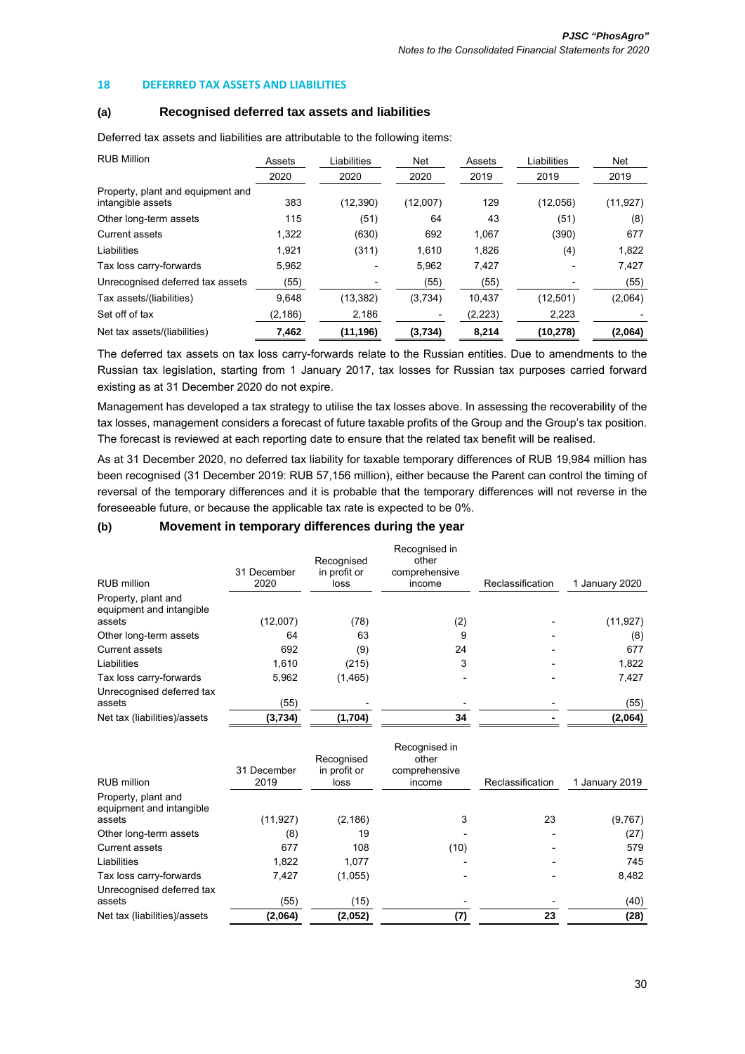## 18 DEFERRED TAX ASSETS AND LIABILITIES

### (a) Recognised deferred tax assets and liabilities

Deferred tax assets and liabilities are attributable to the following items:

| RUB Million | Assets 2020 | Liabilities 2020 | Net 2020 | Assets 2019 | Liabilities 2019 | Net 2019 |
|---|---|---|---|---|---|---|
| Property, plant and equipment and intangible assets | 383 | (12,390) | (12,007) | 129 | (12,056) | (11,927) |
| Other long-term assets | 115 | (51) | 64 | 43 | (51) | (8) |
| Current assets | 1,322 | (630) | 692 | 1,067 | (390) | 677 |
| Liabilities | 1,921 | (311) | 1,610 | 1,826 | (4) | 1,822 |
| Tax loss carry-forwards | 5,962 | - | 5,962 | 7,427 | - | 7,427 |
| Unrecognised deferred tax assets | (55) | - | (55) | (55) | - | (55) |
| Tax assets/(liabilities) | 9,648 | (13,382) | (3,734) | 10,437 | (12,501) | (2,064) |
| Set off of tax | (2,186) | 2,186 | - | (2,223) | 2,223 | - |
| **Net tax assets/(liabilities)** | **7,462** | **(11,196)** | **(3,734)** | **8,214** | **(10,278)** | **(2,064)** |

The deferred tax assets on tax loss carry-forwards relate to the Russian entities. Due to amendments to the Russian tax legislation, starting from 1 January 2017, tax losses for Russian tax purposes carried forward existing as at 31 December 2020 do not expire.

Management has developed a tax strategy to utilise the tax losses above. In assessing the recoverability of the tax losses, management considers a forecast of future taxable profits of the Group and the Group's tax position. The forecast is reviewed at each reporting date to ensure that the related tax benefit will be realised.

As at 31 December 2020, no deferred tax liability for taxable temporary differences of RUB 19,984 million has been recognised (31 December 2019: RUB 57,156 million), either because the Parent can control the timing of reversal of the temporary differences and it is probable that the temporary differences will not reverse in the foreseeable future, or because the applicable tax rate is expected to be 0%.

### (b) Movement in temporary differences during the year

| RUB million | 31 December 2020 | Recognised in profit or loss | Recognised in other comprehensive income | Reclassification | 1 January 2020 |
|---|---|---|---|---|---|
| Property, plant and equipment and intangible assets | (12,007) | (78) | (2) | - | (11,927) |
| Other long-term assets | 64 | 63 | 9 | - | (8) |
| Current assets | 692 | (9) | 24 | - | 677 |
| Liabilities | 1,610 | (215) | 3 | - | 1,822 |
| Tax loss carry-forwards | 5,962 | (1,465) | - | - | 7,427 |
| Unrecognised deferred tax assets | (55) | - | - | - | (55) |
| Net tax (liabilities)/assets | **(3,734)** | **(1,704)** | **34** | **-** | **(2,064)** |

| RUB million | 31 December 2019 | Recognised in profit or loss | Recognised in other comprehensive income | Reclassification | 1 January 2019 |
|---|---|---|---|---|---|
| Property, plant and equipment and intangible assets | (11,927) | (2,186) | 3 | 23 | (9,767) |
| Other long-term assets | (8) | 19 | - | - | (27) |
| Current assets | 677 | 108 | (10) | - | 579 |
| Liabilities | 1,822 | 1,077 | - | - | 745 |
| Tax loss carry-forwards | 7,427 | (1,055) | - | - | 8,482 |
| Unrecognised deferred tax assets | (55) | (15) | - | - | (40) |
| Net tax (liabilities)/assets | **(2,064)** | **(2,052)** | **(7)** | **23** | **(28)** |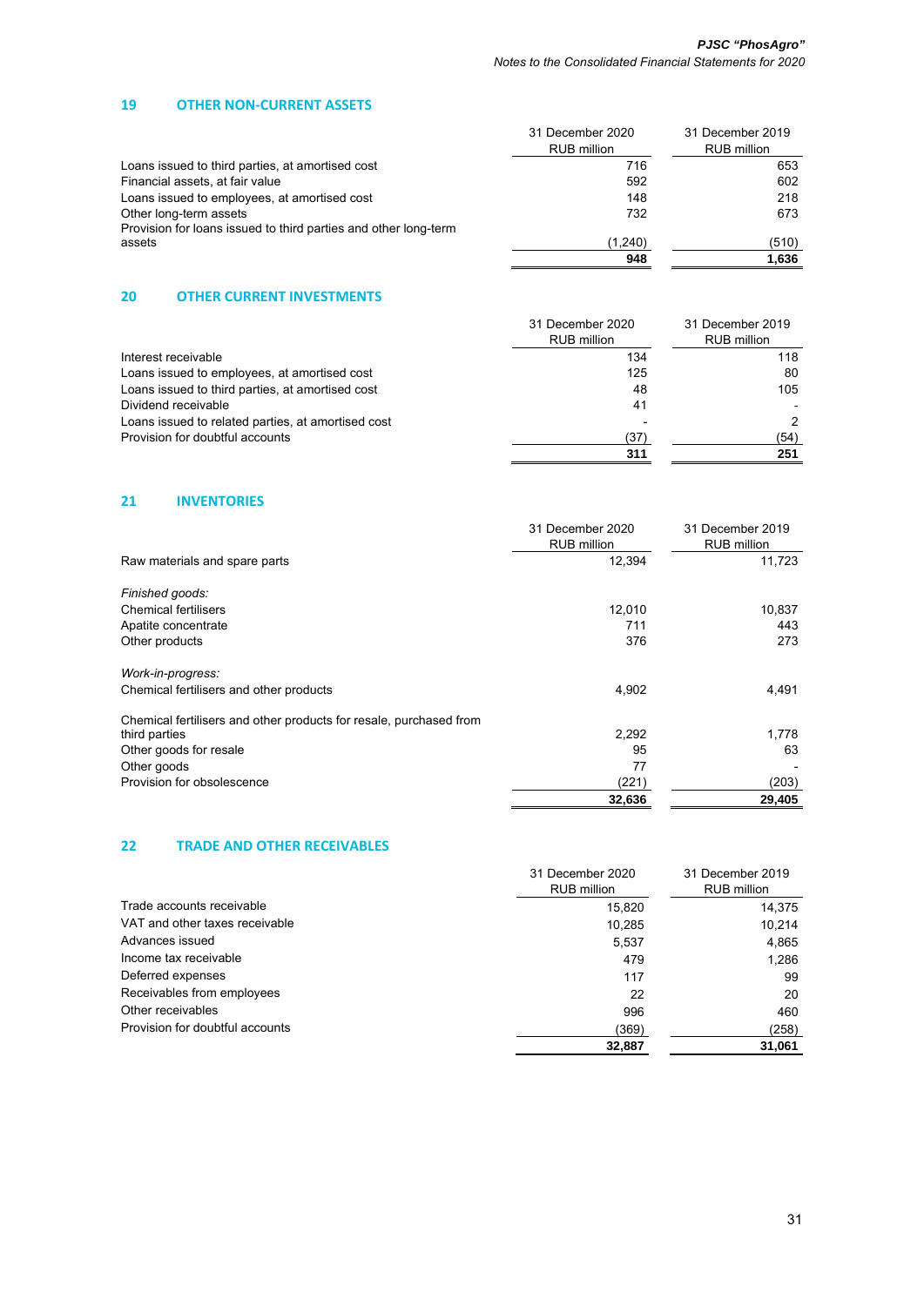## 19 OTHER NON-CURRENT ASSETS

| | 31 December 2020 RUB million | 31 December 2019 RUB million |
|---|---|---|
| Loans issued to third parties, at amortised cost | 716 | 653 |
| Financial assets, at fair value | 592 | 602 |
| Loans issued to employees, at amortised cost | 148 | 218 |
| Other long-term assets | 732 | 673 |
| Provision for loans issued to third parties and other long-term assets | (1,240) | (510) |
| | **948** | **1,636** |

## 20 OTHER CURRENT INVESTMENTS

| | 31 December 2020 RUB million | 31 December 2019 RUB million |
|---|---|---|
| Interest receivable | 134 | 118 |
| Loans issued to employees, at amortised cost | 125 | 80 |
| Loans issued to third parties, at amortised cost | 48 | 105 |
| Dividend receivable | 41 | - |
| Loans issued to related parties, at amortised cost | - | 2 |
| Provision for doubtful accounts | (37) | (54) |
| | **311** | **251** |

## 21 INVENTORIES

| | 31 December 2020 RUB million | 31 December 2019 RUB million |
|---|---|---|
| Raw materials and spare parts | 12,394 | 11,723 |
| *Finished goods:* | | |
| Chemical fertilisers | 12,010 | 10,837 |
| Apatite concentrate | 711 | 443 |
| Other products | 376 | 273 |
| *Work-in-progress:* | | |
| Chemical fertilisers and other products | 4,902 | 4,491 |
| Chemical fertilisers and other products for resale, purchased from third parties | 2,292 | 1,778 |
| Other goods for resale | 95 | 63 |
| Other goods | 77 | - |
| Provision for obsolescence | (221) | (203) |
| | **32,636** | **29,405** |

## 22 TRADE AND OTHER RECEIVABLES

| | 31 December 2020 RUB million | 31 December 2019 RUB million |
|---|---|---|
| Trade accounts receivable | 15,820 | 14,375 |
| VAT and other taxes receivable | 10,285 | 10,214 |
| Advances issued | 5,537 | 4,865 |
| Income tax receivable | 479 | 1,286 |
| Deferred expenses | 117 | 99 |
| Receivables from employees | 22 | 20 |
| Other receivables | 996 | 460 |
| Provision for doubtful accounts | (369) | (258) |
| | **32,887** | **31,061** |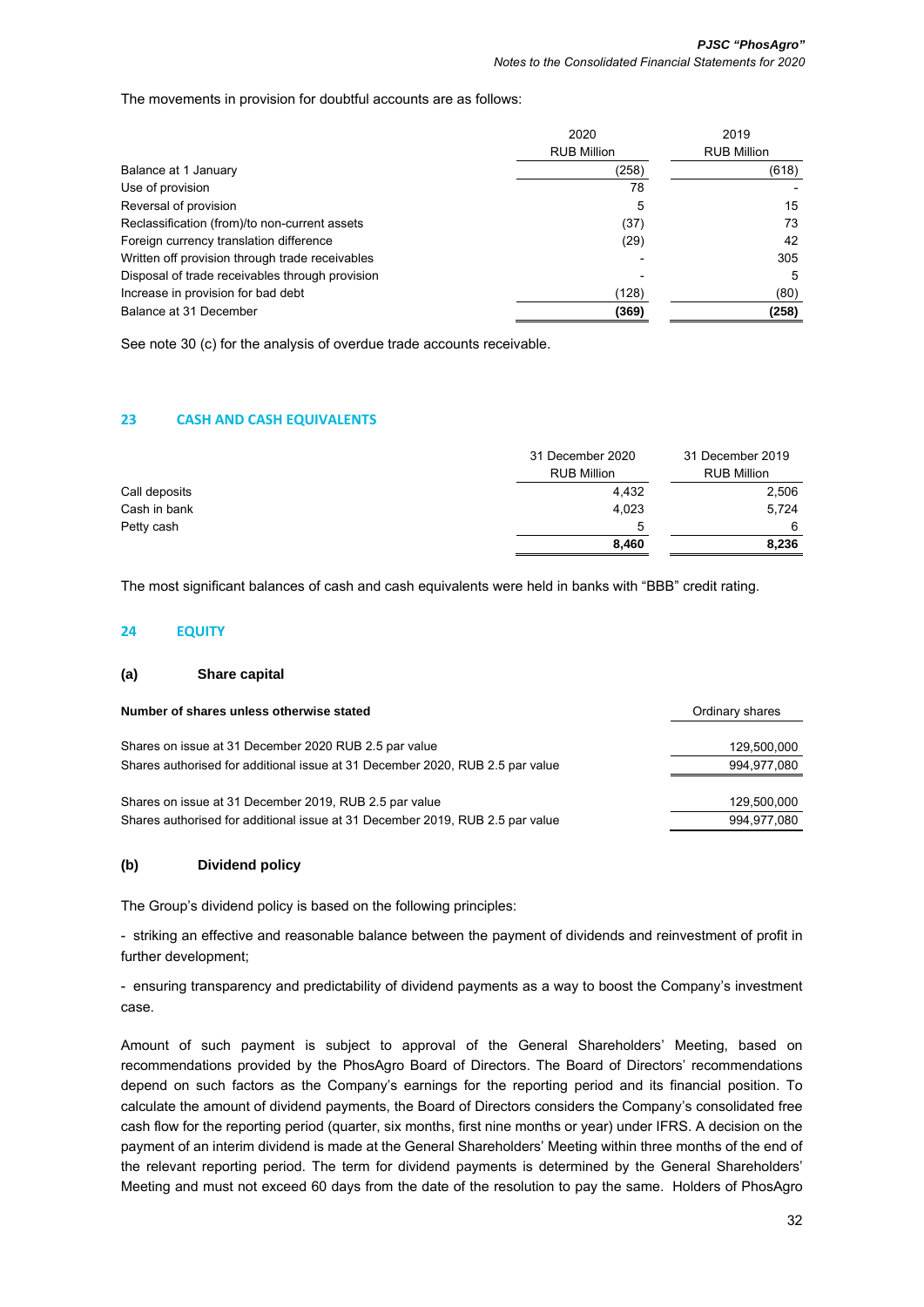The movements in provision for doubtful accounts are as follows:

| | 2020 | 2019 |
|---|---|---|
| | RUB Million | RUB Million |
| Balance at 1 January | (258) | (618) |
| Use of provision | 78 | - |
| Reversal of provision | 5 | 15 |
| Reclassification (from)/to non-current assets | (37) | 73 |
| Foreign currency translation difference | (29) | 42 |
| Written off provision through trade receivables | - | 305 |
| Disposal of trade receivables through provision | - | 5 |
| Increase in provision for bad debt | (128) | (80) |
| Balance at 31 December | **(369)** | **(258)** |

See note 30 (c) for the analysis of overdue trade accounts receivable.

## 23 CASH AND CASH EQUIVALENTS

| | 31 December 2020 | 31 December 2019 |
|---|---|---|
| | RUB Million | RUB Million |
| Call deposits | 4,432 | 2,506 |
| Cash in bank | 4,023 | 5,724 |
| Petty cash | 5 | 6 |
| | **8,460** | **8,236** |

The most significant balances of cash and cash equivalents were held in banks with "BBB" credit rating.

## 24 EQUITY

### (a) Share capital

| **Number of shares unless otherwise stated** | Ordinary shares |
|---|---|
| Shares on issue at 31 December 2020 RUB 2.5 par value | 129,500,000 |
| Shares authorised for additional issue at 31 December 2020, RUB 2.5 par value | 994,977,080 |
| Shares on issue at 31 December 2019, RUB 2.5 par value | 129,500,000 |
| Shares authorised for additional issue at 31 December 2019, RUB 2.5 par value | 994,977,080 |

### (b) Dividend policy

The Group's dividend policy is based on the following principles:

- striking an effective and reasonable balance between the payment of dividends and reinvestment of profit in further development;

- ensuring transparency and predictability of dividend payments as a way to boost the Company's investment case.

Amount of such payment is subject to approval of the General Shareholders' Meeting, based on recommendations provided by the PhosAgro Board of Directors. The Board of Directors' recommendations depend on such factors as the Company's earnings for the reporting period and its financial position. To calculate the amount of dividend payments, the Board of Directors considers the Company's consolidated free cash flow for the reporting period (quarter, six months, first nine months or year) under IFRS. A decision on the payment of an interim dividend is made at the General Shareholders' Meeting within three months of the end of the relevant reporting period. The term for dividend payments is determined by the General Shareholders' Meeting and must not exceed 60 days from the date of the resolution to pay the same. Holders of PhosAgro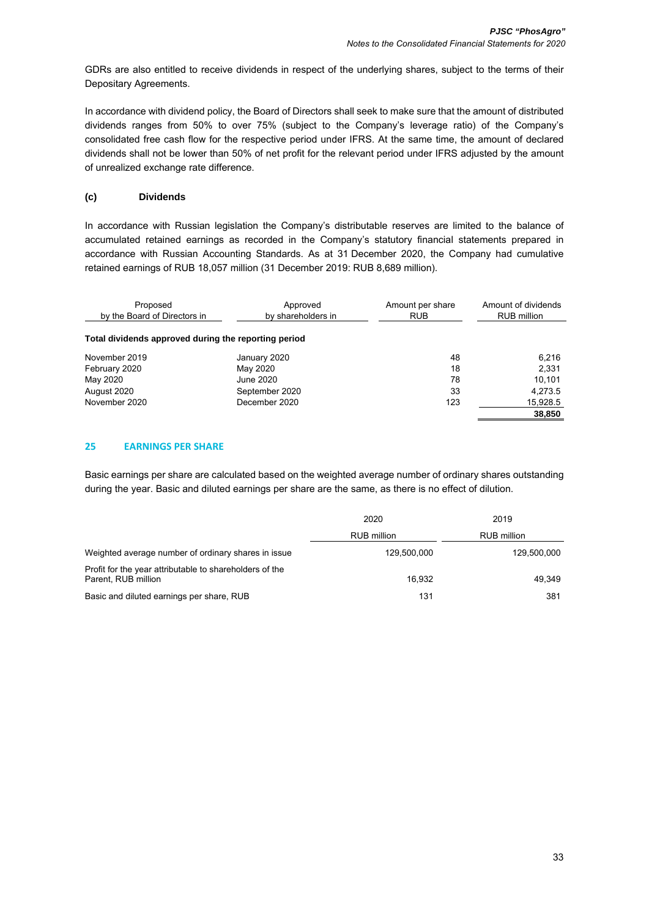GDRs are also entitled to receive dividends in respect of the underlying shares, subject to the terms of their Depositary Agreements.

In accordance with dividend policy, the Board of Directors shall seek to make sure that the amount of distributed dividends ranges from 50% to over 75% (subject to the Company's leverage ratio) of the Company's consolidated free cash flow for the respective period under IFRS. At the same time, the amount of declared dividends shall not be lower than 50% of net profit for the relevant period under IFRS adjusted by the amount of unrealized exchange rate difference.

### (c) Dividends

In accordance with Russian legislation the Company's distributable reserves are limited to the balance of accumulated retained earnings as recorded in the Company's statutory financial statements prepared in accordance with Russian Accounting Standards. As at 31 December 2020, the Company had cumulative retained earnings of RUB 18,057 million (31 December 2019: RUB 8,689 million).

| Proposed by the Board of Directors in | Approved by shareholders in | Amount per share RUB | Amount of dividends RUB million |
|---|---|---|---|
| **Total dividends approved during the reporting period** | | | |
| November 2019 | January 2020 | 48 | 6,216 |
| February 2020 | May 2020 | 18 | 2,331 |
| May 2020 | June 2020 | 78 | 10,101 |
| August 2020 | September 2020 | 33 | 4,273.5 |
| November 2020 | December 2020 | 123 | 15,928.5 |
| | | | **38,850** |

## 25 EARNINGS PER SHARE

Basic earnings per share are calculated based on the weighted average number of ordinary shares outstanding during the year. Basic and diluted earnings per share are the same, as there is no effect of dilution.

| | 2020 | 2019 |
|---|---|---|
| | RUB million | RUB million |
| Weighted average number of ordinary shares in issue | 129,500,000 | 129,500,000 |
| Profit for the year attributable to shareholders of the Parent, RUB million | 16,932 | 49,349 |
| Basic and diluted earnings per share, RUB | 131 | 381 |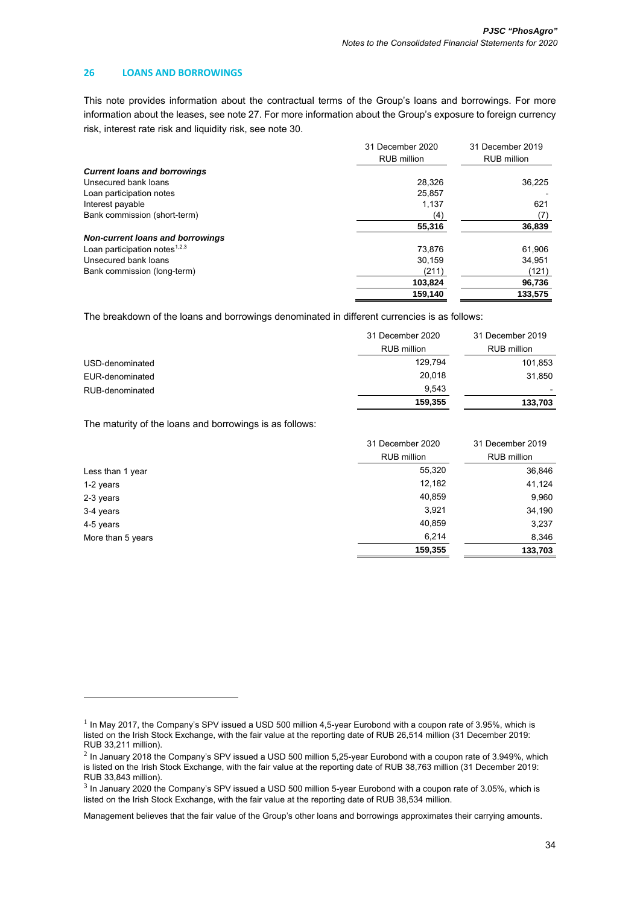## 26 LOANS AND BORROWINGS

This note provides information about the contractual terms of the Group's loans and borrowings. For more information about the leases, see note 27. For more information about the Group's exposure to foreign currency risk, interest rate risk and liquidity risk, see note 30.

| | 31 December 2020 RUB million | 31 December 2019 RUB million |
|---|---|---|
| ***Current loans and borrowings*** | | |
| Unsecured bank loans | 28,326 | 36,225 |
| Loan participation notes | 25,857 | - |
| Interest payable | 1,137 | 621 |
| Bank commission (short-term) | (4) | (7) |
| | **55,316** | **36,839** |
| ***Non-current loans and borrowings*** | | |
| Loan participation notes[1,2,3] | 73,876 | 61,906 |
| Unsecured bank loans | 30,159 | 34,951 |
| Bank commission (long-term) | (211) | (121) |
| | **103,824** | **96,736** |
| | **159,140** | **133,575** |

The breakdown of the loans and borrowings denominated in different currencies is as follows:

| | 31 December 2020 RUB million | 31 December 2019 RUB million |
|---|---|---|
| USD-denominated | 129,794 | 101,853 |
| EUR-denominated | 20,018 | 31,850 |
| RUB-denominated | 9,543 | - |
| | **159,355** | **133,703** |

The maturity of the loans and borrowings is as follows:

| | 31 December 2020 RUB million | 31 December 2019 RUB million |
|---|---|---|
| Less than 1 year | 55,320 | 36,846 |
| 1-2 years | 12,182 | 41,124 |
| 2-3 years | 40,859 | 9,960 |
| 3-4 years | 3,921 | 34,190 |
| 4-5 years | 40,859 | 3,237 |
| More than 5 years | 6,214 | 8,346 |
| | **159,355** | **133,703** |

[1] In May 2017, the Company's SPV issued a USD 500 million 4,5-year Eurobond with a coupon rate of 3.95%, which is listed on the Irish Stock Exchange, with the fair value at the reporting date of RUB 26,514 million (31 December 2019: RUB 33,211 million).

[2] In January 2018 the Company's SPV issued a USD 500 million 5,25-year Eurobond with a coupon rate of 3.949%, which is listed on the Irish Stock Exchange, with the fair value at the reporting date of RUB 38,763 million (31 December 2019: RUB 33,843 million).

[3] In January 2020 the Company's SPV issued a USD 500 million 5-year Eurobond with a coupon rate of 3.05%, which is listed on the Irish Stock Exchange, with the fair value at the reporting date of RUB 38,534 million.

Management believes that the fair value of the Group's other loans and borrowings approximates their carrying amounts.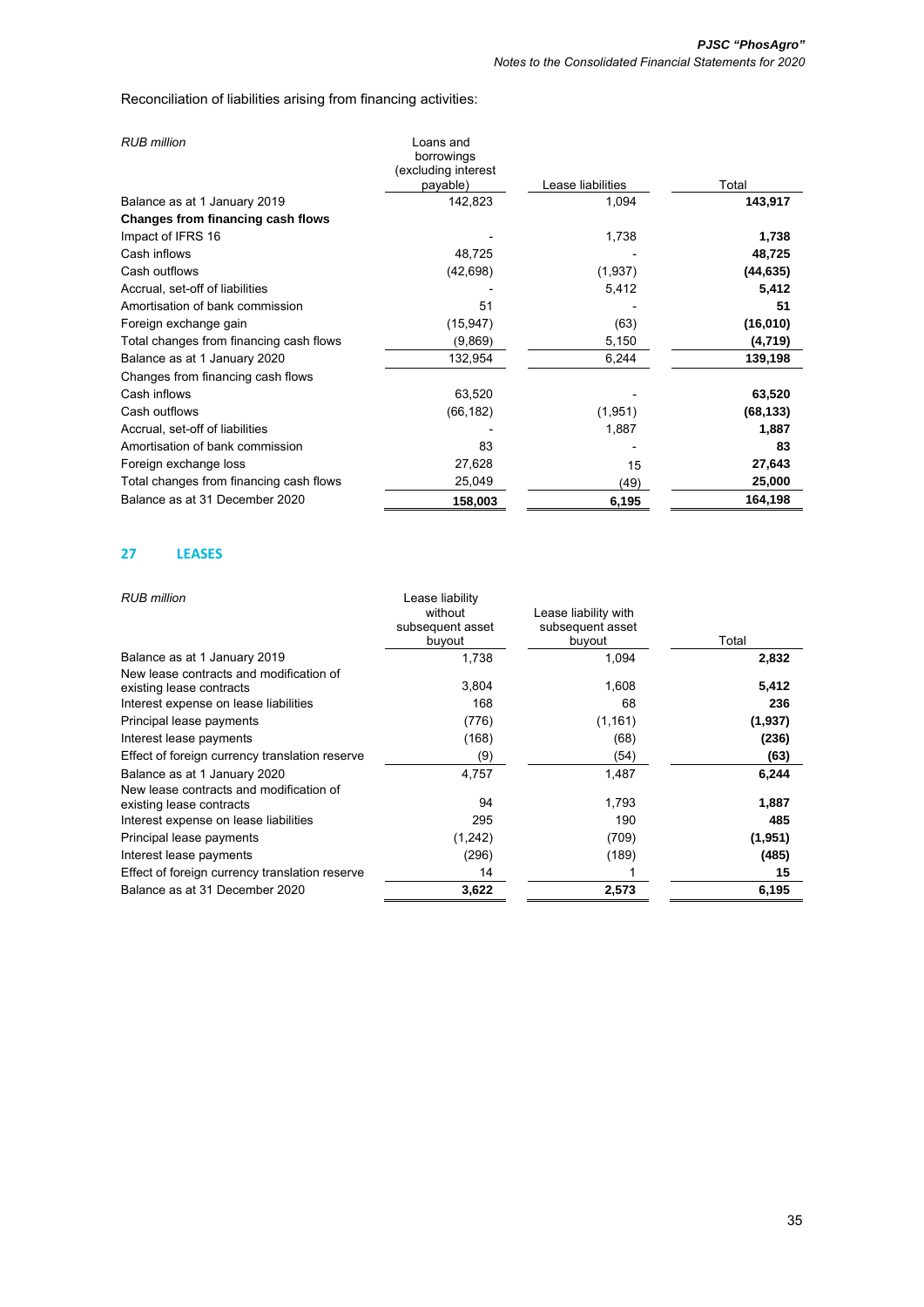Reconciliation of liabilities arising from financing activities:

| *RUB million* | Loans and borrowings (excluding interest payable) | Lease liabilities | Total |
|---|---|---|---|
| Balance as at 1 January 2019 | 142,823 | 1,094 | **143,917** |
| **Changes from financing cash flows** | | | |
| Impact of IFRS 16 | - | 1,738 | **1,738** |
| Cash inflows | 48,725 | - | **48,725** |
| Cash outflows | (42,698) | (1,937) | **(44,635)** |
| Accrual, set-off of liabilities | - | 5,412 | **5,412** |
| Amortisation of bank commission | 51 | - | **51** |
| Foreign exchange gain | (15,947) | (63) | **(16,010)** |
| Total changes from financing cash flows | (9,869) | 5,150 | **(4,719)** |
| Balance as at 1 January 2020 | 132,954 | 6,244 | **139,198** |
| Changes from financing cash flows | | | |
| Cash inflows | 63,520 | - | **63,520** |
| Cash outflows | (66,182) | (1,951) | **(68,133)** |
| Accrual, set-off of liabilities | - | 1,887 | **1,887** |
| Amortisation of bank commission | 83 | - | **83** |
| Foreign exchange loss | 27,628 | 15 | **27,643** |
| Total changes from financing cash flows | 25,049 | (49) | **25,000** |
| Balance as at 31 December 2020 | **158,003** | **6,195** | **164,198** |

## 27 LEASES

| *RUB million* | Lease liability without subsequent asset buyout | Lease liability with subsequent asset buyout | Total |
|---|---|---|---|
| Balance as at 1 January 2019 | 1,738 | 1,094 | **2,832** |
| New lease contracts and modification of existing lease contracts | 3,804 | 1,608 | **5,412** |
| Interest expense on lease liabilities | 168 | 68 | **236** |
| Principal lease payments | (776) | (1,161) | **(1,937)** |
| Interest lease payments | (168) | (68) | **(236)** |
| Effect of foreign currency translation reserve | (9) | (54) | **(63)** |
| Balance as at 1 January 2020 | 4,757 | 1,487 | **6,244** |
| New lease contracts and modification of existing lease contracts | 94 | 1,793 | **1,887** |
| Interest expense on lease liabilities | 295 | 190 | **485** |
| Principal lease payments | (1,242) | (709) | **(1,951)** |
| Interest lease payments | (296) | (189) | **(485)** |
| Effect of foreign currency translation reserve | 14 | 1 | **15** |
| Balance as at 31 December 2020 | **3,622** | **2,573** | **6,195** |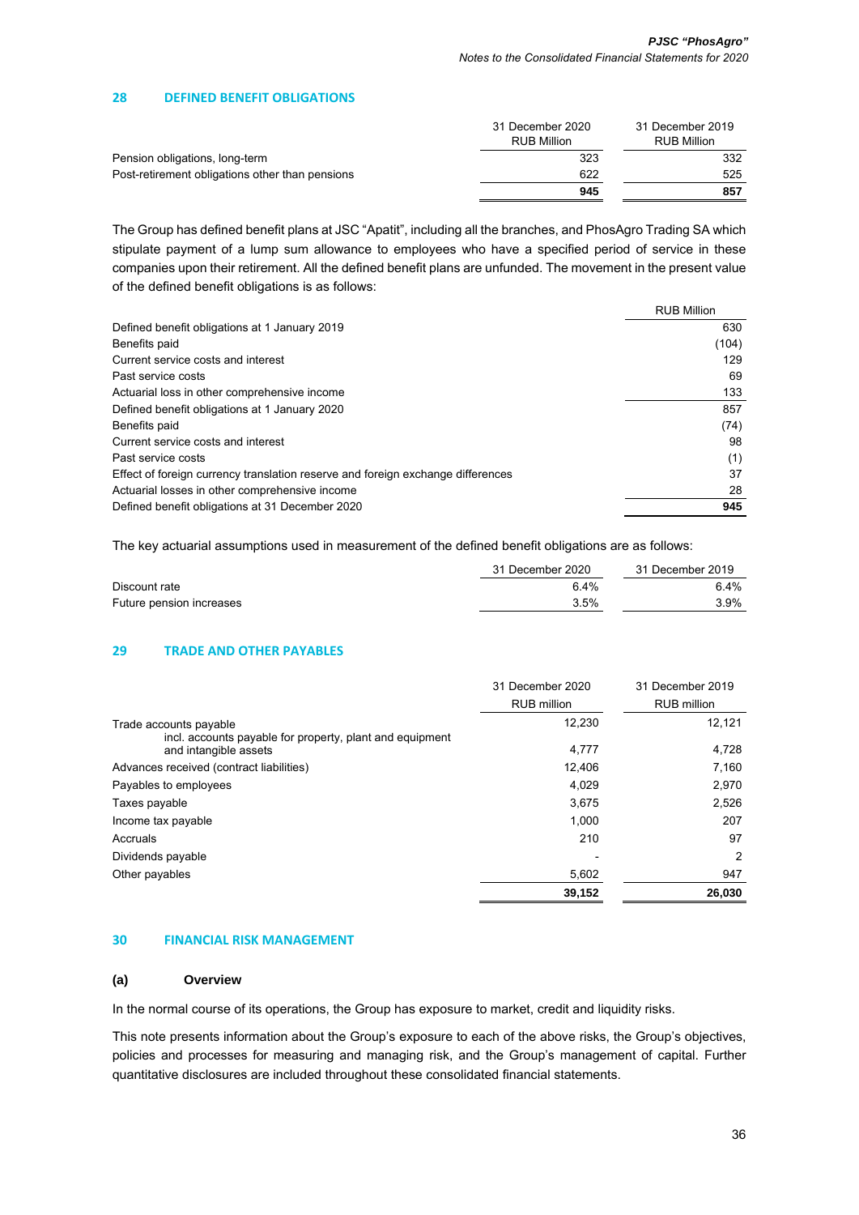## 28 DEFINED BENEFIT OBLIGATIONS

| | 31 December 2020 RUB Million | 31 December 2019 RUB Million |
|---|---|---|
| Pension obligations, long-term | 323 | 332 |
| Post-retirement obligations other than pensions | 622 | 525 |
| | **945** | **857** |

The Group has defined benefit plans at JSC "Apatit", including all the branches, and PhosAgro Trading SA which stipulate payment of a lump sum allowance to employees who have a specified period of service in these companies upon their retirement. All the defined benefit plans are unfunded. The movement in the present value of the defined benefit obligations is as follows:

| | RUB Million |
|---|---|
| Defined benefit obligations at 1 January 2019 | 630 |
| Benefits paid | (104) |
| Current service costs and interest | 129 |
| Past service costs | 69 |
| Actuarial loss in other comprehensive income | 133 |
| Defined benefit obligations at 1 January 2020 | 857 |
| Benefits paid | (74) |
| Current service costs and interest | 98 |
| Past service costs | (1) |
| Effect of foreign currency translation reserve and foreign exchange differences | 37 |
| Actuarial losses in other comprehensive income | 28 |
| Defined benefit obligations at 31 December 2020 | **945** |

The key actuarial assumptions used in measurement of the defined benefit obligations are as follows:

| | 31 December 2020 | 31 December 2019 |
|---|---|---|
| Discount rate | 6.4% | 6.4% |
| Future pension increases | 3.5% | 3.9% |

## 29 TRADE AND OTHER PAYABLES

| | 31 December 2020 RUB million | 31 December 2019 RUB million |
|---|---|---|
| Trade accounts payable | 12,230 | 12,121 |
| incl. accounts payable for property, plant and equipment and intangible assets | 4,777 | 4,728 |
| Advances received (contract liabilities) | 12,406 | 7,160 |
| Payables to employees | 4,029 | 2,970 |
| Taxes payable | 3,675 | 2,526 |
| Income tax payable | 1,000 | 207 |
| Accruals | 210 | 97 |
| Dividends payable | - | 2 |
| Other payables | 5,602 | 947 |
| | **39,152** | **26,030** |

## 30 FINANCIAL RISK MANAGEMENT

### (a) Overview

In the normal course of its operations, the Group has exposure to market, credit and liquidity risks.

This note presents information about the Group's exposure to each of the above risks, the Group's objectives, policies and processes for measuring and managing risk, and the Group's management of capital. Further quantitative disclosures are included throughout these consolidated financial statements.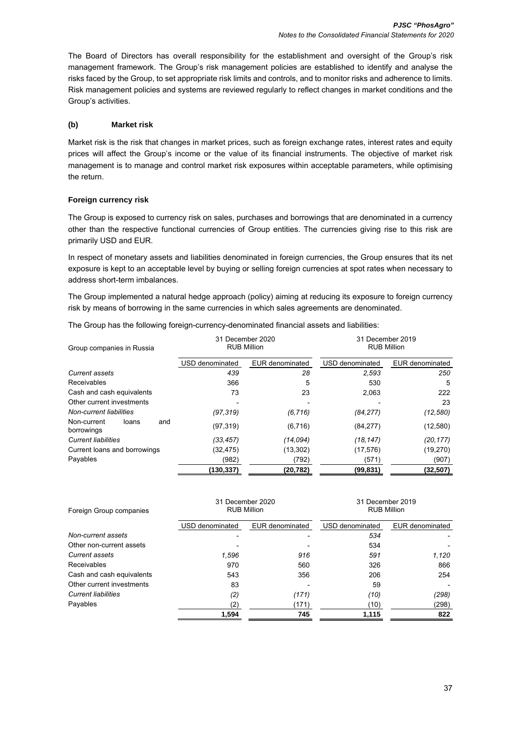The Board of Directors has overall responsibility for the establishment and oversight of the Group's risk management framework. The Group's risk management policies are established to identify and analyse the risks faced by the Group, to set appropriate risk limits and controls, and to monitor risks and adherence to limits. Risk management policies and systems are reviewed regularly to reflect changes in market conditions and the Group's activities.

### (b) Market risk

Market risk is the risk that changes in market prices, such as foreign exchange rates, interest rates and equity prices will affect the Group's income or the value of its financial instruments. The objective of market risk management is to manage and control market risk exposures within acceptable parameters, while optimising the return.

#### Foreign currency risk

The Group is exposed to currency risk on sales, purchases and borrowings that are denominated in a currency other than the respective functional currencies of Group entities. The currencies giving rise to this risk are primarily USD and EUR.

In respect of monetary assets and liabilities denominated in foreign currencies, the Group ensures that its net exposure is kept to an acceptable level by buying or selling foreign currencies at spot rates when necessary to address short-term imbalances.

The Group implemented a natural hedge approach (policy) aiming at reducing its exposure to foreign currency risk by means of borrowing in the same currencies in which sales agreements are denominated.

The Group has the following foreign-currency-denominated financial assets and liabilities:

| Group companies in Russia | 31 December 2020 RUB Million | | 31 December 2019 RUB Million | |
|---|---|---|---|---|
| | USD denominated | EUR denominated | USD denominated | EUR denominated |
| *Current assets* | *439* | *28* | *2,593* | *250* |
| Receivables | 366 | 5 | 530 | 5 |
| Cash and cash equivalents | 73 | 23 | 2,063 | 222 |
| Other current investments | - | - | - | 23 |
| *Non-current liabilities* | *(97,319)* | *(6,716)* | *(84,277)* | *(12,580)* |
| Non-current loans and borrowings | (97,319) | (6,716) | (84,277) | (12,580) |
| *Current liabilities* | *(33,457)* | *(14,094)* | *(18,147)* | *(20,177)* |
| Current loans and borrowings | (32,475) | (13,302) | (17,576) | (19,270) |
| Payables | (982) | (792) | (571) | (907) |
| | **(130,337)** | **(20,782)** | **(99,831)** | **(32,507)** |

| Foreign Group companies | 31 December 2020 RUB Million | | 31 December 2019 RUB Million | |
|---|---|---|---|---|
| | USD denominated | EUR denominated | USD denominated | EUR denominated |
| *Non-current assets* | - | - | *534* | - |
| Other non-current assets | - | - | 534 | - |
| *Current assets* | *1,596* | *916* | *591* | *1,120* |
| Receivables | 970 | 560 | 326 | 866 |
| Cash and cash equivalents | 543 | 356 | 206 | 254 |
| Other current investments | 83 | - | 59 | - |
| *Current liabilities* | *(2)* | *(171)* | *(10)* | *(298)* |
| Payables | (2) | (171) | (10) | (298) |
| | **1,594** | **745** | **1,115** | **822** |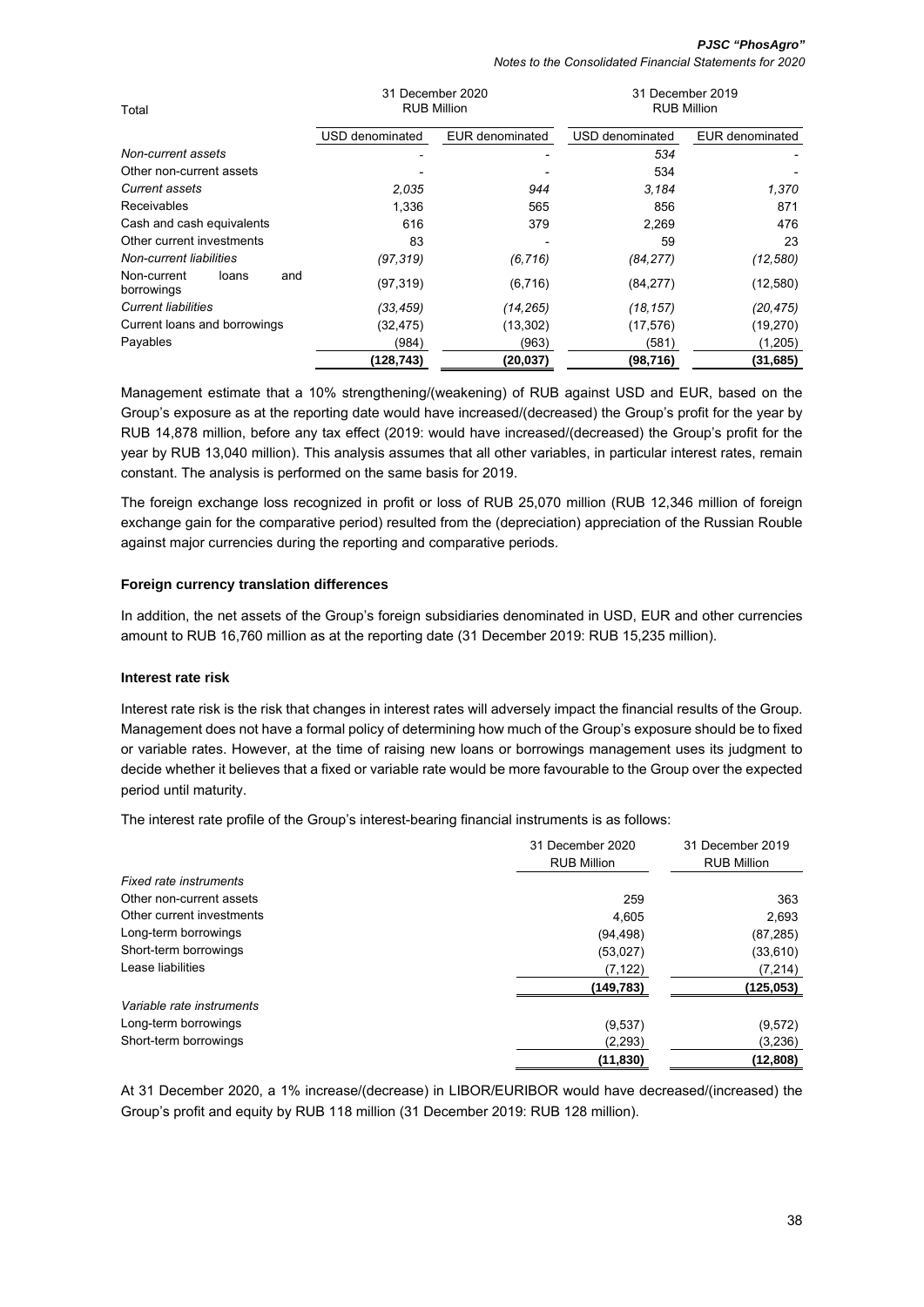| Total | 31 December 2020 RUB Million | | 31 December 2019 RUB Million | |
|---|---|---|---|---|
| | USD denominated | EUR denominated | USD denominated | EUR denominated |
| *Non-current assets* | - | - | *534* | - |
| Other non-current assets | - | - | 534 | - |
| *Current assets* | *2,035* | *944* | *3,184* | *1,370* |
| Receivables | 1,336 | 565 | 856 | 871 |
| Cash and cash equivalents | 616 | 379 | 2,269 | 476 |
| Other current investments | 83 | - | 59 | 23 |
| *Non-current liabilities* | *(97,319)* | *(6,716)* | *(84,277)* | *(12,580)* |
| Non-current loans and borrowings | (97,319) | (6,716) | (84,277) | (12,580) |
| *Current liabilities* | *(33,459)* | *(14,265)* | *(18,157)* | *(20,475)* |
| Current loans and borrowings | (32,475) | (13,302) | (17,576) | (19,270) |
| Payables | (984) | (963) | (581) | (1,205) |
| | **(128,743)** | **(20,037)** | **(98,716)** | **(31,685)** |

Management estimate that a 10% strengthening/(weakening) of RUB against USD and EUR, based on the Group's exposure as at the reporting date would have increased/(decreased) the Group's profit for the year by RUB 14,878 million, before any tax effect (2019: would have increased/(decreased) the Group's profit for the year by RUB 13,040 million). This analysis assumes that all other variables, in particular interest rates, remain constant. The analysis is performed on the same basis for 2019.

The foreign exchange loss recognized in profit or loss of RUB 25,070 million (RUB 12,346 million of foreign exchange gain for the comparative period) resulted from the (depreciation) appreciation of the Russian Rouble against major currencies during the reporting and comparative periods.

**Foreign currency translation differences**

In addition, the net assets of the Group's foreign subsidiaries denominated in USD, EUR and other currencies amount to RUB 16,760 million as at the reporting date (31 December 2019: RUB 15,235 million).

**Interest rate risk**

Interest rate risk is the risk that changes in interest rates will adversely impact the financial results of the Group. Management does not have a formal policy of determining how much of the Group's exposure should be to fixed or variable rates. However, at the time of raising new loans or borrowings management uses its judgment to decide whether it believes that a fixed or variable rate would be more favourable to the Group over the expected period until maturity.

The interest rate profile of the Group's interest-bearing financial instruments is as follows:

| | 31 December 2020 RUB Million | 31 December 2019 RUB Million |
|---|---|---|
| *Fixed rate instruments* | | |
| Other non-current assets | 259 | 363 |
| Other current investments | 4,605 | 2,693 |
| Long-term borrowings | (94,498) | (87,285) |
| Short-term borrowings | (53,027) | (33,610) |
| Lease liabilities | (7,122) | (7,214) |
| | **(149,783)** | **(125,053)** |
| *Variable rate instruments* | | |
| Long-term borrowings | (9,537) | (9,572) |
| Short-term borrowings | (2,293) | (3,236) |
| | **(11,830)** | **(12,808)** |

At 31 December 2020, a 1% increase/(decrease) in LIBOR/EURIBOR would have decreased/(increased) the Group's profit and equity by RUB 118 million (31 December 2019: RUB 128 million).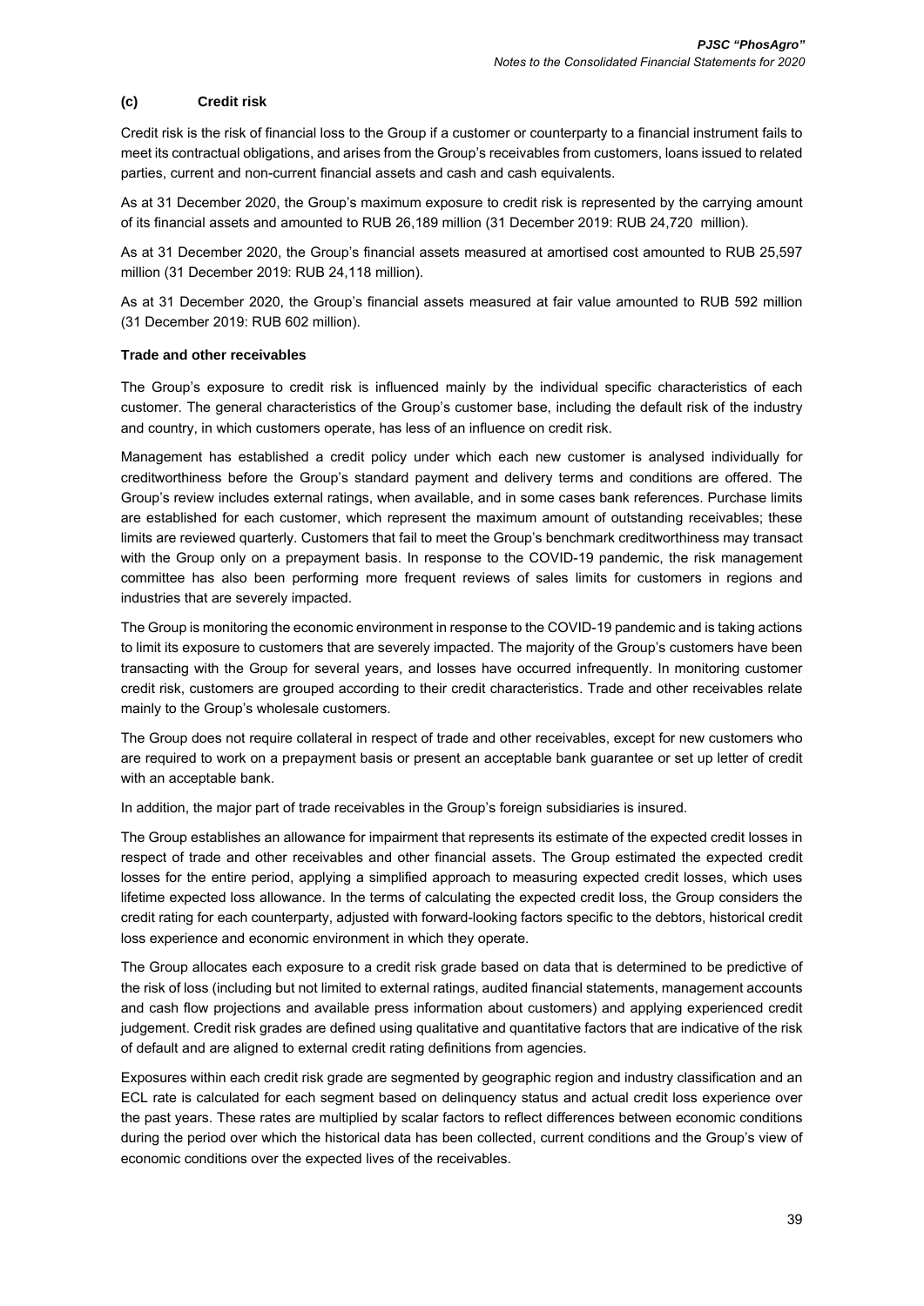### (c) Credit risk

Credit risk is the risk of financial loss to the Group if a customer or counterparty to a financial instrument fails to meet its contractual obligations, and arises from the Group's receivables from customers, loans issued to related parties, current and non-current financial assets and cash and cash equivalents.

As at 31 December 2020, the Group's maximum exposure to credit risk is represented by the carrying amount of its financial assets and amounted to RUB 26,189 million (31 December 2019: RUB 24,720 million).

As at 31 December 2020, the Group's financial assets measured at amortised cost amounted to RUB 25,597 million (31 December 2019: RUB 24,118 million).

As at 31 December 2020, the Group's financial assets measured at fair value amounted to RUB 592 million (31 December 2019: RUB 602 million).

**Trade and other receivables**

The Group's exposure to credit risk is influenced mainly by the individual specific characteristics of each customer. The general characteristics of the Group's customer base, including the default risk of the industry and country, in which customers operate, has less of an influence on credit risk.

Management has established a credit policy under which each new customer is analysed individually for creditworthiness before the Group's standard payment and delivery terms and conditions are offered. The Group's review includes external ratings, when available, and in some cases bank references. Purchase limits are established for each customer, which represent the maximum amount of outstanding receivables; these limits are reviewed quarterly. Customers that fail to meet the Group's benchmark creditworthiness may transact with the Group only on a prepayment basis. In response to the COVID-19 pandemic, the risk management committee has also been performing more frequent reviews of sales limits for customers in regions and industries that are severely impacted.

The Group is monitoring the economic environment in response to the COVID-19 pandemic and is taking actions to limit its exposure to customers that are severely impacted. The majority of the Group's customers have been transacting with the Group for several years, and losses have occurred infrequently. In monitoring customer credit risk, customers are grouped according to their credit characteristics. Trade and other receivables relate mainly to the Group's wholesale customers.

The Group does not require collateral in respect of trade and other receivables, except for new customers who are required to work on a prepayment basis or present an acceptable bank guarantee or set up letter of credit with an acceptable bank.

In addition, the major part of trade receivables in the Group's foreign subsidiaries is insured.

The Group establishes an allowance for impairment that represents its estimate of the expected credit losses in respect of trade and other receivables and other financial assets. The Group estimated the expected credit losses for the entire period, applying a simplified approach to measuring expected credit losses, which uses lifetime expected loss allowance. In the terms of calculating the expected credit loss, the Group considers the credit rating for each counterparty, adjusted with forward-looking factors specific to the debtors, historical credit loss experience and economic environment in which they operate.

The Group allocates each exposure to a credit risk grade based on data that is determined to be predictive of the risk of loss (including but not limited to external ratings, audited financial statements, management accounts and cash flow projections and available press information about customers) and applying experienced credit judgement. Credit risk grades are defined using qualitative and quantitative factors that are indicative of the risk of default and are aligned to external credit rating definitions from agencies.

Exposures within each credit risk grade are segmented by geographic region and industry classification and an ECL rate is calculated for each segment based on delinquency status and actual credit loss experience over the past years. These rates are multiplied by scalar factors to reflect differences between economic conditions during the period over which the historical data has been collected, current conditions and the Group's view of economic conditions over the expected lives of the receivables.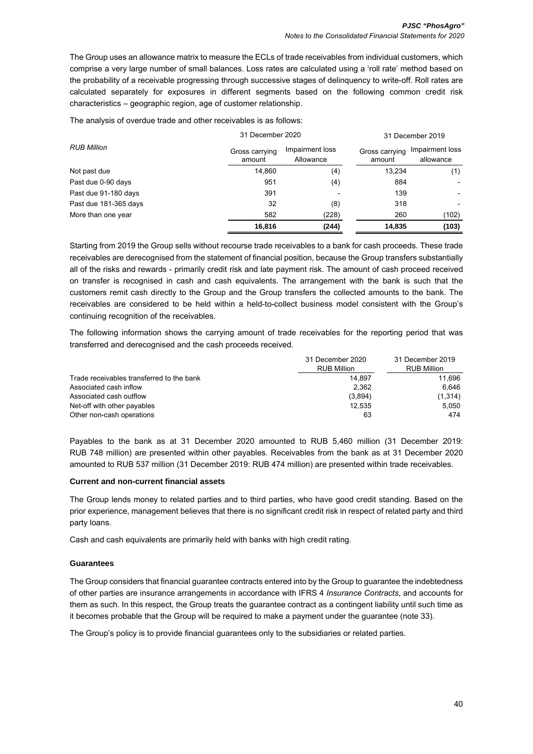The Group uses an allowance matrix to measure the ECLs of trade receivables from individual customers, which comprise a very large number of small balances. Loss rates are calculated using a 'roll rate' method based on the probability of a receivable progressing through successive stages of delinquency to write-off. Roll rates are calculated separately for exposures in different segments based on the following common credit risk characteristics – geographic region, age of customer relationship.

The analysis of overdue trade and other receivables is as follows:

| *RUB Million* | 31 December 2020 | | 31 December 2019 | |
|---|---|---|---|---|
| | Gross carrying amount | Impairment loss Allowance | Gross carrying amount | Impairment loss allowance |
| Not past due | 14,860 | (4) | 13,234 | (1) |
| Past due 0-90 days | 951 | (4) | 884 | - |
| Past due 91-180 days | 391 | - | 139 | - |
| Past due 181-365 days | 32 | (8) | 318 | - |
| More than one year | 582 | (228) | 260 | (102) |
| | **16,816** | **(244)** | **14,835** | **(103)** |

Starting from 2019 the Group sells without recourse trade receivables to a bank for cash proceeds. These trade receivables are derecognised from the statement of financial position, because the Group transfers substantially all of the risks and rewards - primarily credit risk and late payment risk. The amount of cash proceed received on transfer is recognised in cash and cash equivalents. The arrangement with the bank is such that the customers remit cash directly to the Group and the Group transfers the collected amounts to the bank. The receivables are considered to be held within a held-to-collect business model consistent with the Group's continuing recognition of the receivables.

The following information shows the carrying amount of trade receivables for the reporting period that was transferred and derecognised and the cash proceeds received.

| | 31 December 2020 RUB Million | 31 December 2019 RUB Million |
|---|---|---|
| Trade receivables transferred to the bank | 14,897 | 11,696 |
| Associated cash inflow | 2,362 | 6,646 |
| Associated cash outflow | (3,894) | (1,314) |
| Net-off with other payables | 12,535 | 5,050 |
| Other non-cash operations | 63 | 474 |

Payables to the bank as at 31 December 2020 amounted to RUB 5,460 million (31 December 2019: RUB 748 million) are presented within other payables. Receivables from the bank as at 31 December 2020 amounted to RUB 537 million (31 December 2019: RUB 474 million) are presented within trade receivables.

**Current and non-current financial assets**

The Group lends money to related parties and to third parties, who have good credit standing. Based on the prior experience, management believes that there is no significant credit risk in respect of related party and third party loans.

Cash and cash equivalents are primarily held with banks with high credit rating.

**Guarantees**

The Group considers that financial guarantee contracts entered into by the Group to guarantee the indebtedness of other parties are insurance arrangements in accordance with IFRS 4 *Insurance Contracts*, and accounts for them as such. In this respect, the Group treats the guarantee contract as a contingent liability until such time as it becomes probable that the Group will be required to make a payment under the guarantee (note 33).

The Group's policy is to provide financial guarantees only to the subsidiaries or related parties.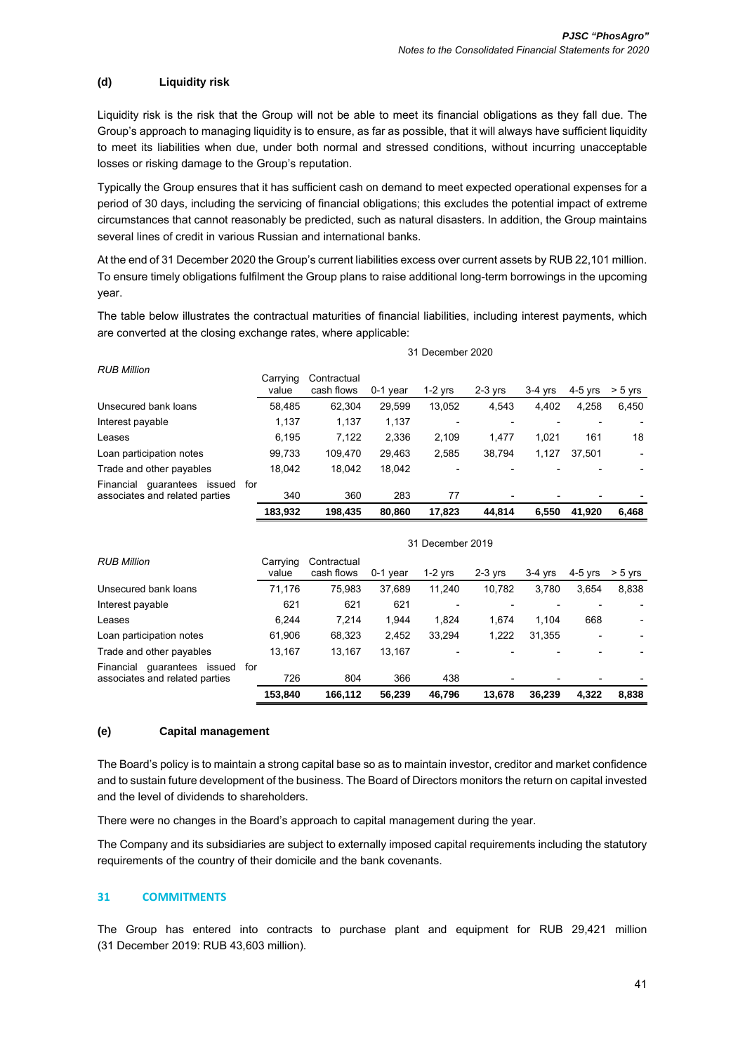### (d) Liquidity risk

Liquidity risk is the risk that the Group will not be able to meet its financial obligations as they fall due. The Group's approach to managing liquidity is to ensure, as far as possible, that it will always have sufficient liquidity to meet its liabilities when due, under both normal and stressed conditions, without incurring unacceptable losses or risking damage to the Group's reputation.

Typically the Group ensures that it has sufficient cash on demand to meet expected operational expenses for a period of 30 days, including the servicing of financial obligations; this excludes the potential impact of extreme circumstances that cannot reasonably be predicted, such as natural disasters. In addition, the Group maintains several lines of credit in various Russian and international banks.

At the end of 31 December 2020 the Group's current liabilities excess over current assets by RUB 22,101 million. To ensure timely obligations fulfilment the Group plans to raise additional long-term borrowings in the upcoming year.

The table below illustrates the contractual maturities of financial liabilities, including interest payments, which are converted at the closing exchange rates, where applicable:

| *RUB Million* | 31 December 2020 | | | | | | | |
|---|---|---|---|---|---|---|---|---|
| | Carrying value | Contractual cash flows | 0-1 year | 1-2 yrs | 2-3 yrs | 3-4 yrs | 4-5 yrs | > 5 yrs |
| Unsecured bank loans | 58,485 | 62,304 | 29,599 | 13,052 | 4,543 | 4,402 | 4,258 | 6,450 |
| Interest payable | 1,137 | 1,137 | 1,137 | - | - | - | - | - |
| Leases | 6,195 | 7,122 | 2,336 | 2,109 | 1,477 | 1,021 | 161 | 18 |
| Loan participation notes | 99,733 | 109,470 | 29,463 | 2,585 | 38,794 | 1,127 | 37,501 | - |
| Trade and other payables | 18,042 | 18,042 | 18,042 | - | - | - | - | - |
| Financial guarantees issued for associates and related parties | 340 | 360 | 283 | 77 | - | - | - | - |
| | **183,932** | **198,435** | **80,860** | **17,823** | **44,814** | **6,550** | **41,920** | **6,468** |

| *RUB Million* | 31 December 2019 | | | | | | | |
|---|---|---|---|---|---|---|---|---|
| | Carrying value | Contractual cash flows | 0-1 year | 1-2 yrs | 2-3 yrs | 3-4 yrs | 4-5 yrs | > 5 yrs |
| Unsecured bank loans | 71,176 | 75,983 | 37,689 | 11,240 | 10,782 | 3,780 | 3,654 | 8,838 |
| Interest payable | 621 | 621 | 621 | - | - | - | - | - |
| Leases | 6,244 | 7,214 | 1,944 | 1,824 | 1,674 | 1,104 | 668 | - |
| Loan participation notes | 61,906 | 68,323 | 2,452 | 33,294 | 1,222 | 31,355 | - | - |
| Trade and other payables | 13,167 | 13,167 | 13,167 | - | - | - | - | - |
| Financial guarantees issued for associates and related parties | 726 | 804 | 366 | 438 | - | - | - | - |
| | **153,840** | **166,112** | **56,239** | **46,796** | **13,678** | **36,239** | **4,322** | **8,838** |

### (e) Capital management

The Board's policy is to maintain a strong capital base so as to maintain investor, creditor and market confidence and to sustain future development of the business. The Board of Directors monitors the return on capital invested and the level of dividends to shareholders.

There were no changes in the Board's approach to capital management during the year.

The Company and its subsidiaries are subject to externally imposed capital requirements including the statutory requirements of the country of their domicile and the bank covenants.

## 31 COMMITMENTS

The Group has entered into contracts to purchase plant and equipment for RUB 29,421 million (31 December 2019: RUB 43,603 million).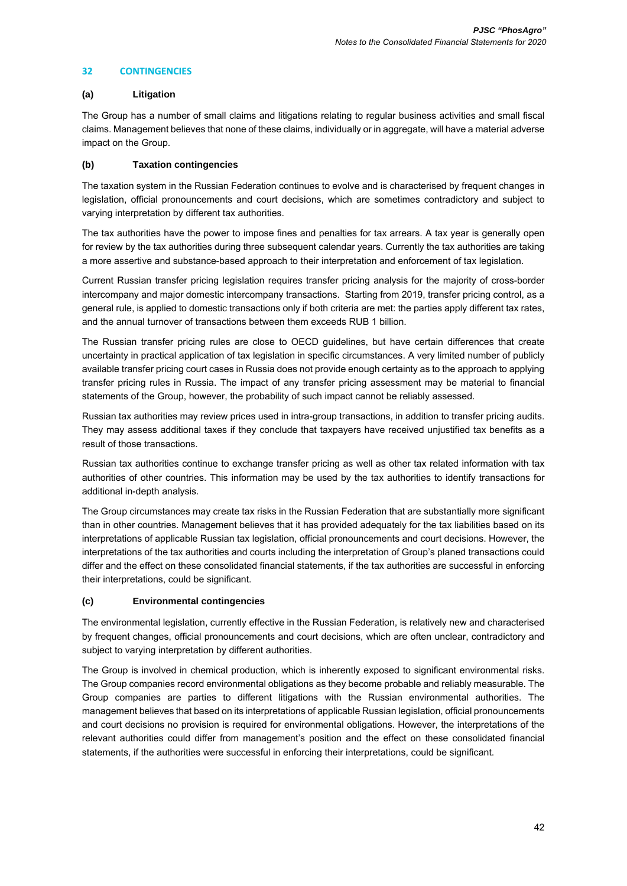## 32 CONTINGENCIES

### (a) Litigation

The Group has a number of small claims and litigations relating to regular business activities and small fiscal claims. Management believes that none of these claims, individually or in aggregate, will have a material adverse impact on the Group.

### (b) Taxation contingencies

The taxation system in the Russian Federation continues to evolve and is characterised by frequent changes in legislation, official pronouncements and court decisions, which are sometimes contradictory and subject to varying interpretation by different tax authorities.

The tax authorities have the power to impose fines and penalties for tax arrears. A tax year is generally open for review by the tax authorities during three subsequent calendar years. Currently the tax authorities are taking a more assertive and substance-based approach to their interpretation and enforcement of tax legislation.

Current Russian transfer pricing legislation requires transfer pricing analysis for the majority of cross-border intercompany and major domestic intercompany transactions. Starting from 2019, transfer pricing control, as a general rule, is applied to domestic transactions only if both criteria are met: the parties apply different tax rates, and the annual turnover of transactions between them exceeds RUB 1 billion.

The Russian transfer pricing rules are close to OECD guidelines, but have certain differences that create uncertainty in practical application of tax legislation in specific circumstances. A very limited number of publicly available transfer pricing court cases in Russia does not provide enough certainty as to the approach to applying transfer pricing rules in Russia. The impact of any transfer pricing assessment may be material to financial statements of the Group, however, the probability of such impact cannot be reliably assessed.

Russian tax authorities may review prices used in intra-group transactions, in addition to transfer pricing audits. They may assess additional taxes if they conclude that taxpayers have received unjustified tax benefits as a result of those transactions.

Russian tax authorities continue to exchange transfer pricing as well as other tax related information with tax authorities of other countries. This information may be used by the tax authorities to identify transactions for additional in-depth analysis.

The Group circumstances may create tax risks in the Russian Federation that are substantially more significant than in other countries. Management believes that it has provided adequately for the tax liabilities based on its interpretations of applicable Russian tax legislation, official pronouncements and court decisions. However, the interpretations of the tax authorities and courts including the interpretation of Group's planed transactions could differ and the effect on these consolidated financial statements, if the tax authorities are successful in enforcing their interpretations, could be significant.

### (c) Environmental contingencies

The environmental legislation, currently effective in the Russian Federation, is relatively new and characterised by frequent changes, official pronouncements and court decisions, which are often unclear, contradictory and subject to varying interpretation by different authorities.

The Group is involved in chemical production, which is inherently exposed to significant environmental risks. The Group companies record environmental obligations as they become probable and reliably measurable. The Group companies are parties to different litigations with the Russian environmental authorities. The management believes that based on its interpretations of applicable Russian legislation, official pronouncements and court decisions no provision is required for environmental obligations. However, the interpretations of the relevant authorities could differ from management's position and the effect on these consolidated financial statements, if the authorities were successful in enforcing their interpretations, could be significant.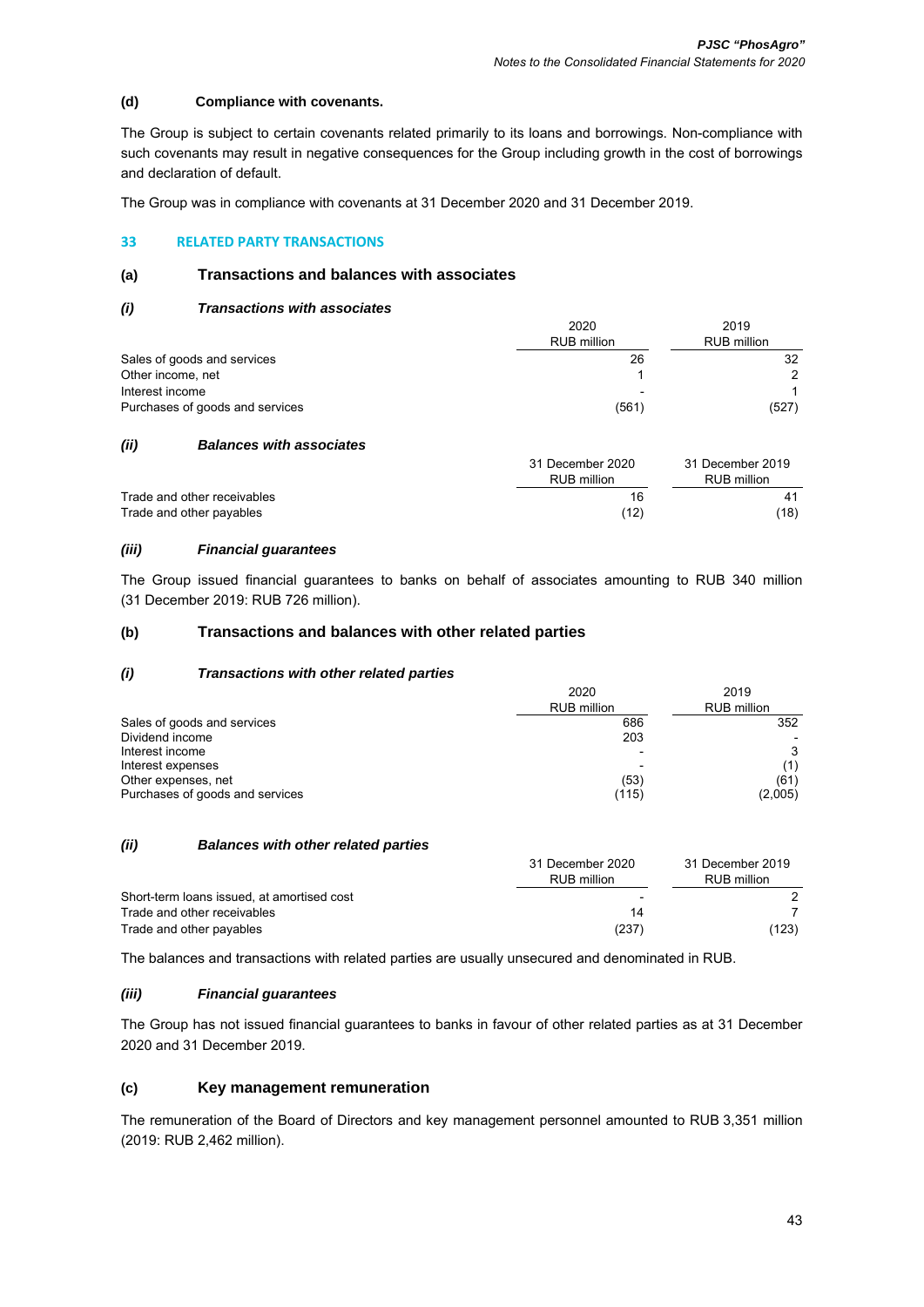### (d) Compliance with covenants.

The Group is subject to certain covenants related primarily to its loans and borrowings. Non-compliance with such covenants may result in negative consequences for the Group including growth in the cost of borrowings and declaration of default.

The Group was in compliance with covenants at 31 December 2020 and 31 December 2019.

## 33 RELATED PARTY TRANSACTIONS

### (a) Transactions and balances with associates

#### *(i) Transactions with associates*

| | 2020<br>RUB million | 2019<br>RUB million |
|---|---|---|
| Sales of goods and services | 26 | 32 |
| Other income, net | 1 | 2 |
| Interest income | - | 1 |
| Purchases of goods and services | (561) | (527) |

#### *(ii) Balances with associates*

| | 31 December 2020<br>RUB million | 31 December 2019<br>RUB million |
|---|---|---|
| Trade and other receivables | 16 | 41 |
| Trade and other payables | (12) | (18) |

#### *(iii) Financial guarantees*

The Group issued financial guarantees to banks on behalf of associates amounting to RUB 340 million (31 December 2019: RUB 726 million).

### (b) Transactions and balances with other related parties

#### *(i) Transactions with other related parties*

| | 2020<br>RUB million | 2019<br>RUB million |
|---|---|---|
| Sales of goods and services | 686 | 352 |
| Dividend income | 203 | - |
| Interest income | - | 3 |
| Interest expenses | - | (1) |
| Other expenses, net | (53) | (61) |
| Purchases of goods and services | (115) | (2,005) |

#### *(ii) Balances with other related parties*

| | 31 December 2020<br>RUB million | 31 December 2019<br>RUB million |
|---|---|---|
| Short-term loans issued, at amortised cost | - | 2 |
| Trade and other receivables | 14 | 7 |
| Trade and other payables | (237) | (123) |

The balances and transactions with related parties are usually unsecured and denominated in RUB.

#### *(iii) Financial guarantees*

The Group has not issued financial guarantees to banks in favour of other related parties as at 31 December 2020 and 31 December 2019.

### (c) Key management remuneration

The remuneration of the Board of Directors and key management personnel amounted to RUB 3,351 million (2019: RUB 2,462 million).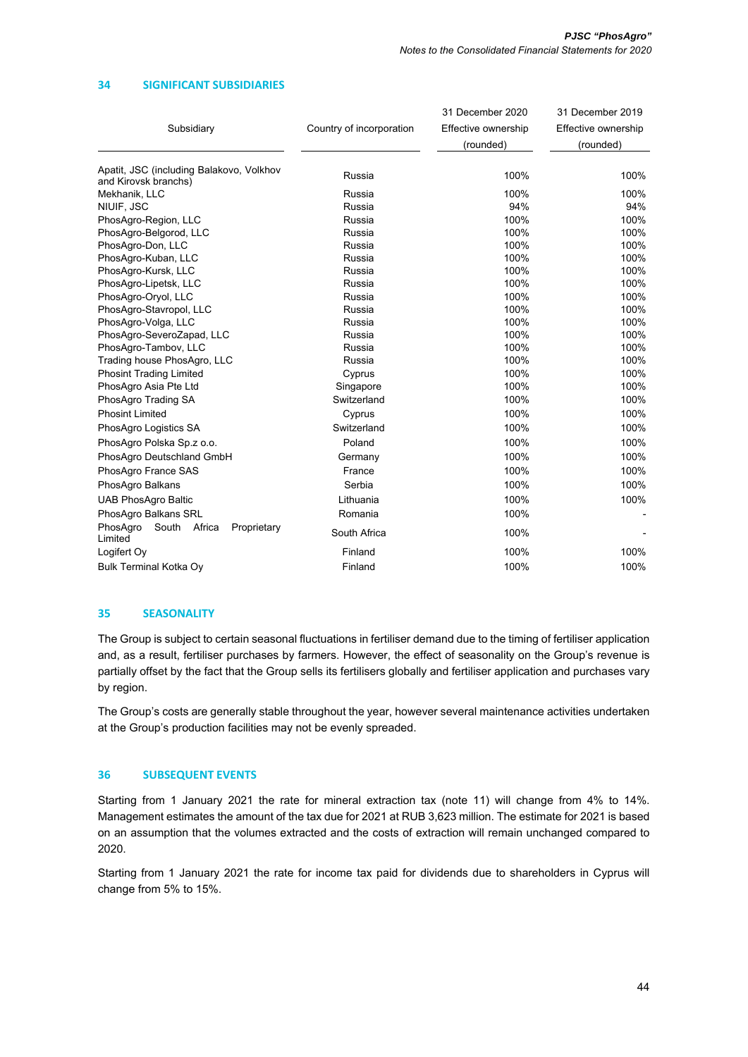## 34 SIGNIFICANT SUBSIDIARIES

| Subsidiary | Country of incorporation | 31 December 2020 Effective ownership (rounded) | 31 December 2019 Effective ownership (rounded) |
|---|---|---|---|
| Apatit, JSC (including Balakovo, Volkhov and Kirovsk branchs) | Russia | 100% | 100% |
| Mekhanik, LLC | Russia | 100% | 100% |
| NIUIF, JSC | Russia | 94% | 94% |
| PhosAgro-Region, LLC | Russia | 100% | 100% |
| PhosAgro-Belgorod, LLC | Russia | 100% | 100% |
| PhosAgro-Don, LLC | Russia | 100% | 100% |
| PhosAgro-Kuban, LLC | Russia | 100% | 100% |
| PhosAgro-Kursk, LLC | Russia | 100% | 100% |
| PhosAgro-Lipetsk, LLC | Russia | 100% | 100% |
| PhosAgro-Oryol, LLC | Russia | 100% | 100% |
| PhosAgro-Stavropol, LLC | Russia | 100% | 100% |
| PhosAgro-Volga, LLC | Russia | 100% | 100% |
| PhosAgro-SeveroZapad, LLC | Russia | 100% | 100% |
| PhosAgro-Tambov, LLC | Russia | 100% | 100% |
| Trading house PhosAgro, LLC | Russia | 100% | 100% |
| Phosint Trading Limited | Cyprus | 100% | 100% |
| PhosAgro Asia Pte Ltd | Singapore | 100% | 100% |
| PhosAgro Trading SA | Switzerland | 100% | 100% |
| Phosint Limited | Cyprus | 100% | 100% |
| PhosAgro Logistics SA | Switzerland | 100% | 100% |
| PhosAgro Polska Sp.z o.o. | Poland | 100% | 100% |
| PhosAgro Deutschland GmbH | Germany | 100% | 100% |
| PhosAgro France SAS | France | 100% | 100% |
| PhosAgro Balkans | Serbia | 100% | 100% |
| UAB PhosAgro Baltic | Lithuania | 100% | 100% |
| PhosAgro Balkans SRL | Romania | 100% | - |
| PhosAgro South Africa Proprietary Limited | South Africa | 100% | - |
| Logifert Oy | Finland | 100% | 100% |
| Bulk Terminal Kotka Oy | Finland | 100% | 100% |

## 35 SEASONALITY

The Group is subject to certain seasonal fluctuations in fertiliser demand due to the timing of fertiliser application and, as a result, fertiliser purchases by farmers. However, the effect of seasonality on the Group's revenue is partially offset by the fact that the Group sells its fertilisers globally and fertiliser application and purchases vary by region.

The Group's costs are generally stable throughout the year, however several maintenance activities undertaken at the Group's production facilities may not be evenly spreaded.

## 36 SUBSEQUENT EVENTS

Starting from 1 January 2021 the rate for mineral extraction tax (note 11) will change from 4% to 14%. Management estimates the amount of the tax due for 2021 at RUB 3,623 million. The estimate for 2021 is based on an assumption that the volumes extracted and the costs of extraction will remain unchanged compared to 2020.

Starting from 1 January 2021 the rate for income tax paid for dividends due to shareholders in Cyprus will change from 5% to 15%.